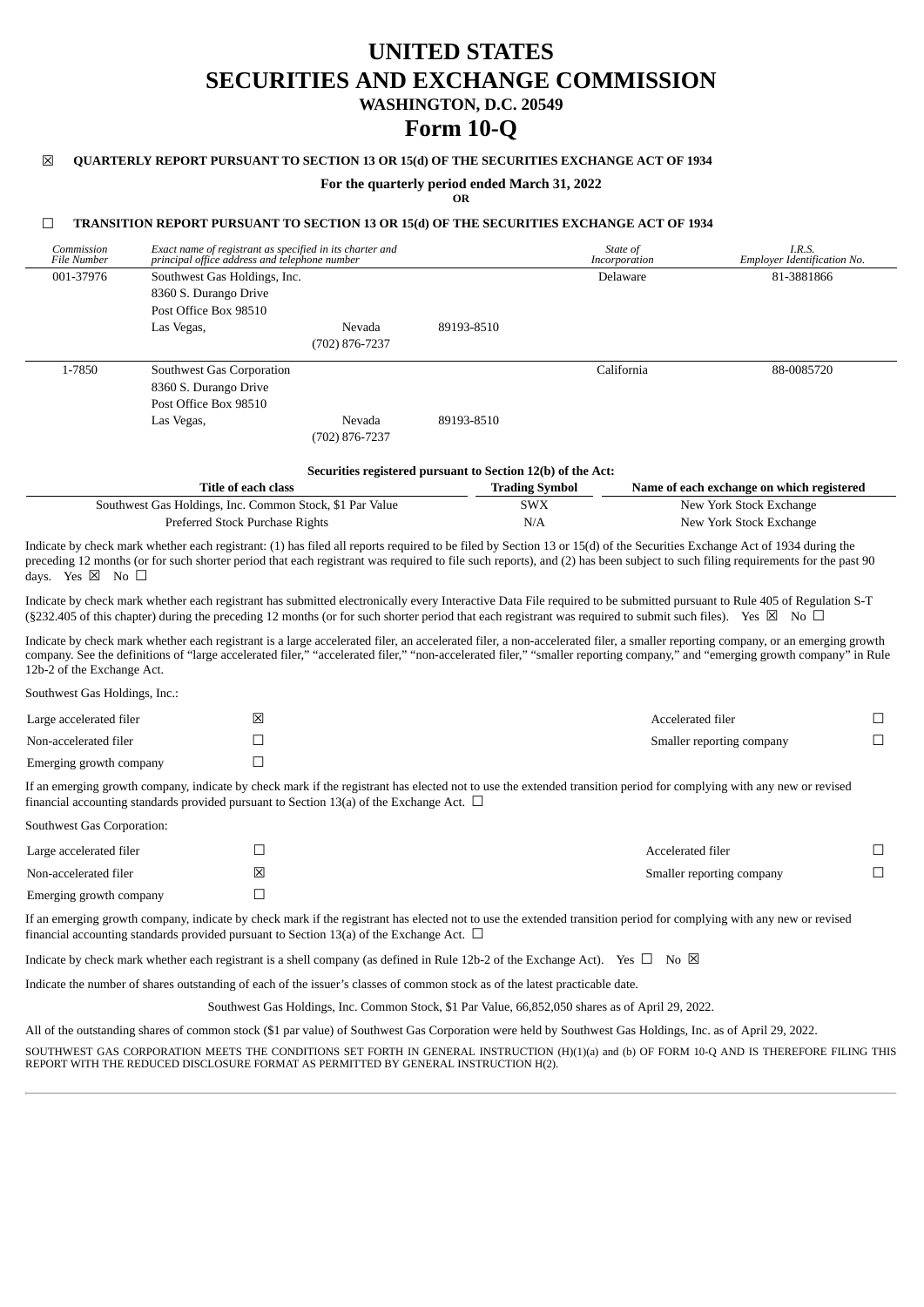# UNITED STATES
# SECURITIES AND EXCHANGE COMMISSION
### WASHINGTON, D.C. 20549
# Form 10-Q

☒ **QUARTERLY REPORT PURSUANT TO SECTION 13 OR 15(d) OF THE SECURITIES EXCHANGE ACT OF 1934**

**For the quarterly period ended March 31, 2022**

**OR**

☐ **TRANSITION REPORT PURSUANT TO SECTION 13 OR 15(d) OF THE SECURITIES EXCHANGE ACT OF 1934**

| *Commission File Number* | *Exact name of registrant as specified in its charter and principal office address and telephone number* | | | *State of Incorporation* | *I.R.S. Employer Identification No.* |
|---|---|---|---|---|---|
| 001-37976 | Southwest Gas Holdings, Inc. | | | Delaware | 81-3881866 |
| | 8360 S. Durango Drive | | | | |
| | Post Office Box 98510 | | | | |
| | Las Vegas, | Nevada | 89193-8510 | | |
| | | (702) 876-7237 | | | |
| 1-7850 | Southwest Gas Corporation | | | California | 88-0085720 |
| | 8360 S. Durango Drive | | | | |
| | Post Office Box 98510 | | | | |
| | Las Vegas, | Nevada | 89193-8510 | | |
| | | (702) 876-7237 | | | |

**Securities registered pursuant to Section 12(b) of the Act:**

| Title of each class | Trading Symbol | Name of each exchange on which registered |
|---|---|---|
| Southwest Gas Holdings, Inc. Common Stock, $1 Par Value | SWX | New York Stock Exchange |
| Preferred Stock Purchase Rights | N/A | New York Stock Exchange |

Indicate by check mark whether each registrant: (1) has filed all reports required to be filed by Section 13 or 15(d) of the Securities Exchange Act of 1934 during the preceding 12 months (or for such shorter period that each registrant was required to file such reports), and (2) has been subject to such filing requirements for the past 90 days. Yes ☒ No ☐

Indicate by check mark whether each registrant has submitted electronically every Interactive Data File required to be submitted pursuant to Rule 405 of Regulation S-T (§232.405 of this chapter) during the preceding 12 months (or for such shorter period that each registrant was required to submit such files). Yes ☒ No ☐

Indicate by check mark whether each registrant is a large accelerated filer, an accelerated filer, a non-accelerated filer, a smaller reporting company, or an emerging growth company. See the definitions of "large accelerated filer," "accelerated filer," "non-accelerated filer," "smaller reporting company," and "emerging growth company" in Rule 12b-2 of the Exchange Act.

Southwest Gas Holdings, Inc.:

| | | | |
|---|---|---|---|
| Large accelerated filer | ☒ | Accelerated filer | ☐ |
| Non-accelerated filer | ☐ | Smaller reporting company | ☐ |
| Emerging growth company | ☐ | | |

If an emerging growth company, indicate by check mark if the registrant has elected not to use the extended transition period for complying with any new or revised financial accounting standards provided pursuant to Section 13(a) of the Exchange Act. ☐

Southwest Gas Corporation:

| | | | |
|---|---|---|---|
| Large accelerated filer | ☐ | Accelerated filer | ☐ |
| Non-accelerated filer | ☒ | Smaller reporting company | ☐ |
| Emerging growth company | ☐ | | |

If an emerging growth company, indicate by check mark if the registrant has elected not to use the extended transition period for complying with any new or revised financial accounting standards provided pursuant to Section 13(a) of the Exchange Act. ☐

Indicate by check mark whether each registrant is a shell company (as defined in Rule 12b-2 of the Exchange Act). Yes ☐ No ☒

Indicate the number of shares outstanding of each of the issuer's classes of common stock as of the latest practicable date.

Southwest Gas Holdings, Inc. Common Stock, $1 Par Value, 66,852,050 shares as of April 29, 2022.

All of the outstanding shares of common stock ($1 par value) of Southwest Gas Corporation were held by Southwest Gas Holdings, Inc. as of April 29, 2022.

SOUTHWEST GAS CORPORATION MEETS THE CONDITIONS SET FORTH IN GENERAL INSTRUCTION (H)(1)(a) and (b) OF FORM 10-Q AND IS THEREFORE FILING THIS REPORT WITH THE REDUCED DISCLOSURE FORMAT AS PERMITTED BY GENERAL INSTRUCTION H(2).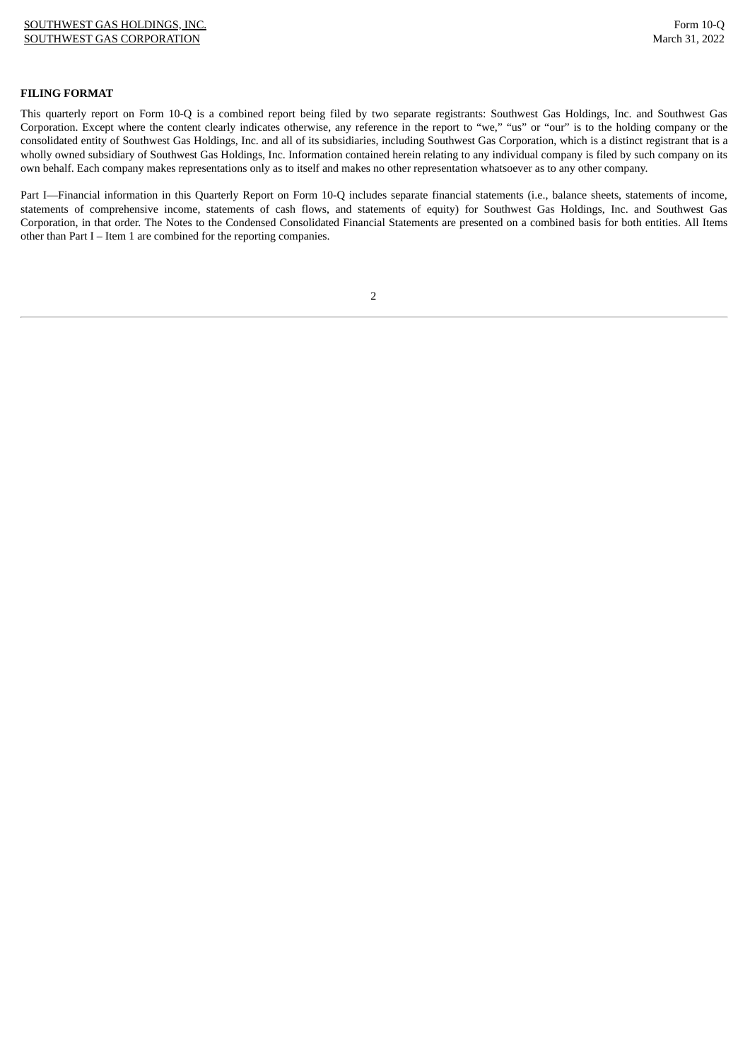**FILING FORMAT**

This quarterly report on Form 10-Q is a combined report being filed by two separate registrants: Southwest Gas Holdings, Inc. and Southwest Gas Corporation. Except where the content clearly indicates otherwise, any reference in the report to "we," "us" or "our" is to the holding company or the consolidated entity of Southwest Gas Holdings, Inc. and all of its subsidiaries, including Southwest Gas Corporation, which is a distinct registrant that is a wholly owned subsidiary of Southwest Gas Holdings, Inc. Information contained herein relating to any individual company is filed by such company on its own behalf. Each company makes representations only as to itself and makes no other representation whatsoever as to any other company.

Part I—Financial information in this Quarterly Report on Form 10-Q includes separate financial statements (i.e., balance sheets, statements of income, statements of comprehensive income, statements of cash flows, and statements of equity) for Southwest Gas Holdings, Inc. and Southwest Gas Corporation, in that order. The Notes to the Condensed Consolidated Financial Statements are presented on a combined basis for both entities. All Items other than Part I – Item 1 are combined for the reporting companies.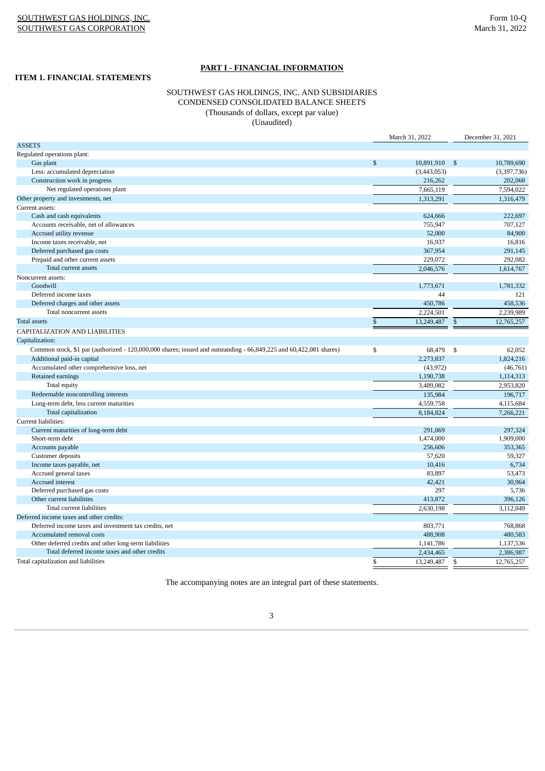## PART I - FINANCIAL INFORMATION

### ITEM 1. FINANCIAL STATEMENTS

SOUTHWEST GAS HOLDINGS, INC. AND SUBSIDIARIES
CONDENSED CONSOLIDATED BALANCE SHEETS
(Thousands of dollars, except par value)
(Unaudited)

| | March 31, 2022 | December 31, 2021 |
|---|---|---|
| ASSETS | | |
| Regulated operations plant: | | |
| Gas plant | $ 10,891,910 | $ 10,789,690 |
| Less: accumulated depreciation | (3,443,053) | (3,397,736) |
| Construction work in progress | 216,262 | 202,068 |
| Net regulated operations plant | 7,665,119 | 7,594,022 |
| Other property and investments, net | 1,313,291 | 1,316,479 |
| Current assets: | | |
| Cash and cash equivalents | 624,666 | 222,697 |
| Accounts receivable, net of allowances | 755,947 | 707,127 |
| Accrued utility revenue | 52,000 | 84,900 |
| Income taxes receivable, net | 16,937 | 16,816 |
| Deferred purchased gas costs | 367,954 | 291,145 |
| Prepaid and other current assets | 229,072 | 292,082 |
| Total current assets | 2,046,576 | 1,614,767 |
| Noncurrent assets: | | |
| Goodwill | 1,773,671 | 1,781,332 |
| Deferred income taxes | 44 | 121 |
| Deferred charges and other assets | 450,786 | 458,536 |
| Total noncurrent assets | 2,224,501 | 2,239,989 |
| Total assets | $ 13,249,487 | $ 12,765,257 |
| CAPITALIZATION AND LIABILITIES | | |
| Capitalization: | | |
| Common stock, $1 par (authorized - 120,000,000 shares; issued and outstanding - 66,849,225 and 60,422,081 shares) | $ 68,479 | $ 62,052 |
| Additional paid-in capital | 2,273,837 | 1,824,216 |
| Accumulated other comprehensive loss, net | (43,972) | (46,761) |
| Retained earnings | 1,190,738 | 1,114,313 |
| Total equity | 3,489,082 | 2,953,820 |
| Redeemable noncontrolling interests | 135,984 | 196,717 |
| Long-term debt, less current maturities | 4,559,758 | 4,115,684 |
| Total capitalization | 8,184,824 | 7,266,221 |
| Current liabilities: | | |
| Current maturities of long-term debt | 291,069 | 297,324 |
| Short-term debt | 1,474,000 | 1,909,000 |
| Accounts payable | 256,606 | 353,365 |
| Customer deposits | 57,620 | 59,327 |
| Income taxes payable, net | 10,416 | 6,734 |
| Accrued general taxes | 83,897 | 53,473 |
| Accrued interest | 42,421 | 30,964 |
| Deferred purchased gas costs | 297 | 5,736 |
| Other current liabilities | 413,872 | 396,126 |
| Total current liabilities | 2,630,198 | 3,112,049 |
| Deferred income taxes and other credits: | | |
| Deferred income taxes and investment tax credits, net | 803,771 | 768,868 |
| Accumulated removal costs | 488,908 | 480,583 |
| Other deferred credits and other long-term liabilities | 1,141,786 | 1,137,536 |
| Total deferred income taxes and other credits | 2,434,465 | 2,386,987 |
| Total capitalization and liabilities | $ 13,249,487 | $ 12,765,257 |

The accompanying notes are an integral part of these statements.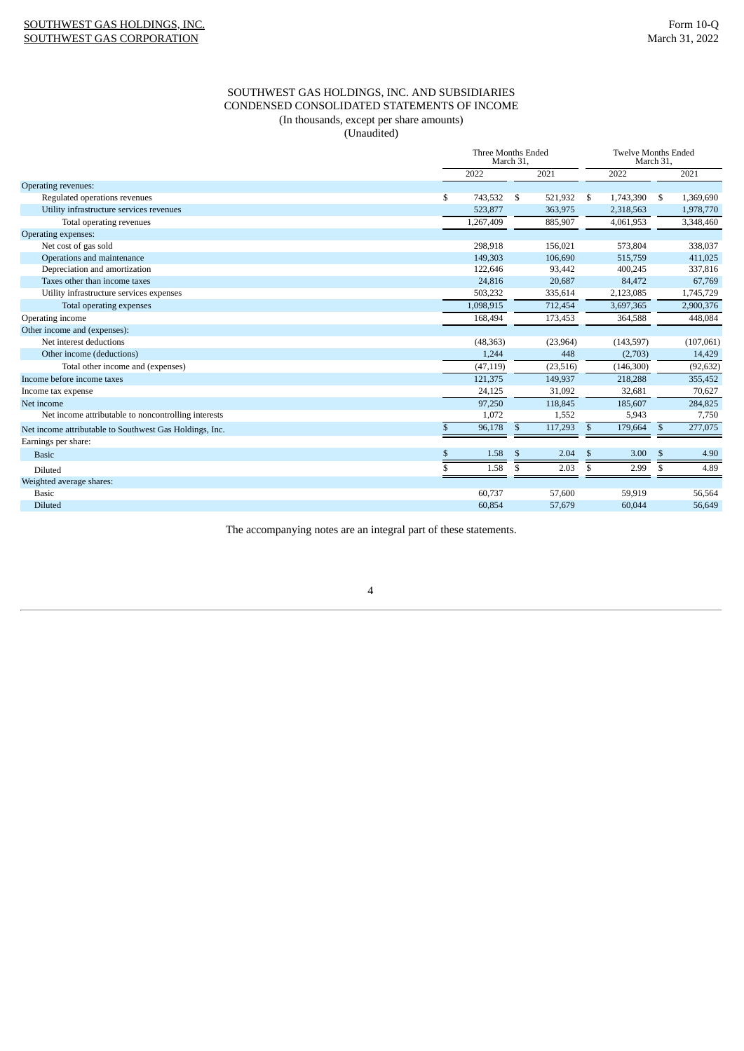SOUTHWEST GAS HOLDINGS, INC. AND SUBSIDIARIES
CONDENSED CONSOLIDATED STATEMENTS OF INCOME
(In thousands, except per share amounts)
(Unaudited)

| | Three Months Ended March 31, | | Twelve Months Ended March 31, | |
|---|---|---|---|---|
| | 2022 | 2021 | 2022 | 2021 |
| Operating revenues: | | | | |
| Regulated operations revenues | $ 743,532 | $ 521,932 | $ 1,743,390 | $ 1,369,690 |
| Utility infrastructure services revenues | 523,877 | 363,975 | 2,318,563 | 1,978,770 |
| Total operating revenues | 1,267,409 | 885,907 | 4,061,953 | 3,348,460 |
| Operating expenses: | | | | |
| Net cost of gas sold | 298,918 | 156,021 | 573,804 | 338,037 |
| Operations and maintenance | 149,303 | 106,690 | 515,759 | 411,025 |
| Depreciation and amortization | 122,646 | 93,442 | 400,245 | 337,816 |
| Taxes other than income taxes | 24,816 | 20,687 | 84,472 | 67,769 |
| Utility infrastructure services expenses | 503,232 | 335,614 | 2,123,085 | 1,745,729 |
| Total operating expenses | 1,098,915 | 712,454 | 3,697,365 | 2,900,376 |
| Operating income | 168,494 | 173,453 | 364,588 | 448,084 |
| Other income and (expenses): | | | | |
| Net interest deductions | (48,363) | (23,964) | (143,597) | (107,061) |
| Other income (deductions) | 1,244 | 448 | (2,703) | 14,429 |
| Total other income and (expenses) | (47,119) | (23,516) | (146,300) | (92,632) |
| Income before income taxes | 121,375 | 149,937 | 218,288 | 355,452 |
| Income tax expense | 24,125 | 31,092 | 32,681 | 70,627 |
| Net income | 97,250 | 118,845 | 185,607 | 284,825 |
| Net income attributable to noncontrolling interests | 1,072 | 1,552 | 5,943 | 7,750 |
| Net income attributable to Southwest Gas Holdings, Inc. | $ 96,178 | $ 117,293 | $ 179,664 | $ 277,075 |
| Earnings per share: | | | | |
| Basic | $ 1.58 | $ 2.04 | $ 3.00 | $ 4.90 |
| Diluted | $ 1.58 | $ 2.03 | $ 2.99 | $ 4.89 |
| Weighted average shares: | | | | |
| Basic | 60,737 | 57,600 | 59,919 | 56,564 |
| Diluted | 60,854 | 57,679 | 60,044 | 56,649 |

The accompanying notes are an integral part of these statements.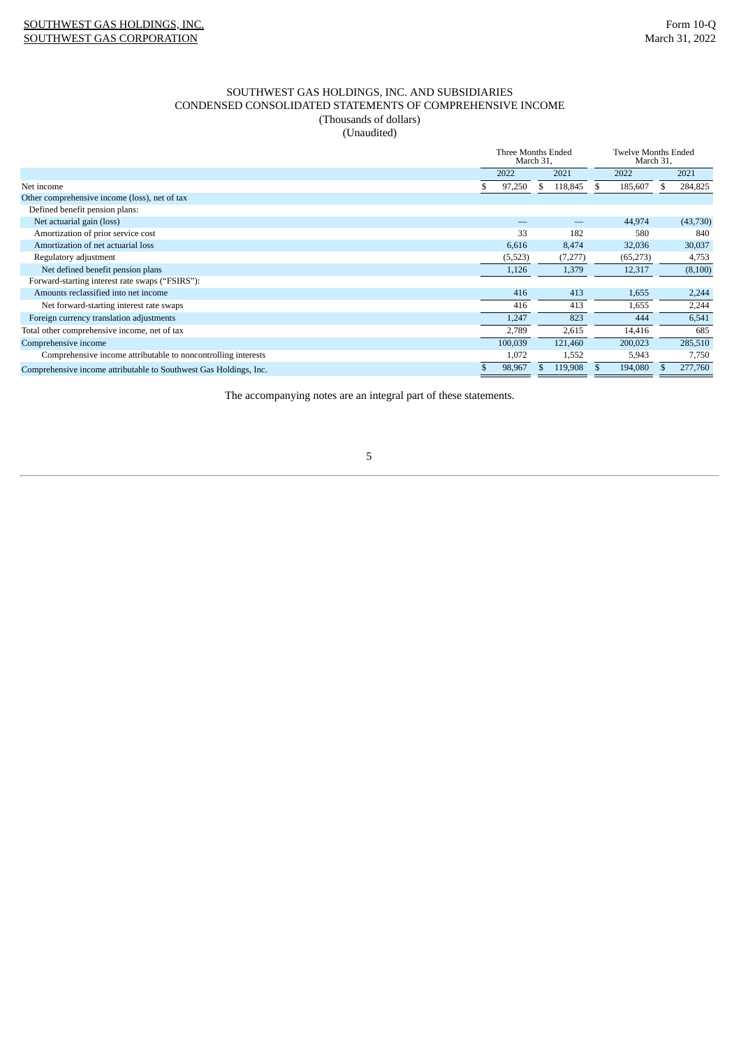SOUTHWEST GAS HOLDINGS, INC. AND SUBSIDIARIES
CONDENSED CONSOLIDATED STATEMENTS OF COMPREHENSIVE INCOME
(Thousands of dollars)
(Unaudited)

| | Three Months Ended March 31, | | Twelve Months Ended March 31, | |
|---|---|---|---|---|
| | 2022 | 2021 | 2022 | 2021 |
| Net income | $ 97,250 | $ 118,845 | $ 185,607 | $ 284,825 |
| Other comprehensive income (loss), net of tax | | | | |
| Defined benefit pension plans: | | | | |
| Net actuarial gain (loss) | — | — | 44,974 | (43,730) |
| Amortization of prior service cost | 33 | 182 | 580 | 840 |
| Amortization of net actuarial loss | 6,616 | 8,474 | 32,036 | 30,037 |
| Regulatory adjustment | (5,523) | (7,277) | (65,273) | 4,753 |
| Net defined benefit pension plans | 1,126 | 1,379 | 12,317 | (8,100) |
| Forward-starting interest rate swaps ("FSIRS"): | | | | |
| Amounts reclassified into net income | 416 | 413 | 1,655 | 2,244 |
| Net forward-starting interest rate swaps | 416 | 413 | 1,655 | 2,244 |
| Foreign currency translation adjustments | 1,247 | 823 | 444 | 6,541 |
| Total other comprehensive income, net of tax | 2,789 | 2,615 | 14,416 | 685 |
| Comprehensive income | 100,039 | 121,460 | 200,023 | 285,510 |
| Comprehensive income attributable to noncontrolling interests | 1,072 | 1,552 | 5,943 | 7,750 |
| Comprehensive income attributable to Southwest Gas Holdings, Inc. | $ 98,967 | $ 119,908 | $ 194,080 | $ 277,760 |

The accompanying notes are an integral part of these statements.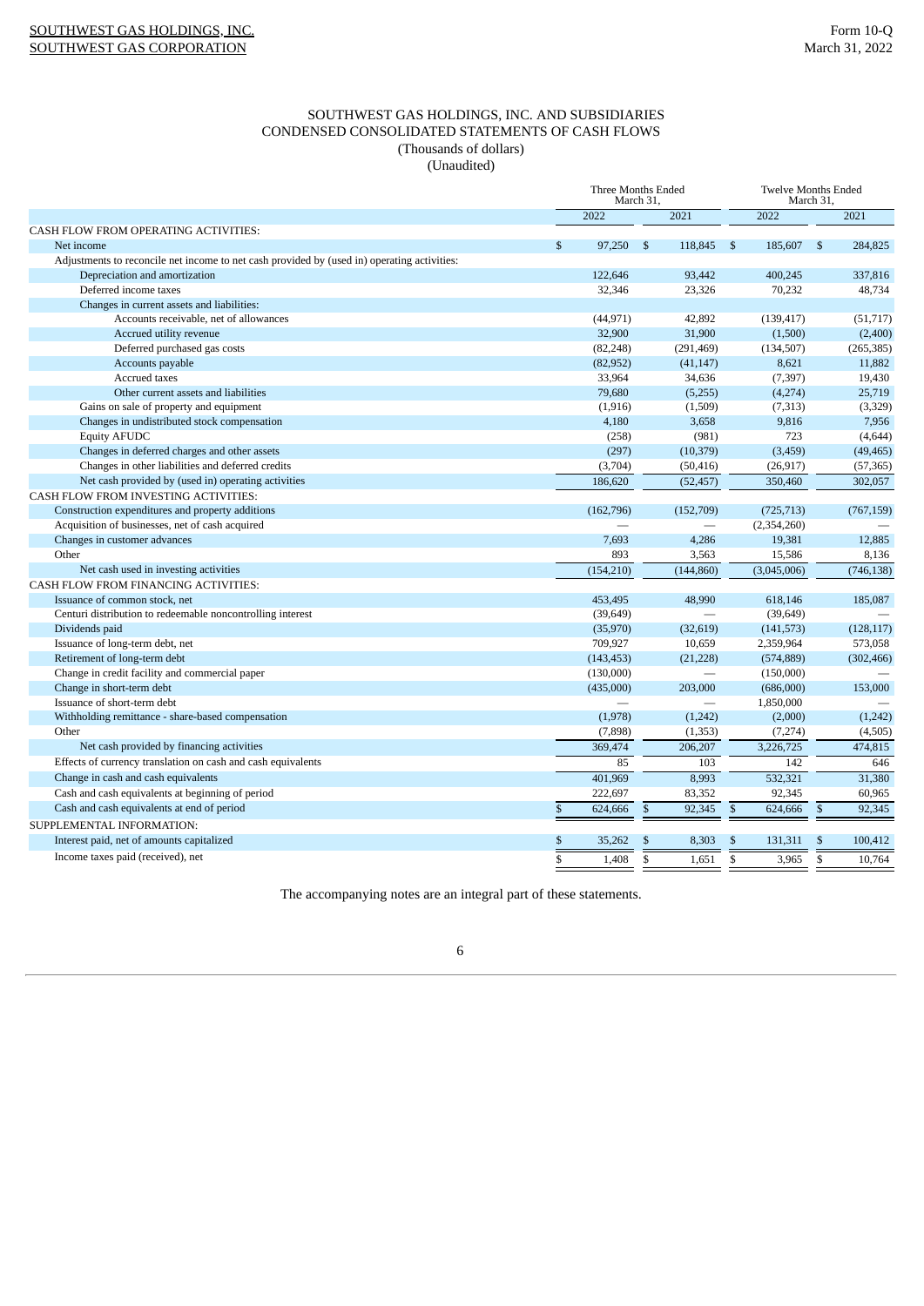SOUTHWEST GAS HOLDINGS, INC. AND SUBSIDIARIES
CONDENSED CONSOLIDATED STATEMENTS OF CASH FLOWS
(Thousands of dollars)
(Unaudited)

| | Three Months Ended March 31, | | Twelve Months Ended March 31, | |
|---|---|---|---|---|
| | 2022 | 2021 | 2022 | 2021 |
| CASH FLOW FROM OPERATING ACTIVITIES: | | | | |
| Net income | $ 97,250 | $ 118,845 | $ 185,607 | $ 284,825 |
| Adjustments to reconcile net income to net cash provided by (used in) operating activities: | | | | |
| Depreciation and amortization | 122,646 | 93,442 | 400,245 | 337,816 |
| Deferred income taxes | 32,346 | 23,326 | 70,232 | 48,734 |
| Changes in current assets and liabilities: | | | | |
| Accounts receivable, net of allowances | (44,971) | 42,892 | (139,417) | (51,717) |
| Accrued utility revenue | 32,900 | 31,900 | (1,500) | (2,400) |
| Deferred purchased gas costs | (82,248) | (291,469) | (134,507) | (265,385) |
| Accounts payable | (82,952) | (41,147) | 8,621 | 11,882 |
| Accrued taxes | 33,964 | 34,636 | (7,397) | 19,430 |
| Other current assets and liabilities | 79,680 | (5,255) | (4,274) | 25,719 |
| Gains on sale of property and equipment | (1,916) | (1,509) | (7,313) | (3,329) |
| Changes in undistributed stock compensation | 4,180 | 3,658 | 9,816 | 7,956 |
| Equity AFUDC | (258) | (981) | 723 | (4,644) |
| Changes in deferred charges and other assets | (297) | (10,379) | (3,459) | (49,465) |
| Changes in other liabilities and deferred credits | (3,704) | (50,416) | (26,917) | (57,365) |
| Net cash provided by (used in) operating activities | 186,620 | (52,457) | 350,460 | 302,057 |
| CASH FLOW FROM INVESTING ACTIVITIES: | | | | |
| Construction expenditures and property additions | (162,796) | (152,709) | (725,713) | (767,159) |
| Acquisition of businesses, net of cash acquired | — | — | (2,354,260) | — |
| Changes in customer advances | 7,693 | 4,286 | 19,381 | 12,885 |
| Other | 893 | 3,563 | 15,586 | 8,136 |
| Net cash used in investing activities | (154,210) | (144,860) | (3,045,006) | (746,138) |
| CASH FLOW FROM FINANCING ACTIVITIES: | | | | |
| Issuance of common stock, net | 453,495 | 48,990 | 618,146 | 185,087 |
| Centuri distribution to redeemable noncontrolling interest | (39,649) | — | (39,649) | — |
| Dividends paid | (35,970) | (32,619) | (141,573) | (128,117) |
| Issuance of long-term debt, net | 709,927 | 10,659 | 2,359,964 | 573,058 |
| Retirement of long-term debt | (143,453) | (21,228) | (574,889) | (302,466) |
| Change in credit facility and commercial paper | (130,000) | — | (150,000) | — |
| Change in short-term debt | (435,000) | 203,000 | (686,000) | 153,000 |
| Issuance of short-term debt | — | — | 1,850,000 | — |
| Withholding remittance - share-based compensation | (1,978) | (1,242) | (2,000) | (1,242) |
| Other | (7,898) | (1,353) | (7,274) | (4,505) |
| Net cash provided by financing activities | 369,474 | 206,207 | 3,226,725 | 474,815 |
| Effects of currency translation on cash and cash equivalents | 85 | 103 | 142 | 646 |
| Change in cash and cash equivalents | 401,969 | 8,993 | 532,321 | 31,380 |
| Cash and cash equivalents at beginning of period | 222,697 | 83,352 | 92,345 | 60,965 |
| Cash and cash equivalents at end of period | $ 624,666 | $ 92,345 | $ 624,666 | $ 92,345 |
| SUPPLEMENTAL INFORMATION: | | | | |
| Interest paid, net of amounts capitalized | $ 35,262 | $ 8,303 | $ 131,311 | $ 100,412 |
| Income taxes paid (received), net | $ 1,408 | $ 1,651 | $ 3,965 | $ 10,764 |

The accompanying notes are an integral part of these statements.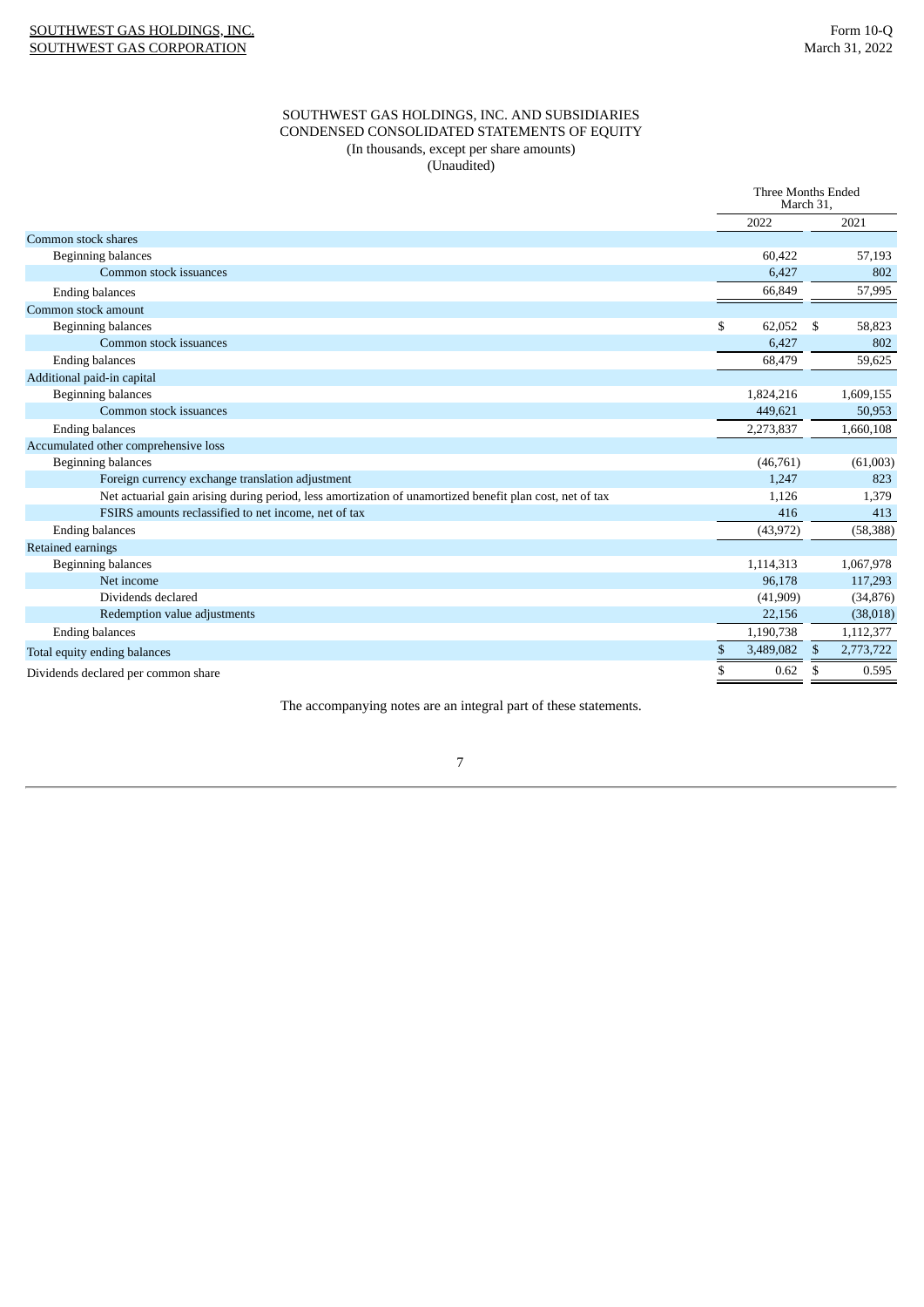SOUTHWEST GAS HOLDINGS, INC. AND SUBSIDIARIES
CONDENSED CONSOLIDATED STATEMENTS OF EQUITY
(In thousands, except per share amounts)
(Unaudited)

| | Three Months Ended March 31, | |
|---|---|---|
| | 2022 | 2021 |
| Common stock shares | | |
| Beginning balances | 60,422 | 57,193 |
| Common stock issuances | 6,427 | 802 |
| Ending balances | 66,849 | 57,995 |
| Common stock amount | | |
| Beginning balances | $ 62,052 | $ 58,823 |
| Common stock issuances | 6,427 | 802 |
| Ending balances | 68,479 | 59,625 |
| Additional paid-in capital | | |
| Beginning balances | 1,824,216 | 1,609,155 |
| Common stock issuances | 449,621 | 50,953 |
| Ending balances | 2,273,837 | 1,660,108 |
| Accumulated other comprehensive loss | | |
| Beginning balances | (46,761) | (61,003) |
| Foreign currency exchange translation adjustment | 1,247 | 823 |
| Net actuarial gain arising during period, less amortization of unamortized benefit plan cost, net of tax | 1,126 | 1,379 |
| FSIRS amounts reclassified to net income, net of tax | 416 | 413 |
| Ending balances | (43,972) | (58,388) |
| Retained earnings | | |
| Beginning balances | 1,114,313 | 1,067,978 |
| Net income | 96,178 | 117,293 |
| Dividends declared | (41,909) | (34,876) |
| Redemption value adjustments | 22,156 | (38,018) |
| Ending balances | 1,190,738 | 1,112,377 |
| Total equity ending balances | $ 3,489,082 | $ 2,773,722 |
| Dividends declared per common share | $ 0.62 | $ 0.595 |

The accompanying notes are an integral part of these statements.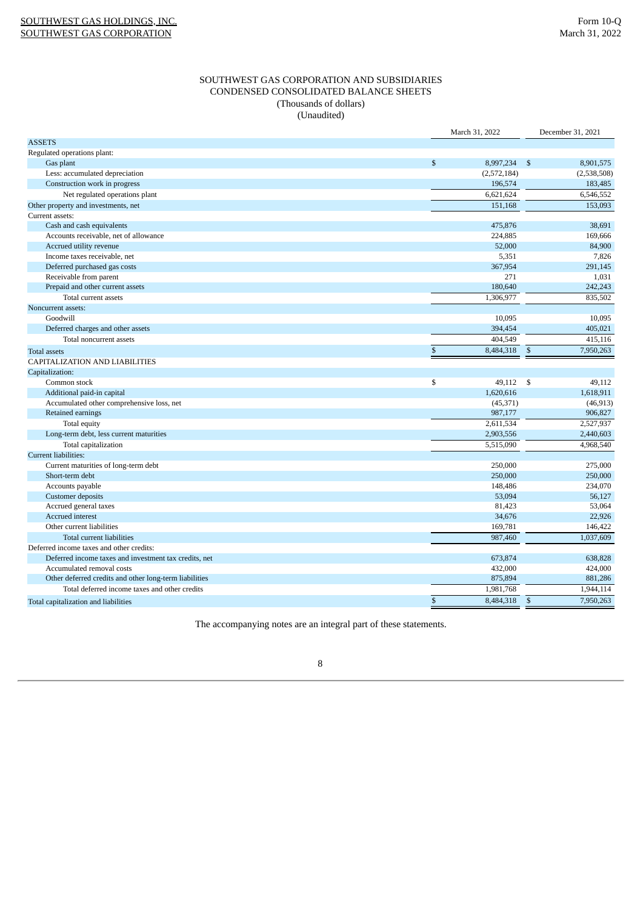SOUTHWEST GAS CORPORATION AND SUBSIDIARIES
CONDENSED CONSOLIDATED BALANCE SHEETS
(Thousands of dollars)
(Unaudited)

| | March 31, 2022 | December 31, 2021 |
|---|---|---|
| ASSETS | | |
| Regulated operations plant: | | |
| Gas plant | $ 8,997,234 | $ 8,901,575 |
| Less: accumulated depreciation | (2,572,184) | (2,538,508) |
| Construction work in progress | 196,574 | 183,485 |
| Net regulated operations plant | 6,621,624 | 6,546,552 |
| Other property and investments, net | 151,168 | 153,093 |
| Current assets: | | |
| Cash and cash equivalents | 475,876 | 38,691 |
| Accounts receivable, net of allowance | 224,885 | 169,666 |
| Accrued utility revenue | 52,000 | 84,900 |
| Income taxes receivable, net | 5,351 | 7,826 |
| Deferred purchased gas costs | 367,954 | 291,145 |
| Receivable from parent | 271 | 1,031 |
| Prepaid and other current assets | 180,640 | 242,243 |
| Total current assets | 1,306,977 | 835,502 |
| Noncurrent assets: | | |
| Goodwill | 10,095 | 10,095 |
| Deferred charges and other assets | 394,454 | 405,021 |
| Total noncurrent assets | 404,549 | 415,116 |
| Total assets | $ 8,484,318 | $ 7,950,263 |
| CAPITALIZATION AND LIABILITIES | | |
| Capitalization: | | |
| Common stock | $ 49,112 | $ 49,112 |
| Additional paid-in capital | 1,620,616 | 1,618,911 |
| Accumulated other comprehensive loss, net | (45,371) | (46,913) |
| Retained earnings | 987,177 | 906,827 |
| Total equity | 2,611,534 | 2,527,937 |
| Long-term debt, less current maturities | 2,903,556 | 2,440,603 |
| Total capitalization | 5,515,090 | 4,968,540 |
| Current liabilities: | | |
| Current maturities of long-term debt | 250,000 | 275,000 |
| Short-term debt | 250,000 | 250,000 |
| Accounts payable | 148,486 | 234,070 |
| Customer deposits | 53,094 | 56,127 |
| Accrued general taxes | 81,423 | 53,064 |
| Accrued interest | 34,676 | 22,926 |
| Other current liabilities | 169,781 | 146,422 |
| Total current liabilities | 987,460 | 1,037,609 |
| Deferred income taxes and other credits: | | |
| Deferred income taxes and investment tax credits, net | 673,874 | 638,828 |
| Accumulated removal costs | 432,000 | 424,000 |
| Other deferred credits and other long-term liabilities | 875,894 | 881,286 |
| Total deferred income taxes and other credits | 1,981,768 | 1,944,114 |
| Total capitalization and liabilities | $ 8,484,318 | $ 7,950,263 |

The accompanying notes are an integral part of these statements.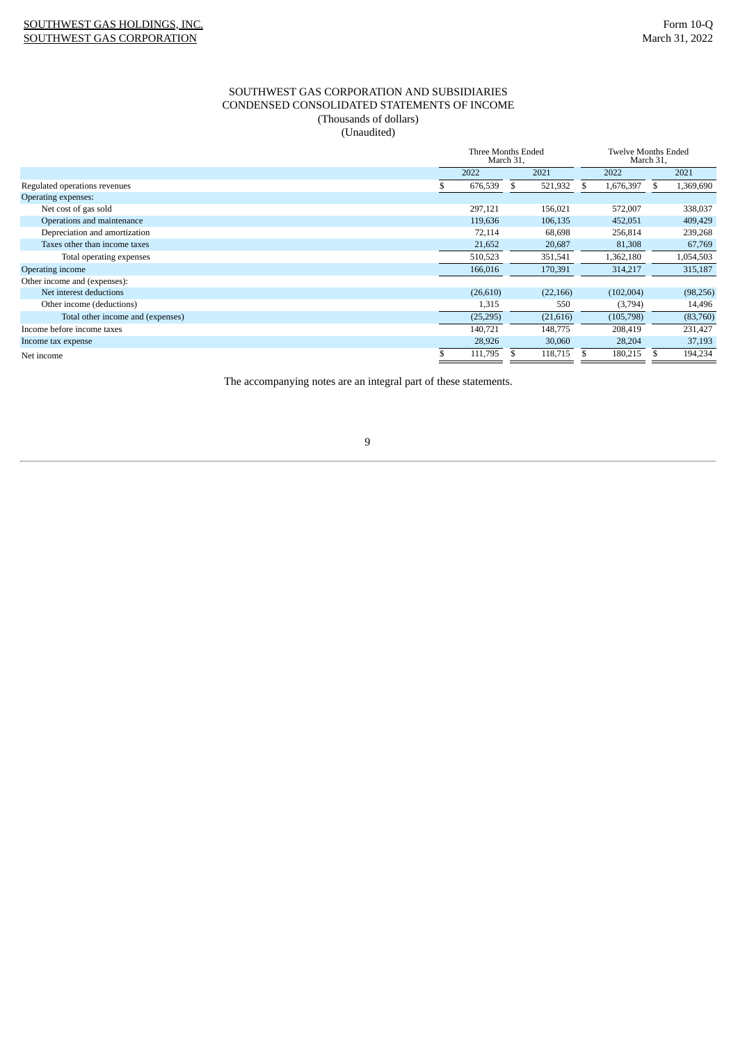SOUTHWEST GAS CORPORATION AND SUBSIDIARIES
CONDENSED CONSOLIDATED STATEMENTS OF INCOME
(Thousands of dollars)
(Unaudited)

| | Three Months Ended March 31, | | Twelve Months Ended March 31, | |
|---|---|---|---|---|
| | 2022 | 2021 | 2022 | 2021 |
| Regulated operations revenues | $ 676,539 | $ 521,932 | $ 1,676,397 | $ 1,369,690 |
| Operating expenses: | | | | |
| Net cost of gas sold | 297,121 | 156,021 | 572,007 | 338,037 |
| Operations and maintenance | 119,636 | 106,135 | 452,051 | 409,429 |
| Depreciation and amortization | 72,114 | 68,698 | 256,814 | 239,268 |
| Taxes other than income taxes | 21,652 | 20,687 | 81,308 | 67,769 |
| Total operating expenses | 510,523 | 351,541 | 1,362,180 | 1,054,503 |
| Operating income | 166,016 | 170,391 | 314,217 | 315,187 |
| Other income and (expenses): | | | | |
| Net interest deductions | (26,610) | (22,166) | (102,004) | (98,256) |
| Other income (deductions) | 1,315 | 550 | (3,794) | 14,496 |
| Total other income and (expenses) | (25,295) | (21,616) | (105,798) | (83,760) |
| Income before income taxes | 140,721 | 148,775 | 208,419 | 231,427 |
| Income tax expense | 28,926 | 30,060 | 28,204 | 37,193 |
| Net income | $ 111,795 | $ 118,715 | $ 180,215 | $ 194,234 |

The accompanying notes are an integral part of these statements.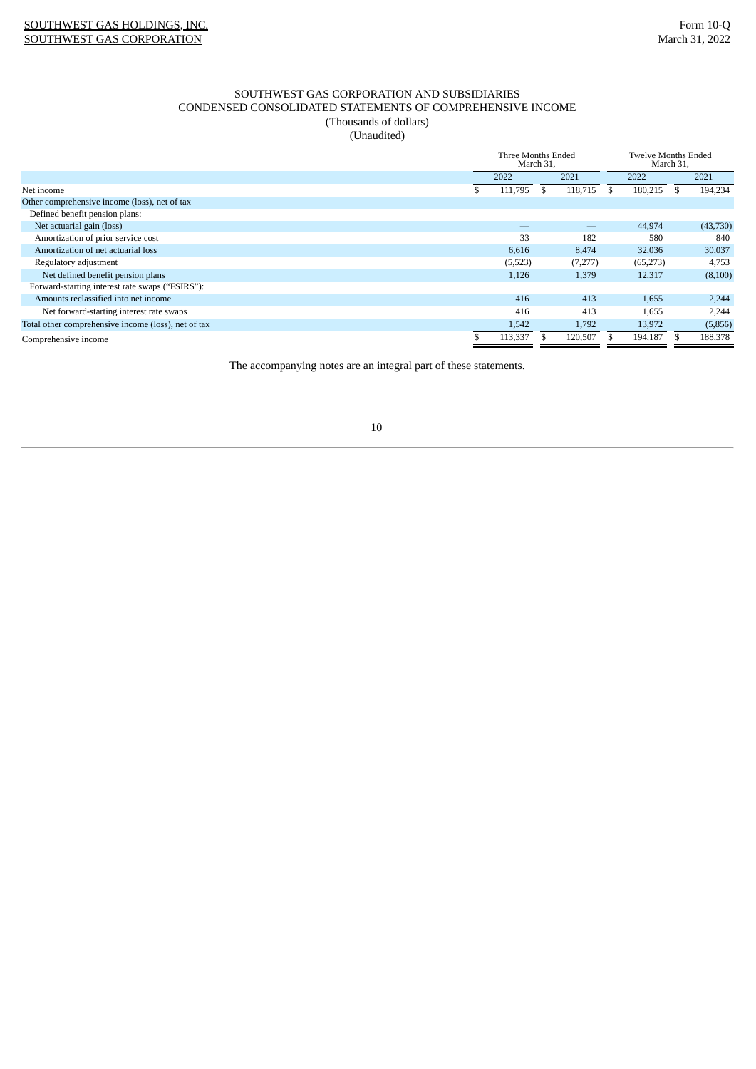SOUTHWEST GAS CORPORATION AND SUBSIDIARIES
CONDENSED CONSOLIDATED STATEMENTS OF COMPREHENSIVE INCOME
(Thousands of dollars)
(Unaudited)

| | Three Months Ended March 31, | | Twelve Months Ended March 31, | |
|---|---|---|---|---|
| | 2022 | 2021 | 2022 | 2021 |
| Net income | $ 111,795 | $ 118,715 | $ 180,215 | $ 194,234 |
| Other comprehensive income (loss), net of tax | | | | |
| Defined benefit pension plans: | | | | |
| Net actuarial gain (loss) | — | — | 44,974 | (43,730) |
| Amortization of prior service cost | 33 | 182 | 580 | 840 |
| Amortization of net actuarial loss | 6,616 | 8,474 | 32,036 | 30,037 |
| Regulatory adjustment | (5,523) | (7,277) | (65,273) | 4,753 |
| Net defined benefit pension plans | 1,126 | 1,379 | 12,317 | (8,100) |
| Forward-starting interest rate swaps ("FSIRS"): | | | | |
| Amounts reclassified into net income | 416 | 413 | 1,655 | 2,244 |
| Net forward-starting interest rate swaps | 416 | 413 | 1,655 | 2,244 |
| Total other comprehensive income (loss), net of tax | 1,542 | 1,792 | 13,972 | (5,856) |
| Comprehensive income | $ 113,337 | $ 120,507 | $ 194,187 | $ 188,378 |

The accompanying notes are an integral part of these statements.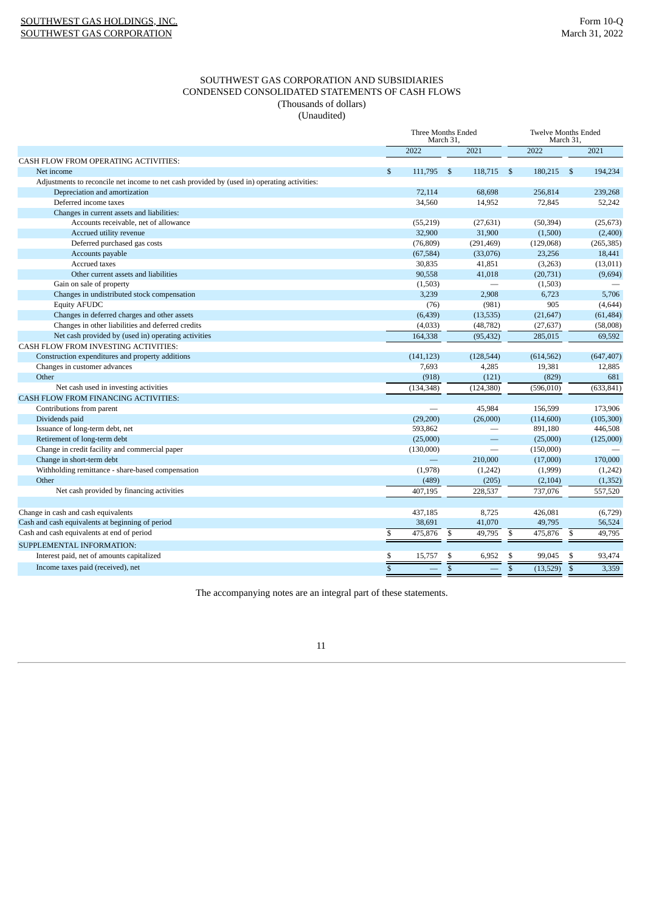SOUTHWEST GAS CORPORATION AND SUBSIDIARIES
CONDENSED CONSOLIDATED STATEMENTS OF CASH FLOWS
(Thousands of dollars)
(Unaudited)

| | Three Months Ended March 31, | | Twelve Months Ended March 31, | |
|---|---|---|---|---|
| | 2022 | 2021 | 2022 | 2021 |
| CASH FLOW FROM OPERATING ACTIVITIES: | | | | |
| Net income | $ 111,795 | $ 118,715 | $ 180,215 | $ 194,234 |
| Adjustments to reconcile net income to net cash provided by (used in) operating activities: | | | | |
| Depreciation and amortization | 72,114 | 68,698 | 256,814 | 239,268 |
| Deferred income taxes | 34,560 | 14,952 | 72,845 | 52,242 |
| Changes in current assets and liabilities: | | | | |
| Accounts receivable, net of allowance | (55,219) | (27,631) | (50,394) | (25,673) |
| Accrued utility revenue | 32,900 | 31,900 | (1,500) | (2,400) |
| Deferred purchased gas costs | (76,809) | (291,469) | (129,068) | (265,385) |
| Accounts payable | (67,584) | (33,076) | 23,256 | 18,441 |
| Accrued taxes | 30,835 | 41,851 | (3,263) | (13,011) |
| Other current assets and liabilities | 90,558 | 41,018 | (20,731) | (9,694) |
| Gain on sale of property | (1,503) | — | (1,503) | — |
| Changes in undistributed stock compensation | 3,239 | 2,908 | 6,723 | 5,706 |
| Equity AFUDC | (76) | (981) | 905 | (4,644) |
| Changes in deferred charges and other assets | (6,439) | (13,535) | (21,647) | (61,484) |
| Changes in other liabilities and deferred credits | (4,033) | (48,782) | (27,637) | (58,008) |
| Net cash provided by (used in) operating activities | 164,338 | (95,432) | 285,015 | 69,592 |
| CASH FLOW FROM INVESTING ACTIVITIES: | | | | |
| Construction expenditures and property additions | (141,123) | (128,544) | (614,562) | (647,407) |
| Changes in customer advances | 7,693 | 4,285 | 19,381 | 12,885 |
| Other | (918) | (121) | (829) | 681 |
| Net cash used in investing activities | (134,348) | (124,380) | (596,010) | (633,841) |
| CASH FLOW FROM FINANCING ACTIVITIES: | | | | |
| Contributions from parent | — | 45,984 | 156,599 | 173,906 |
| Dividends paid | (29,200) | (26,000) | (114,600) | (105,300) |
| Issuance of long-term debt, net | 593,862 | — | 891,180 | 446,508 |
| Retirement of long-term debt | (25,000) | — | (25,000) | (125,000) |
| Change in credit facility and commercial paper | (130,000) | — | (150,000) | — |
| Change in short-term debt | — | 210,000 | (17,000) | 170,000 |
| Withholding remittance - share-based compensation | (1,978) | (1,242) | (1,999) | (1,242) |
| Other | (489) | (205) | (2,104) | (1,352) |
| Net cash provided by financing activities | 407,195 | 228,537 | 737,076 | 557,520 |
| | | | | |
| Change in cash and cash equivalents | 437,185 | 8,725 | 426,081 | (6,729) |
| Cash and cash equivalents at beginning of period | 38,691 | 41,070 | 49,795 | 56,524 |
| Cash and cash equivalents at end of period | $ 475,876 | $ 49,795 | $ 475,876 | $ 49,795 |
| SUPPLEMENTAL INFORMATION: | | | | |
| Interest paid, net of amounts capitalized | $ 15,757 | $ 6,952 | $ 99,045 | $ 93,474 |
| Income taxes paid (received), net | $ — | $ — | $ (13,529) | $ 3,359 |

The accompanying notes are an integral part of these statements.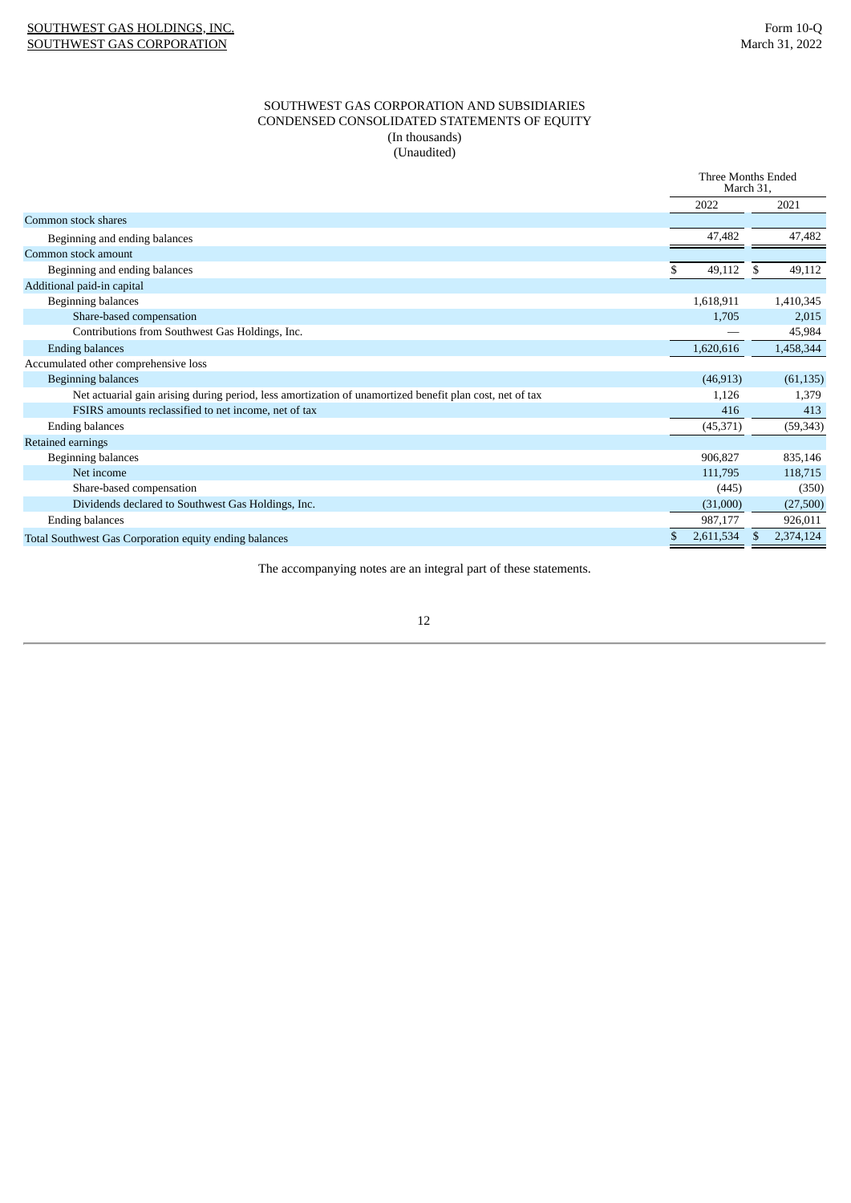SOUTHWEST GAS CORPORATION AND SUBSIDIARIES
CONDENSED CONSOLIDATED STATEMENTS OF EQUITY
(In thousands)
(Unaudited)

| | Three Months Ended March 31, | |
|---|---|---|
| | 2022 | 2021 |
| Common stock shares | | |
| Beginning and ending balances | 47,482 | 47,482 |
| Common stock amount | | |
| Beginning and ending balances | $ 49,112 | $ 49,112 |
| Additional paid-in capital | | |
| Beginning balances | 1,618,911 | 1,410,345 |
| Share-based compensation | 1,705 | 2,015 |
| Contributions from Southwest Gas Holdings, Inc. | — | 45,984 |
| Ending balances | 1,620,616 | 1,458,344 |
| Accumulated other comprehensive loss | | |
| Beginning balances | (46,913) | (61,135) |
| Net actuarial gain arising during period, less amortization of unamortized benefit plan cost, net of tax | 1,126 | 1,379 |
| FSIRS amounts reclassified to net income, net of tax | 416 | 413 |
| Ending balances | (45,371) | (59,343) |
| Retained earnings | | |
| Beginning balances | 906,827 | 835,146 |
| Net income | 111,795 | 118,715 |
| Share-based compensation | (445) | (350) |
| Dividends declared to Southwest Gas Holdings, Inc. | (31,000) | (27,500) |
| Ending balances | 987,177 | 926,011 |
| Total Southwest Gas Corporation equity ending balances | $ 2,611,534 | $ 2,374,124 |

The accompanying notes are an integral part of these statements.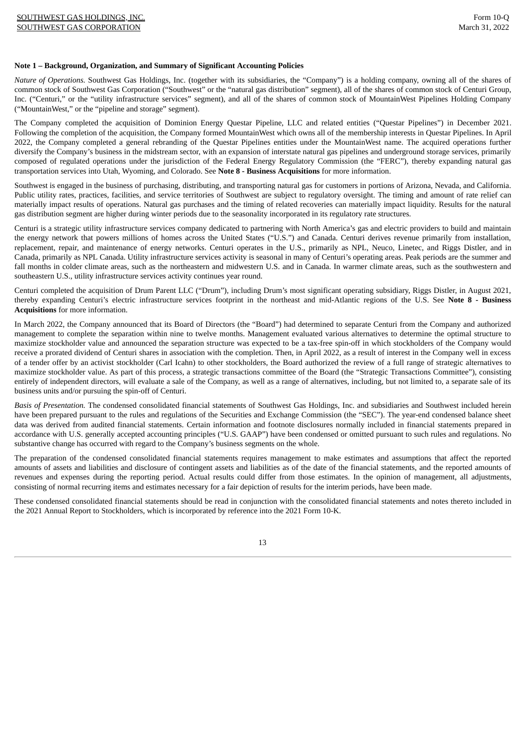**Note 1 – Background, Organization, and Summary of Significant Accounting Policies**

*Nature of Operations.* Southwest Gas Holdings, Inc. (together with its subsidiaries, the "Company") is a holding company, owning all of the shares of common stock of Southwest Gas Corporation ("Southwest" or the "natural gas distribution" segment), all of the shares of common stock of Centuri Group, Inc. ("Centuri," or the "utility infrastructure services" segment), and all of the shares of common stock of MountainWest Pipelines Holding Company ("MountainWest," or the "pipeline and storage" segment).

The Company completed the acquisition of Dominion Energy Questar Pipeline, LLC and related entities ("Questar Pipelines") in December 2021. Following the completion of the acquisition, the Company formed MountainWest which owns all of the membership interests in Questar Pipelines. In April 2022, the Company completed a general rebranding of the Questar Pipelines entities under the MountainWest name. The acquired operations further diversify the Company's business in the midstream sector, with an expansion of interstate natural gas pipelines and underground storage services, primarily composed of regulated operations under the jurisdiction of the Federal Energy Regulatory Commission (the "FERC"), thereby expanding natural gas transportation services into Utah, Wyoming, and Colorado. See **Note 8 - Business Acquisitions** for more information.

Southwest is engaged in the business of purchasing, distributing, and transporting natural gas for customers in portions of Arizona, Nevada, and California. Public utility rates, practices, facilities, and service territories of Southwest are subject to regulatory oversight. The timing and amount of rate relief can materially impact results of operations. Natural gas purchases and the timing of related recoveries can materially impact liquidity. Results for the natural gas distribution segment are higher during winter periods due to the seasonality incorporated in its regulatory rate structures.

Centuri is a strategic utility infrastructure services company dedicated to partnering with North America's gas and electric providers to build and maintain the energy network that powers millions of homes across the United States ("U.S.") and Canada. Centuri derives revenue primarily from installation, replacement, repair, and maintenance of energy networks. Centuri operates in the U.S., primarily as NPL, Neuco, Linetec, and Riggs Distler, and in Canada, primarily as NPL Canada. Utility infrastructure services activity is seasonal in many of Centuri's operating areas. Peak periods are the summer and fall months in colder climate areas, such as the northeastern and midwestern U.S. and in Canada. In warmer climate areas, such as the southwestern and southeastern U.S., utility infrastructure services activity continues year round.

Centuri completed the acquisition of Drum Parent LLC ("Drum"), including Drum's most significant operating subsidiary, Riggs Distler, in August 2021, thereby expanding Centuri's electric infrastructure services footprint in the northeast and mid-Atlantic regions of the U.S. See **Note 8 - Business Acquisitions** for more information.

In March 2022, the Company announced that its Board of Directors (the "Board") had determined to separate Centuri from the Company and authorized management to complete the separation within nine to twelve months. Management evaluated various alternatives to determine the optimal structure to maximize stockholder value and announced the separation structure was expected to be a tax-free spin-off in which stockholders of the Company would receive a prorated dividend of Centuri shares in association with the completion. Then, in April 2022, as a result of interest in the Company well in excess of a tender offer by an activist stockholder (Carl Icahn) to other stockholders, the Board authorized the review of a full range of strategic alternatives to maximize stockholder value. As part of this process, a strategic transactions committee of the Board (the "Strategic Transactions Committee"), consisting entirely of independent directors, will evaluate a sale of the Company, as well as a range of alternatives, including, but not limited to, a separate sale of its business units and/or pursuing the spin-off of Centuri.

*Basis of Presentation.* The condensed consolidated financial statements of Southwest Gas Holdings, Inc. and subsidiaries and Southwest included herein have been prepared pursuant to the rules and regulations of the Securities and Exchange Commission (the "SEC"). The year-end condensed balance sheet data was derived from audited financial statements. Certain information and footnote disclosures normally included in financial statements prepared in accordance with U.S. generally accepted accounting principles ("U.S. GAAP") have been condensed or omitted pursuant to such rules and regulations. No substantive change has occurred with regard to the Company's business segments on the whole.

The preparation of the condensed consolidated financial statements requires management to make estimates and assumptions that affect the reported amounts of assets and liabilities and disclosure of contingent assets and liabilities as of the date of the financial statements, and the reported amounts of revenues and expenses during the reporting period. Actual results could differ from those estimates. In the opinion of management, all adjustments, consisting of normal recurring items and estimates necessary for a fair depiction of results for the interim periods, have been made.

These condensed consolidated financial statements should be read in conjunction with the consolidated financial statements and notes thereto included in the 2021 Annual Report to Stockholders, which is incorporated by reference into the 2021 Form 10-K.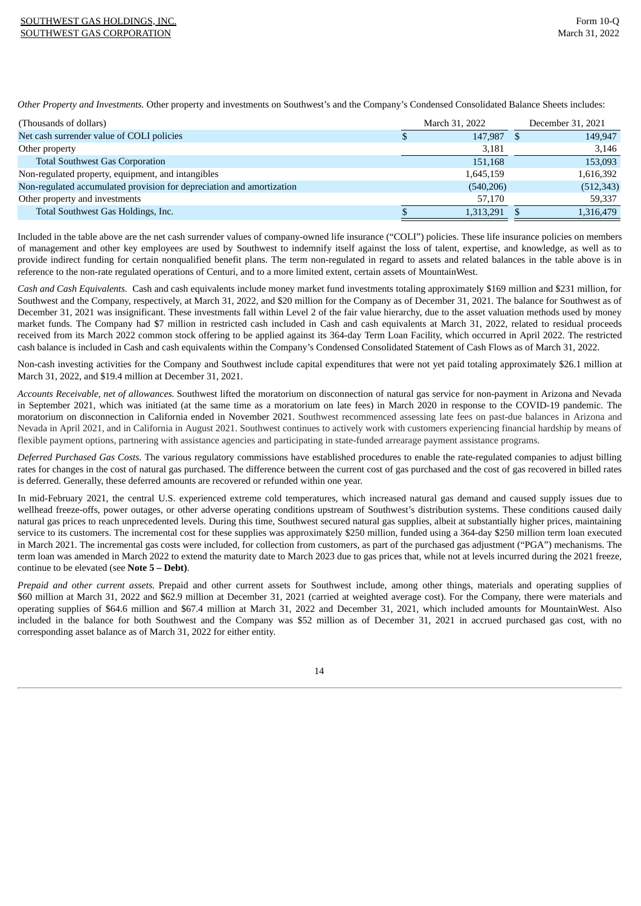*Other Property and Investments.* Other property and investments on Southwest's and the Company's Condensed Consolidated Balance Sheets includes:

| (Thousands of dollars) | March 31, 2022 | December 31, 2021 |
|---|---|---|
| Net cash surrender value of COLI policies | $ 147,987 | $ 149,947 |
| Other property | 3,181 | 3,146 |
| Total Southwest Gas Corporation | 151,168 | 153,093 |
| Non-regulated property, equipment, and intangibles | 1,645,159 | 1,616,392 |
| Non-regulated accumulated provision for depreciation and amortization | (540,206) | (512,343) |
| Other property and investments | 57,170 | 59,337 |
| Total Southwest Gas Holdings, Inc. | $ 1,313,291 | $ 1,316,479 |

Included in the table above are the net cash surrender values of company-owned life insurance ("COLI") policies. These life insurance policies on members of management and other key employees are used by Southwest to indemnify itself against the loss of talent, expertise, and knowledge, as well as to provide indirect funding for certain nonqualified benefit plans. The term non-regulated in regard to assets and related balances in the table above is in reference to the non-rate regulated operations of Centuri, and to a more limited extent, certain assets of MountainWest.

*Cash and Cash Equivalents.* Cash and cash equivalents include money market fund investments totaling approximately $169 million and $231 million, for Southwest and the Company, respectively, at March 31, 2022, and $20 million for the Company as of December 31, 2021. The balance for Southwest as of December 31, 2021 was insignificant. These investments fall within Level 2 of the fair value hierarchy, due to the asset valuation methods used by money market funds. The Company had $7 million in restricted cash included in Cash and cash equivalents at March 31, 2022, related to residual proceeds received from its March 2022 common stock offering to be applied against its 364-day Term Loan Facility, which occurred in April 2022. The restricted cash balance is included in Cash and cash equivalents within the Company's Condensed Consolidated Statement of Cash Flows as of March 31, 2022.

Non-cash investing activities for the Company and Southwest include capital expenditures that were not yet paid totaling approximately $26.1 million at March 31, 2022, and $19.4 million at December 31, 2021.

*Accounts Receivable, net of allowances.* Southwest lifted the moratorium on disconnection of natural gas service for non-payment in Arizona and Nevada in September 2021, which was initiated (at the same time as a moratorium on late fees) in March 2020 in response to the COVID-19 pandemic. The moratorium on disconnection in California ended in November 2021. Southwest recommenced assessing late fees on past-due balances in Arizona and Nevada in April 2021, and in California in August 2021. Southwest continues to actively work with customers experiencing financial hardship by means of flexible payment options, partnering with assistance agencies and participating in state-funded arrearage payment assistance programs.

*Deferred Purchased Gas Costs.* The various regulatory commissions have established procedures to enable the rate-regulated companies to adjust billing rates for changes in the cost of natural gas purchased. The difference between the current cost of gas purchased and the cost of gas recovered in billed rates is deferred. Generally, these deferred amounts are recovered or refunded within one year.

In mid-February 2021, the central U.S. experienced extreme cold temperatures, which increased natural gas demand and caused supply issues due to wellhead freeze-offs, power outages, or other adverse operating conditions upstream of Southwest's distribution systems. These conditions caused daily natural gas prices to reach unprecedented levels. During this time, Southwest secured natural gas supplies, albeit at substantially higher prices, maintaining service to its customers. The incremental cost for these supplies was approximately $250 million, funded using a 364-day $250 million term loan executed in March 2021. The incremental gas costs were included, for collection from customers, as part of the purchased gas adjustment ("PGA") mechanisms. The term loan was amended in March 2022 to extend the maturity date to March 2023 due to gas prices that, while not at levels incurred during the 2021 freeze, continue to be elevated (see **Note 5 – Debt)**.

*Prepaid and other current assets.* Prepaid and other current assets for Southwest include, among other things, materials and operating supplies of $60 million at March 31, 2022 and $62.9 million at December 31, 2021 (carried at weighted average cost). For the Company, there were materials and operating supplies of $64.6 million and $67.4 million at March 31, 2022 and December 31, 2021, which included amounts for MountainWest. Also included in the balance for both Southwest and the Company was $52 million as of December 31, 2021 in accrued purchased gas cost, with no corresponding asset balance as of March 31, 2022 for either entity.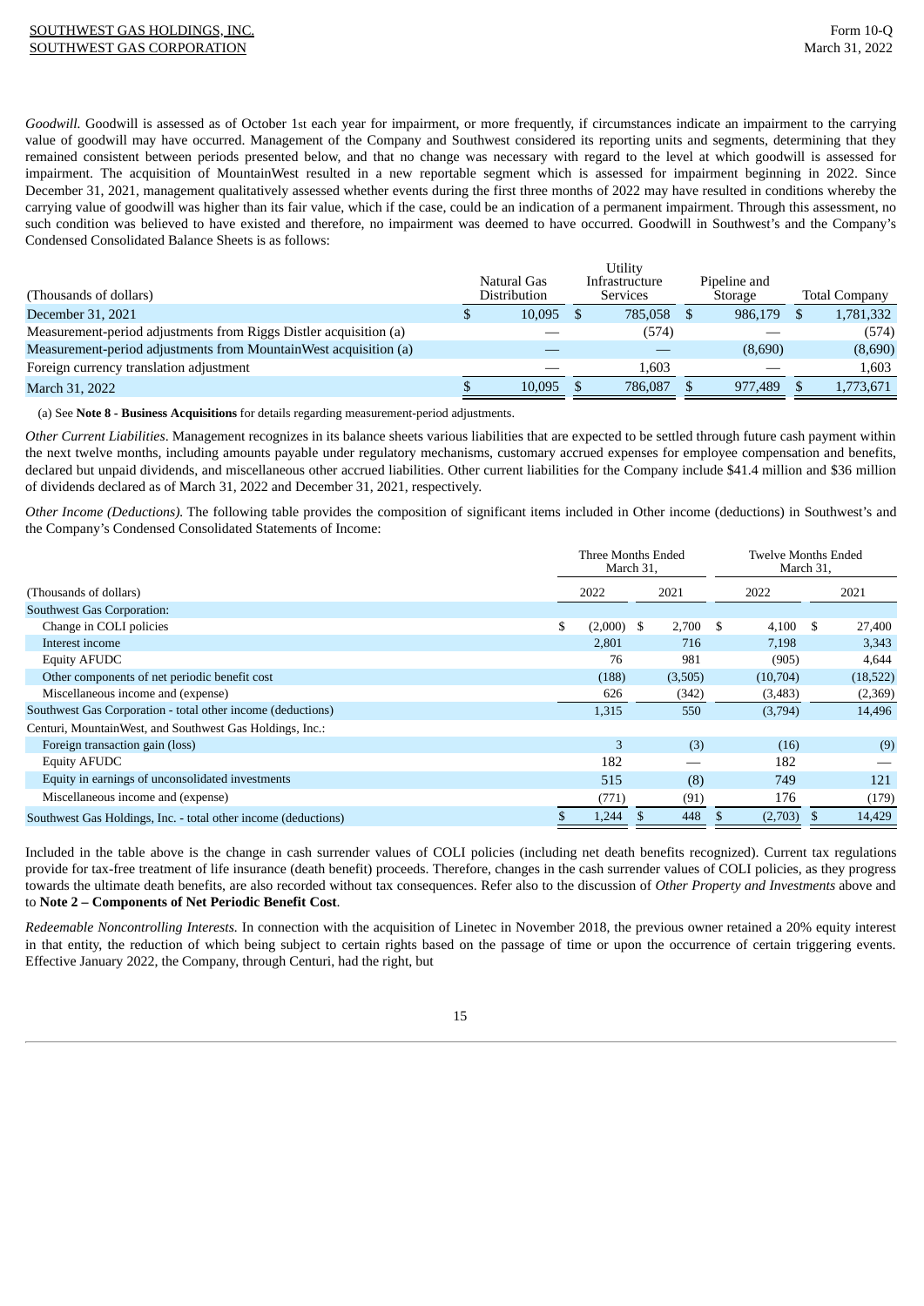*Goodwill.* Goodwill is assessed as of October 1st each year for impairment, or more frequently, if circumstances indicate an impairment to the carrying value of goodwill may have occurred. Management of the Company and Southwest considered its reporting units and segments, determining that they remained consistent between periods presented below, and that no change was necessary with regard to the level at which goodwill is assessed for impairment. The acquisition of MountainWest resulted in a new reportable segment which is assessed for impairment beginning in 2022. Since December 31, 2021, management qualitatively assessed whether events during the first three months of 2022 may have resulted in conditions whereby the carrying value of goodwill was higher than its fair value, which if the case, could be an indication of a permanent impairment. Through this assessment, no such condition was believed to have existed and therefore, no impairment was deemed to have occurred. Goodwill in Southwest's and the Company's Condensed Consolidated Balance Sheets is as follows:

| (Thousands of dollars) | Natural Gas Distribution | Utility Infrastructure Services | Pipeline and Storage | Total Company |
|---|---|---|---|---|
| December 31, 2021 | $ 10,095 | $ 785,058 | $ 986,179 | $ 1,781,332 |
| Measurement-period adjustments from Riggs Distler acquisition (a) | — | (574) | — | (574) |
| Measurement-period adjustments from MountainWest acquisition (a) | — | — | (8,690) | (8,690) |
| Foreign currency translation adjustment | — | 1,603 | — | 1,603 |
| March 31, 2022 | $ 10,095 | $ 786,087 | $ 977,489 | $ 1,773,671 |

(a) See **Note 8 - Business Acquisitions** for details regarding measurement-period adjustments.

*Other Current Liabilities*. Management recognizes in its balance sheets various liabilities that are expected to be settled through future cash payment within the next twelve months, including amounts payable under regulatory mechanisms, customary accrued expenses for employee compensation and benefits, declared but unpaid dividends, and miscellaneous other accrued liabilities. Other current liabilities for the Company include $41.4 million and $36 million of dividends declared as of March 31, 2022 and December 31, 2021, respectively.

*Other Income (Deductions).* The following table provides the composition of significant items included in Other income (deductions) in Southwest's and the Company's Condensed Consolidated Statements of Income:

| | Three Months Ended March 31, | | Twelve Months Ended March 31, | |
|---|---|---|---|---|
| (Thousands of dollars) | 2022 | 2021 | 2022 | 2021 |
| Southwest Gas Corporation: | | | | |
| Change in COLI policies | $ (2,000) | $ 2,700 | $ 4,100 | $ 27,400 |
| Interest income | 2,801 | 716 | 7,198 | 3,343 |
| Equity AFUDC | 76 | 981 | (905) | 4,644 |
| Other components of net periodic benefit cost | (188) | (3,505) | (10,704) | (18,522) |
| Miscellaneous income and (expense) | 626 | (342) | (3,483) | (2,369) |
| Southwest Gas Corporation - total other income (deductions) | 1,315 | 550 | (3,794) | 14,496 |
| Centuri, MountainWest, and Southwest Gas Holdings, Inc.: | | | | |
| Foreign transaction gain (loss) | 3 | (3) | (16) | (9) |
| Equity AFUDC | 182 | — | 182 | — |
| Equity in earnings of unconsolidated investments | 515 | (8) | 749 | 121 |
| Miscellaneous income and (expense) | (771) | (91) | 176 | (179) |
| Southwest Gas Holdings, Inc. - total other income (deductions) | $ 1,244 | $ 448 | $ (2,703) | $ 14,429 |

Included in the table above is the change in cash surrender values of COLI policies (including net death benefits recognized). Current tax regulations provide for tax-free treatment of life insurance (death benefit) proceeds. Therefore, changes in the cash surrender values of COLI policies, as they progress towards the ultimate death benefits, are also recorded without tax consequences. Refer also to the discussion of *Other Property and Investments* above and to **Note 2 – Components of Net Periodic Benefit Cost**.

*Redeemable Noncontrolling Interests.* In connection with the acquisition of Linetec in November 2018, the previous owner retained a 20% equity interest in that entity, the reduction of which being subject to certain rights based on the passage of time or upon the occurrence of certain triggering events. Effective January 2022, the Company, through Centuri, had the right, but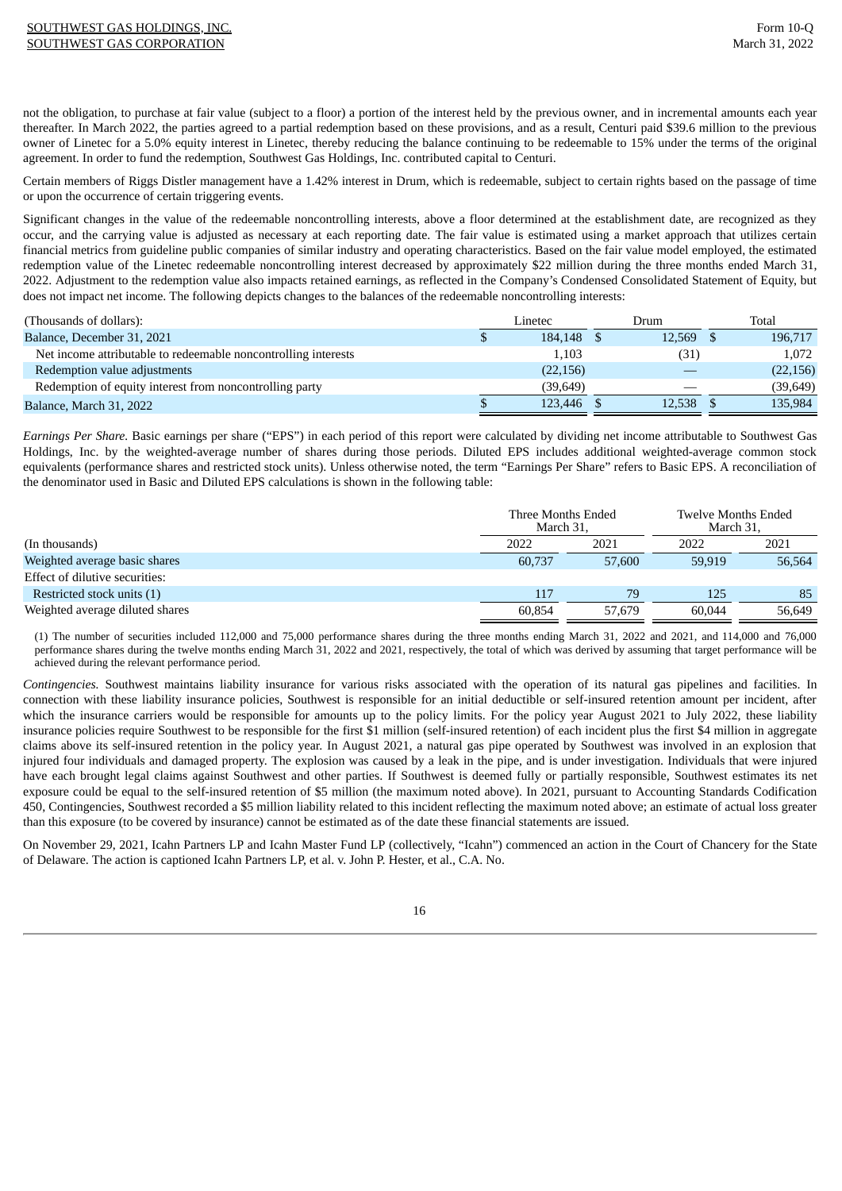not the obligation, to purchase at fair value (subject to a floor) a portion of the interest held by the previous owner, and in incremental amounts each year thereafter. In March 2022, the parties agreed to a partial redemption based on these provisions, and as a result, Centuri paid $39.6 million to the previous owner of Linetec for a 5.0% equity interest in Linetec, thereby reducing the balance continuing to be redeemable to 15% under the terms of the original agreement. In order to fund the redemption, Southwest Gas Holdings, Inc. contributed capital to Centuri.

Certain members of Riggs Distler management have a 1.42% interest in Drum, which is redeemable, subject to certain rights based on the passage of time or upon the occurrence of certain triggering events.

Significant changes in the value of the redeemable noncontrolling interests, above a floor determined at the establishment date, are recognized as they occur, and the carrying value is adjusted as necessary at each reporting date. The fair value is estimated using a market approach that utilizes certain financial metrics from guideline public companies of similar industry and operating characteristics. Based on the fair value model employed, the estimated redemption value of the Linetec redeemable noncontrolling interest decreased by approximately $22 million during the three months ended March 31, 2022. Adjustment to the redemption value also impacts retained earnings, as reflected in the Company's Condensed Consolidated Statement of Equity, but does not impact net income. The following depicts changes to the balances of the redeemable noncontrolling interests:

| (Thousands of dollars): | Linetec | Drum | Total |
|---|---|---|---|
| Balance, December 31, 2021 | $ 184,148 | $ 12,569 | $ 196,717 |
| Net income attributable to redeemable noncontrolling interests | 1,103 | (31) | 1,072 |
| Redemption value adjustments | (22,156) | — | (22,156) |
| Redemption of equity interest from noncontrolling party | (39,649) | — | (39,649) |
| Balance, March 31, 2022 | $ 123,446 | $ 12,538 | $ 135,984 |

*Earnings Per Share.* Basic earnings per share ("EPS") in each period of this report were calculated by dividing net income attributable to Southwest Gas Holdings, Inc. by the weighted-average number of shares during those periods. Diluted EPS includes additional weighted-average common stock equivalents (performance shares and restricted stock units). Unless otherwise noted, the term "Earnings Per Share" refers to Basic EPS. A reconciliation of the denominator used in Basic and Diluted EPS calculations is shown in the following table:

| | Three Months Ended March 31, | | Twelve Months Ended March 31, | |
|---|---|---|---|---|
| (In thousands) | 2022 | 2021 | 2022 | 2021 |
| Weighted average basic shares | 60,737 | 57,600 | 59,919 | 56,564 |
| Effect of dilutive securities: | | | | |
| Restricted stock units (1) | 117 | 79 | 125 | 85 |
| Weighted average diluted shares | 60,854 | 57,679 | 60,044 | 56,649 |

(1) The number of securities included 112,000 and 75,000 performance shares during the three months ending March 31, 2022 and 2021, and 114,000 and 76,000 performance shares during the twelve months ending March 31, 2022 and 2021, respectively, the total of which was derived by assuming that target performance will be achieved during the relevant performance period.

*Contingencies.* Southwest maintains liability insurance for various risks associated with the operation of its natural gas pipelines and facilities. In connection with these liability insurance policies, Southwest is responsible for an initial deductible or self-insured retention amount per incident, after which the insurance carriers would be responsible for amounts up to the policy limits. For the policy year August 2021 to July 2022, these liability insurance policies require Southwest to be responsible for the first $1 million (self-insured retention) of each incident plus the first $4 million in aggregate claims above its self-insured retention in the policy year. In August 2021, a natural gas pipe operated by Southwest was involved in an explosion that injured four individuals and damaged property. The explosion was caused by a leak in the pipe, and is under investigation. Individuals that were injured have each brought legal claims against Southwest and other parties. If Southwest is deemed fully or partially responsible, Southwest estimates its net exposure could be equal to the self-insured retention of $5 million (the maximum noted above). In 2021, pursuant to Accounting Standards Codification 450, Contingencies, Southwest recorded a $5 million liability related to this incident reflecting the maximum noted above; an estimate of actual loss greater than this exposure (to be covered by insurance) cannot be estimated as of the date these financial statements are issued.

On November 29, 2021, Icahn Partners LP and Icahn Master Fund LP (collectively, "Icahn") commenced an action in the Court of Chancery for the State of Delaware. The action is captioned Icahn Partners LP, et al. v. John P. Hester, et al., C.A. No.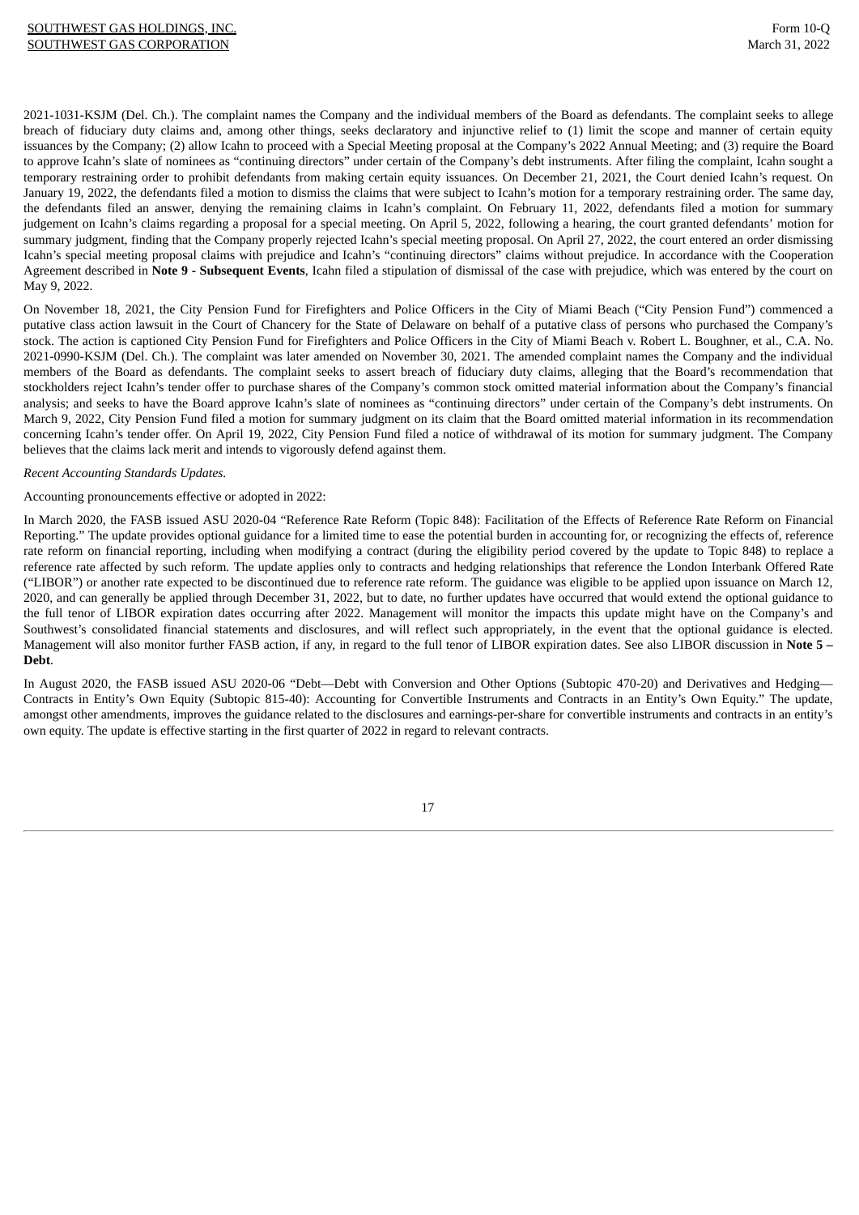2021-1031-KSJM (Del. Ch.). The complaint names the Company and the individual members of the Board as defendants. The complaint seeks to allege breach of fiduciary duty claims and, among other things, seeks declaratory and injunctive relief to (1) limit the scope and manner of certain equity issuances by the Company; (2) allow Icahn to proceed with a Special Meeting proposal at the Company's 2022 Annual Meeting; and (3) require the Board to approve Icahn's slate of nominees as "continuing directors" under certain of the Company's debt instruments. After filing the complaint, Icahn sought a temporary restraining order to prohibit defendants from making certain equity issuances. On December 21, 2021, the Court denied Icahn's request. On January 19, 2022, the defendants filed a motion to dismiss the claims that were subject to Icahn's motion for a temporary restraining order. The same day, the defendants filed an answer, denying the remaining claims in Icahn's complaint. On February 11, 2022, defendants filed a motion for summary judgement on Icahn's claims regarding a proposal for a special meeting. On April 5, 2022, following a hearing, the court granted defendants' motion for summary judgment, finding that the Company properly rejected Icahn's special meeting proposal. On April 27, 2022, the court entered an order dismissing Icahn's special meeting proposal claims with prejudice and Icahn's "continuing directors" claims without prejudice. In accordance with the Cooperation Agreement described in **Note 9 - Subsequent Events**, Icahn filed a stipulation of dismissal of the case with prejudice, which was entered by the court on May 9, 2022.

On November 18, 2021, the City Pension Fund for Firefighters and Police Officers in the City of Miami Beach ("City Pension Fund") commenced a putative class action lawsuit in the Court of Chancery for the State of Delaware on behalf of a putative class of persons who purchased the Company's stock. The action is captioned City Pension Fund for Firefighters and Police Officers in the City of Miami Beach v. Robert L. Boughner, et al., C.A. No. 2021-0990-KSJM (Del. Ch.). The complaint was later amended on November 30, 2021. The amended complaint names the Company and the individual members of the Board as defendants. The complaint seeks to assert breach of fiduciary duty claims, alleging that the Board's recommendation that stockholders reject Icahn's tender offer to purchase shares of the Company's common stock omitted material information about the Company's financial analysis; and seeks to have the Board approve Icahn's slate of nominees as "continuing directors" under certain of the Company's debt instruments. On March 9, 2022, City Pension Fund filed a motion for summary judgment on its claim that the Board omitted material information in its recommendation concerning Icahn's tender offer. On April 19, 2022, City Pension Fund filed a notice of withdrawal of its motion for summary judgment. The Company believes that the claims lack merit and intends to vigorously defend against them.

*Recent Accounting Standards Updates.*

Accounting pronouncements effective or adopted in 2022:

In March 2020, the FASB issued ASU 2020-04 "Reference Rate Reform (Topic 848): Facilitation of the Effects of Reference Rate Reform on Financial Reporting." The update provides optional guidance for a limited time to ease the potential burden in accounting for, or recognizing the effects of, reference rate reform on financial reporting, including when modifying a contract (during the eligibility period covered by the update to Topic 848) to replace a reference rate affected by such reform. The update applies only to contracts and hedging relationships that reference the London Interbank Offered Rate ("LIBOR") or another rate expected to be discontinued due to reference rate reform. The guidance was eligible to be applied upon issuance on March 12, 2020, and can generally be applied through December 31, 2022, but to date, no further updates have occurred that would extend the optional guidance to the full tenor of LIBOR expiration dates occurring after 2022. Management will monitor the impacts this update might have on the Company's and Southwest's consolidated financial statements and disclosures, and will reflect such appropriately, in the event that the optional guidance is elected. Management will also monitor further FASB action, if any, in regard to the full tenor of LIBOR expiration dates. See also LIBOR discussion in **Note 5 – Debt**.

In August 2020, the FASB issued ASU 2020-06 "Debt—Debt with Conversion and Other Options (Subtopic 470-20) and Derivatives and Hedging—Contracts in Entity's Own Equity (Subtopic 815-40): Accounting for Convertible Instruments and Contracts in an Entity's Own Equity." The update, amongst other amendments, improves the guidance related to the disclosures and earnings-per-share for convertible instruments and contracts in an entity's own equity. The update is effective starting in the first quarter of 2022 in regard to relevant contracts.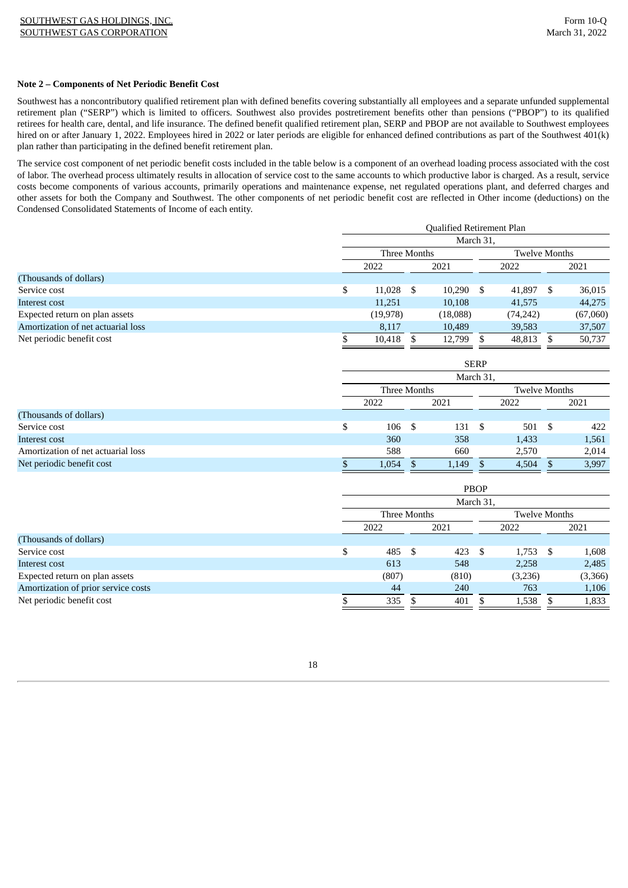**Note 2 – Components of Net Periodic Benefit Cost**

Southwest has a noncontributory qualified retirement plan with defined benefits covering substantially all employees and a separate unfunded supplemental retirement plan ("SERP") which is limited to officers. Southwest also provides postretirement benefits other than pensions ("PBOP") to its qualified retirees for health care, dental, and life insurance. The defined benefit qualified retirement plan, SERP and PBOP are not available to Southwest employees hired on or after January 1, 2022. Employees hired in 2022 or later periods are eligible for enhanced defined contributions as part of the Southwest 401(k) plan rather than participating in the defined benefit retirement plan.

The service cost component of net periodic benefit costs included in the table below is a component of an overhead loading process associated with the cost of labor. The overhead process ultimately results in allocation of service cost to the same accounts to which productive labor is charged. As a result, service costs become components of various accounts, primarily operations and maintenance expense, net regulated operations plant, and deferred charges and other assets for both the Company and Southwest. The other components of net periodic benefit cost are reflected in Other income (deductions) on the Condensed Consolidated Statements of Income of each entity.

| | Qualified Retirement Plan | | | |
|---|---|---|---|---|
| | March 31, | | | |
| | Three Months | | Twelve Months | |
| | 2022 | 2021 | 2022 | 2021 |
| (Thousands of dollars) | | | | |
| Service cost | $ 11,028 | $ 10,290 | $ 41,897 | $ 36,015 |
| Interest cost | 11,251 | 10,108 | 41,575 | 44,275 |
| Expected return on plan assets | (19,978) | (18,088) | (74,242) | (67,060) |
| Amortization of net actuarial loss | 8,117 | 10,489 | 39,583 | 37,507 |
| Net periodic benefit cost | $ 10,418 | $ 12,799 | $ 48,813 | $ 50,737 |

| | SERP | | | |
|---|---|---|---|---|
| | March 31, | | | |
| | Three Months | | Twelve Months | |
| | 2022 | 2021 | 2022 | 2021 |
| (Thousands of dollars) | | | | |
| Service cost | $ 106 | $ 131 | $ 501 | $ 422 |
| Interest cost | 360 | 358 | 1,433 | 1,561 |
| Amortization of net actuarial loss | 588 | 660 | 2,570 | 2,014 |
| Net periodic benefit cost | $ 1,054 | $ 1,149 | $ 4,504 | $ 3,997 |

| | PBOP | | | |
|---|---|---|---|---|
| | March 31, | | | |
| | Three Months | | Twelve Months | |
| | 2022 | 2021 | 2022 | 2021 |
| (Thousands of dollars) | | | | |
| Service cost | $ 485 | $ 423 | $ 1,753 | $ 1,608 |
| Interest cost | 613 | 548 | 2,258 | 2,485 |
| Expected return on plan assets | (807) | (810) | (3,236) | (3,366) |
| Amortization of prior service costs | 44 | 240 | 763 | 1,106 |
| Net periodic benefit cost | $ 335 | $ 401 | $ 1,538 | $ 1,833 |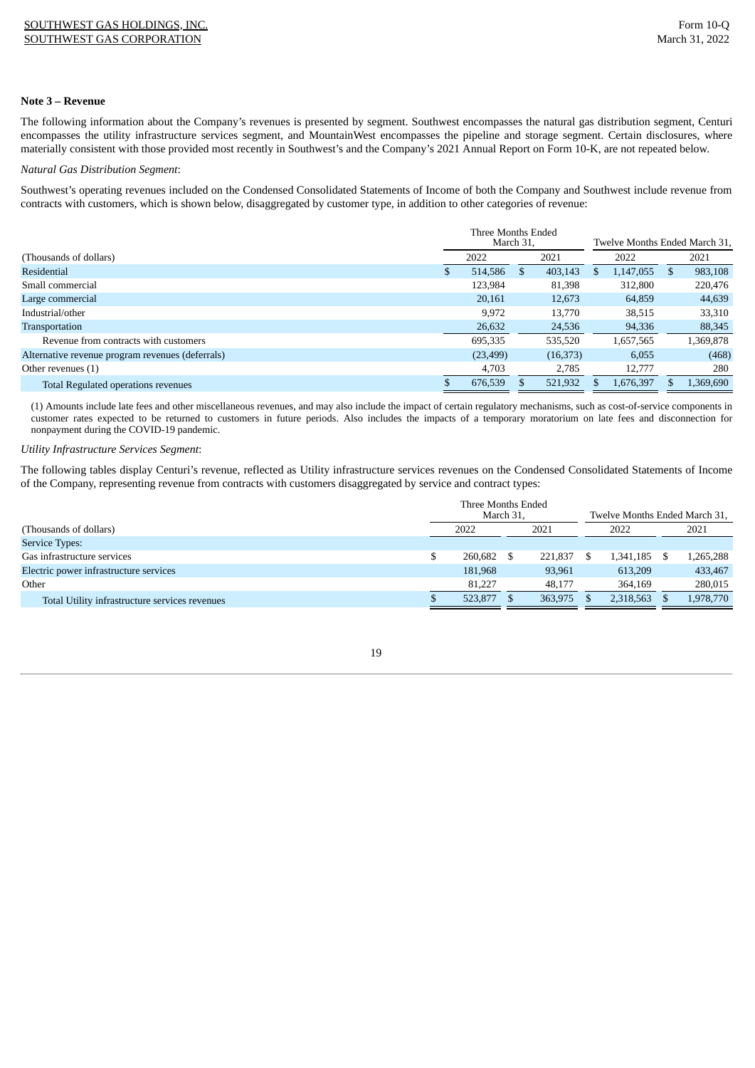**Note 3 – Revenue**

The following information about the Company's revenues is presented by segment. Southwest encompasses the natural gas distribution segment, Centuri encompasses the utility infrastructure services segment, and MountainWest encompasses the pipeline and storage segment. Certain disclosures, where materially consistent with those provided most recently in Southwest's and the Company's 2021 Annual Report on Form 10-K, are not repeated below.

*Natural Gas Distribution Segment*:

Southwest's operating revenues included on the Condensed Consolidated Statements of Income of both the Company and Southwest include revenue from contracts with customers, which is shown below, disaggregated by customer type, in addition to other categories of revenue:

| | Three Months Ended March 31, | | Twelve Months Ended March 31, | |
|---|---|---|---|---|
| (Thousands of dollars) | 2022 | 2021 | 2022 | 2021 |
| Residential | $ 514,586 | $ 403,143 | $ 1,147,055 | $ 983,108 |
| Small commercial | 123,984 | 81,398 | 312,800 | 220,476 |
| Large commercial | 20,161 | 12,673 | 64,859 | 44,639 |
| Industrial/other | 9,972 | 13,770 | 38,515 | 33,310 |
| Transportation | 26,632 | 24,536 | 94,336 | 88,345 |
| Revenue from contracts with customers | 695,335 | 535,520 | 1,657,565 | 1,369,878 |
| Alternative revenue program revenues (deferrals) | (23,499) | (16,373) | 6,055 | (468) |
| Other revenues (1) | 4,703 | 2,785 | 12,777 | 280 |
| Total Regulated operations revenues | $ 676,539 | $ 521,932 | $ 1,676,397 | $ 1,369,690 |

(1) Amounts include late fees and other miscellaneous revenues, and may also include the impact of certain regulatory mechanisms, such as cost-of-service components in customer rates expected to be returned to customers in future periods. Also includes the impacts of a temporary moratorium on late fees and disconnection for nonpayment during the COVID-19 pandemic.

*Utility Infrastructure Services Segment*:

The following tables display Centuri's revenue, reflected as Utility infrastructure services revenues on the Condensed Consolidated Statements of Income of the Company, representing revenue from contracts with customers disaggregated by service and contract types:

| | Three Months Ended March 31, | | Twelve Months Ended March 31, | |
|---|---|---|---|---|
| (Thousands of dollars) | 2022 | 2021 | 2022 | 2021 |
| Service Types: | | | | |
| Gas infrastructure services | $ 260,682 | $ 221,837 | $ 1,341,185 | $ 1,265,288 |
| Electric power infrastructure services | 181,968 | 93,961 | 613,209 | 433,467 |
| Other | 81,227 | 48,177 | 364,169 | 280,015 |
| Total Utility infrastructure services revenues | $ 523,877 | $ 363,975 | $ 2,318,563 | $ 1,978,770 |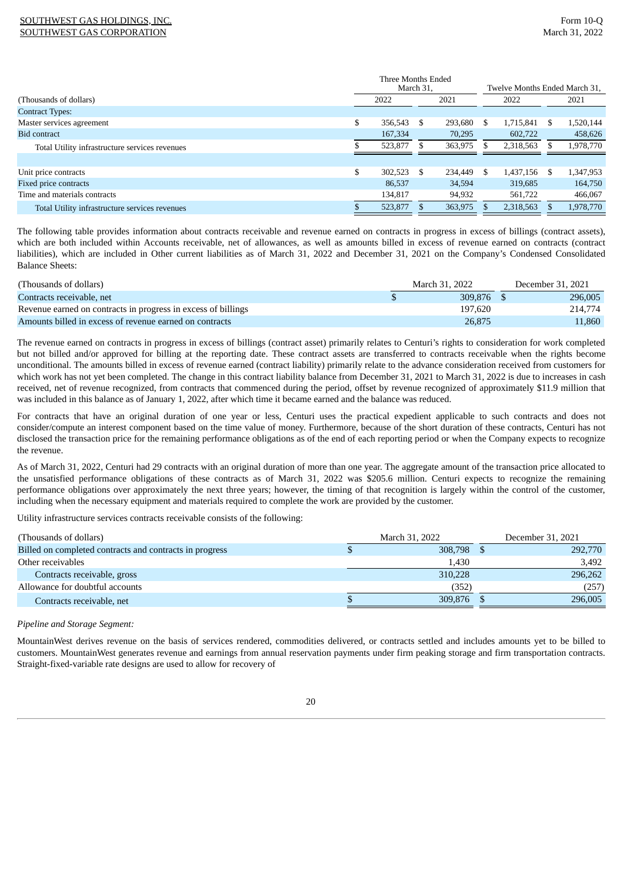| (Thousands of dollars) | Three Months Ended March 31, 2022 | Three Months Ended March 31, 2021 | Twelve Months Ended March 31, 2022 | Twelve Months Ended March 31, 2021 |
|---|---|---|---|---|
| Contract Types: | | | | |
| Master services agreement | $ 356,543 | $ 293,680 | $ 1,715,841 | $ 1,520,144 |
| Bid contract | 167,334 | 70,295 | 602,722 | 458,626 |
| Total Utility infrastructure services revenues | $ 523,877 | $ 363,975 | $ 2,318,563 | $ 1,978,770 |
| | | | | |
| Unit price contracts | $ 302,523 | $ 234,449 | $ 1,437,156 | $ 1,347,953 |
| Fixed price contracts | 86,537 | 34,594 | 319,685 | 164,750 |
| Time and materials contracts | 134,817 | 94,932 | 561,722 | 466,067 |
| Total Utility infrastructure services revenues | $ 523,877 | $ 363,975 | $ 2,318,563 | $ 1,978,770 |

The following table provides information about contracts receivable and revenue earned on contracts in progress in excess of billings (contract assets), which are both included within Accounts receivable, net of allowances, as well as amounts billed in excess of revenue earned on contracts (contract liabilities), which are included in Other current liabilities as of March 31, 2022 and December 31, 2021 on the Company's Condensed Consolidated Balance Sheets:

| (Thousands of dollars) | March 31, 2022 | December 31, 2021 |
|---|---|---|
| Contracts receivable, net | $ 309,876 | $ 296,005 |
| Revenue earned on contracts in progress in excess of billings | 197,620 | 214,774 |
| Amounts billed in excess of revenue earned on contracts | 26,875 | 11,860 |

The revenue earned on contracts in progress in excess of billings (contract asset) primarily relates to Centuri's rights to consideration for work completed but not billed and/or approved for billing at the reporting date. These contract assets are transferred to contracts receivable when the rights become unconditional. The amounts billed in excess of revenue earned (contract liability) primarily relate to the advance consideration received from customers for which work has not yet been completed. The change in this contract liability balance from December 31, 2021 to March 31, 2022 is due to increases in cash received, net of revenue recognized, from contracts that commenced during the period, offset by revenue recognized of approximately $11.9 million that was included in this balance as of January 1, 2022, after which time it became earned and the balance was reduced.

For contracts that have an original duration of one year or less, Centuri uses the practical expedient applicable to such contracts and does not consider/compute an interest component based on the time value of money. Furthermore, because of the short duration of these contracts, Centuri has not disclosed the transaction price for the remaining performance obligations as of the end of each reporting period or when the Company expects to recognize the revenue.

As of March 31, 2022, Centuri had 29 contracts with an original duration of more than one year. The aggregate amount of the transaction price allocated to the unsatisfied performance obligations of these contracts as of March 31, 2022 was $205.6 million. Centuri expects to recognize the remaining performance obligations over approximately the next three years; however, the timing of that recognition is largely within the control of the customer, including when the necessary equipment and materials required to complete the work are provided by the customer.

Utility infrastructure services contracts receivable consists of the following:

| (Thousands of dollars) | March 31, 2022 | December 31, 2021 |
|---|---|---|
| Billed on completed contracts and contracts in progress | $ 308,798 | $ 292,770 |
| Other receivables | 1,430 | 3,492 |
| Contracts receivable, gross | 310,228 | 296,262 |
| Allowance for doubtful accounts | (352) | (257) |
| Contracts receivable, net | $ 309,876 | $ 296,005 |

*Pipeline and Storage Segment:*

MountainWest derives revenue on the basis of services rendered, commodities delivered, or contracts settled and includes amounts yet to be billed to customers. MountainWest generates revenue and earnings from annual reservation payments under firm peaking storage and firm transportation contracts. Straight-fixed-variable rate designs are used to allow for recovery of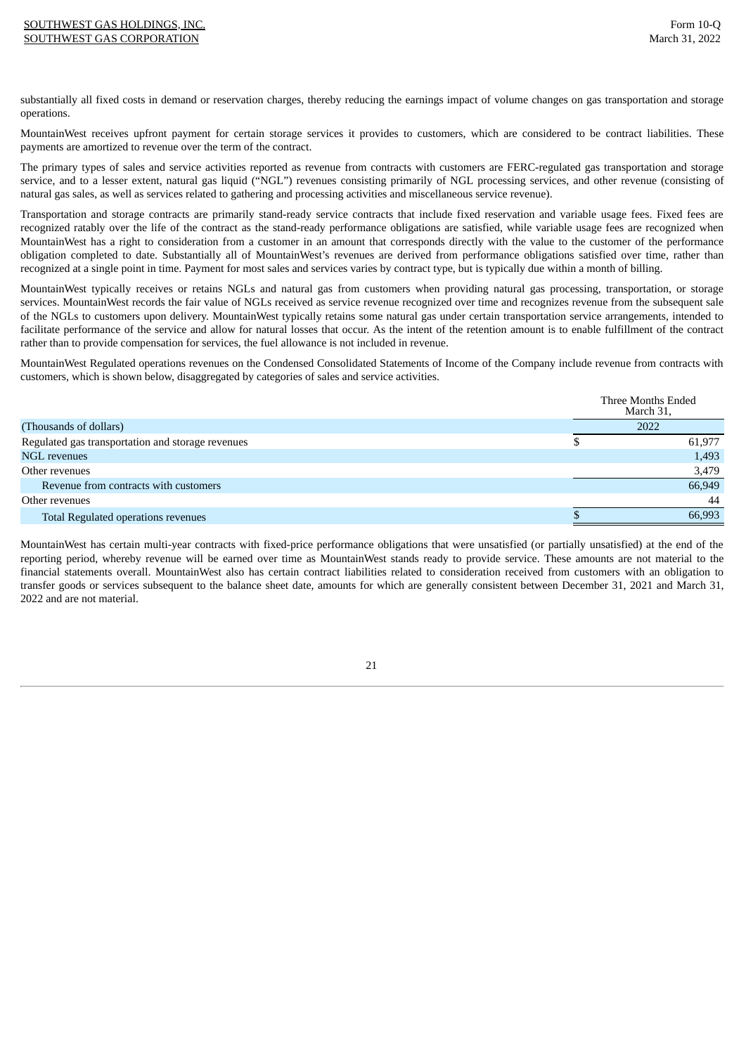substantially all fixed costs in demand or reservation charges, thereby reducing the earnings impact of volume changes on gas transportation and storage operations.

MountainWest receives upfront payment for certain storage services it provides to customers, which are considered to be contract liabilities. These payments are amortized to revenue over the term of the contract.

The primary types of sales and service activities reported as revenue from contracts with customers are FERC-regulated gas transportation and storage service, and to a lesser extent, natural gas liquid ("NGL") revenues consisting primarily of NGL processing services, and other revenue (consisting of natural gas sales, as well as services related to gathering and processing activities and miscellaneous service revenue).

Transportation and storage contracts are primarily stand-ready service contracts that include fixed reservation and variable usage fees. Fixed fees are recognized ratably over the life of the contract as the stand-ready performance obligations are satisfied, while variable usage fees are recognized when MountainWest has a right to consideration from a customer in an amount that corresponds directly with the value to the customer of the performance obligation completed to date. Substantially all of MountainWest's revenues are derived from performance obligations satisfied over time, rather than recognized at a single point in time. Payment for most sales and services varies by contract type, but is typically due within a month of billing.

MountainWest typically receives or retains NGLs and natural gas from customers when providing natural gas processing, transportation, or storage services. MountainWest records the fair value of NGLs received as service revenue recognized over time and recognizes revenue from the subsequent sale of the NGLs to customers upon delivery. MountainWest typically retains some natural gas under certain transportation service arrangements, intended to facilitate performance of the service and allow for natural losses that occur. As the intent of the retention amount is to enable fulfillment of the contract rather than to provide compensation for services, the fuel allowance is not included in revenue.

MountainWest Regulated operations revenues on the Condensed Consolidated Statements of Income of the Company include revenue from contracts with customers, which is shown below, disaggregated by categories of sales and service activities.

| | Three Months Ended March 31, |
|---|---|
| (Thousands of dollars) | 2022 |
| Regulated gas transportation and storage revenues | $ 61,977 |
| NGL revenues | 1,493 |
| Other revenues | 3,479 |
| Revenue from contracts with customers | 66,949 |
| Other revenues | 44 |
| Total Regulated operations revenues | $ 66,993 |

MountainWest has certain multi-year contracts with fixed-price performance obligations that were unsatisfied (or partially unsatisfied) at the end of the reporting period, whereby revenue will be earned over time as MountainWest stands ready to provide service. These amounts are not material to the financial statements overall. MountainWest also has certain contract liabilities related to consideration received from customers with an obligation to transfer goods or services subsequent to the balance sheet date, amounts for which are generally consistent between December 31, 2021 and March 31, 2022 and are not material.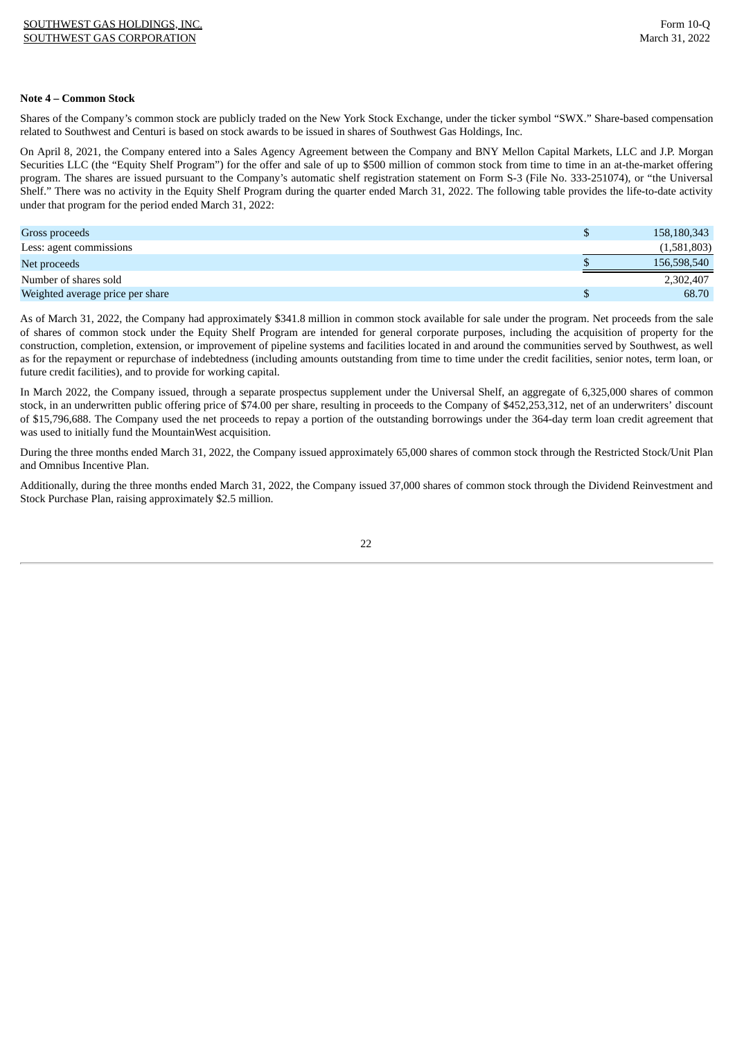**Note 4 – Common Stock**

Shares of the Company’s common stock are publicly traded on the New York Stock Exchange, under the ticker symbol “SWX.” Share-based compensation related to Southwest and Centuri is based on stock awards to be issued in shares of Southwest Gas Holdings, Inc.

On April 8, 2021, the Company entered into a Sales Agency Agreement between the Company and BNY Mellon Capital Markets, LLC and J.P. Morgan Securities LLC (the “Equity Shelf Program”) for the offer and sale of up to $500 million of common stock from time to time in an at-the-market offering program. The shares are issued pursuant to the Company’s automatic shelf registration statement on Form S-3 (File No. 333-251074), or “the Universal Shelf.” There was no activity in the Equity Shelf Program during the quarter ended March 31, 2022. The following table provides the life-to-date activity under that program for the period ended March 31, 2022:

| | |
|---|---|
| Gross proceeds | $ 158,180,343 |
| Less: agent commissions | (1,581,803) |
| Net proceeds | $ 156,598,540 |
| Number of shares sold | 2,302,407 |
| Weighted average price per share | $ 68.70 |

As of March 31, 2022, the Company had approximately $341.8 million in common stock available for sale under the program. Net proceeds from the sale of shares of common stock under the Equity Shelf Program are intended for general corporate purposes, including the acquisition of property for the construction, completion, extension, or improvement of pipeline systems and facilities located in and around the communities served by Southwest, as well as for the repayment or repurchase of indebtedness (including amounts outstanding from time to time under the credit facilities, senior notes, term loan, or future credit facilities), and to provide for working capital.

In March 2022, the Company issued, through a separate prospectus supplement under the Universal Shelf, an aggregate of 6,325,000 shares of common stock, in an underwritten public offering price of $74.00 per share, resulting in proceeds to the Company of $452,253,312, net of an underwriters’ discount of $15,796,688. The Company used the net proceeds to repay a portion of the outstanding borrowings under the 364-day term loan credit agreement that was used to initially fund the MountainWest acquisition.

During the three months ended March 31, 2022, the Company issued approximately 65,000 shares of common stock through the Restricted Stock/Unit Plan and Omnibus Incentive Plan.

Additionally, during the three months ended March 31, 2022, the Company issued 37,000 shares of common stock through the Dividend Reinvestment and Stock Purchase Plan, raising approximately $2.5 million.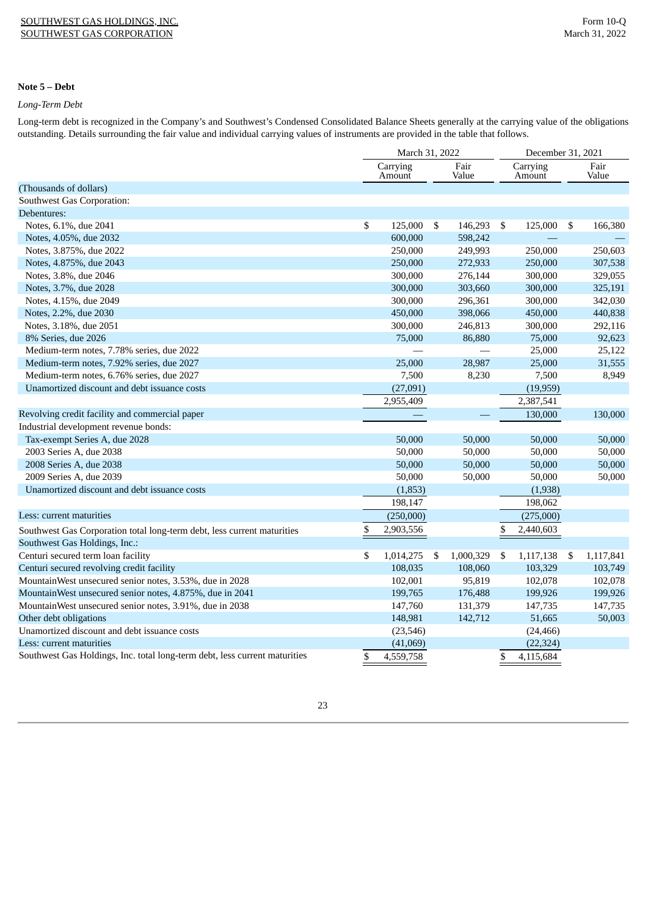## Note 5 – Debt

*Long-Term Debt*

Long-term debt is recognized in the Company's and Southwest's Condensed Consolidated Balance Sheets generally at the carrying value of the obligations outstanding. Details surrounding the fair value and individual carrying values of instruments are provided in the table that follows.

| | March 31, 2022 | | December 31, 2021 | |
|---|---|---|---|---|
| | Carrying Amount | Fair Value | Carrying Amount | Fair Value |
| (Thousands of dollars) | | | | |
| Southwest Gas Corporation: | | | | |
| Debentures: | | | | |
| Notes, 6.1%, due 2041 | $ 125,000 | $ 146,293 | $ 125,000 | $ 166,380 |
| Notes, 4.05%, due 2032 | 600,000 | 598,242 | — | — |
| Notes, 3.875%, due 2022 | 250,000 | 249,993 | 250,000 | 250,603 |
| Notes, 4.875%, due 2043 | 250,000 | 272,933 | 250,000 | 307,538 |
| Notes, 3.8%, due 2046 | 300,000 | 276,144 | 300,000 | 329,055 |
| Notes, 3.7%, due 2028 | 300,000 | 303,660 | 300,000 | 325,191 |
| Notes, 4.15%, due 2049 | 300,000 | 296,361 | 300,000 | 342,030 |
| Notes, 2.2%, due 2030 | 450,000 | 398,066 | 450,000 | 440,838 |
| Notes, 3.18%, due 2051 | 300,000 | 246,813 | 300,000 | 292,116 |
| 8% Series, due 2026 | 75,000 | 86,880 | 75,000 | 92,623 |
| Medium-term notes, 7.78% series, due 2022 | — | — | 25,000 | 25,122 |
| Medium-term notes, 7.92% series, due 2027 | 25,000 | 28,987 | 25,000 | 31,555 |
| Medium-term notes, 6.76% series, due 2027 | 7,500 | 8,230 | 7,500 | 8,949 |
| Unamortized discount and debt issuance costs | (27,091) | | (19,959) | |
| | 2,955,409 | | 2,387,541 | |
| Revolving credit facility and commercial paper | — | — | 130,000 | 130,000 |
| Industrial development revenue bonds: | | | | |
| Tax-exempt Series A, due 2028 | 50,000 | 50,000 | 50,000 | 50,000 |
| 2003 Series A, due 2038 | 50,000 | 50,000 | 50,000 | 50,000 |
| 2008 Series A, due 2038 | 50,000 | 50,000 | 50,000 | 50,000 |
| 2009 Series A, due 2039 | 50,000 | 50,000 | 50,000 | 50,000 |
| Unamortized discount and debt issuance costs | (1,853) | | (1,938) | |
| | 198,147 | | 198,062 | |
| Less: current maturities | (250,000) | | (275,000) | |
| Southwest Gas Corporation total long-term debt, less current maturities | $ 2,903,556 | | $ 2,440,603 | |
| Southwest Gas Holdings, Inc.: | | | | |
| Centuri secured term loan facility | $ 1,014,275 | $ 1,000,329 | $ 1,117,138 | $ 1,117,841 |
| Centuri secured revolving credit facility | 108,035 | 108,060 | 103,329 | 103,749 |
| MountainWest unsecured senior notes, 3.53%, due in 2028 | 102,001 | 95,819 | 102,078 | 102,078 |
| MountainWest unsecured senior notes, 4.875%, due in 2041 | 199,765 | 176,488 | 199,926 | 199,926 |
| MountainWest unsecured senior notes, 3.91%, due in 2038 | 147,760 | 131,379 | 147,735 | 147,735 |
| Other debt obligations | 148,981 | 142,712 | 51,665 | 50,003 |
| Unamortized discount and debt issuance costs | (23,546) | | (24,466) | |
| Less: current maturities | (41,069) | | (22,324) | |
| Southwest Gas Holdings, Inc. total long-term debt, less current maturities | $ 4,559,758 | | $ 4,115,684 | |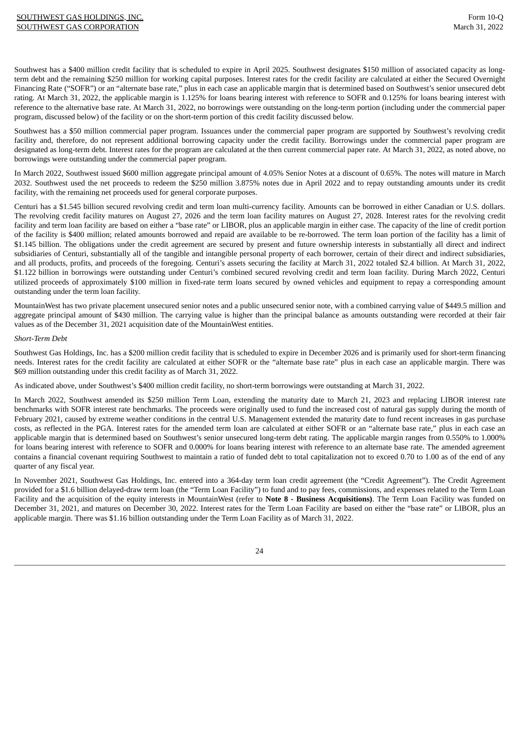Southwest has a $400 million credit facility that is scheduled to expire in April 2025. Southwest designates $150 million of associated capacity as long-term debt and the remaining $250 million for working capital purposes. Interest rates for the credit facility are calculated at either the Secured Overnight Financing Rate ("SOFR") or an "alternate base rate," plus in each case an applicable margin that is determined based on Southwest's senior unsecured debt rating. At March 31, 2022, the applicable margin is 1.125% for loans bearing interest with reference to SOFR and 0.125% for loans bearing interest with reference to the alternative base rate. At March 31, 2022, no borrowings were outstanding on the long-term portion (including under the commercial paper program, discussed below) of the facility or on the short-term portion of this credit facility discussed below.

Southwest has a $50 million commercial paper program. Issuances under the commercial paper program are supported by Southwest's revolving credit facility and, therefore, do not represent additional borrowing capacity under the credit facility. Borrowings under the commercial paper program are designated as long-term debt. Interest rates for the program are calculated at the then current commercial paper rate. At March 31, 2022, as noted above, no borrowings were outstanding under the commercial paper program.

In March 2022, Southwest issued $600 million aggregate principal amount of 4.05% Senior Notes at a discount of 0.65%. The notes will mature in March 2032. Southwest used the net proceeds to redeem the $250 million 3.875% notes due in April 2022 and to repay outstanding amounts under its credit facility, with the remaining net proceeds used for general corporate purposes.

Centuri has a $1.545 billion secured revolving credit and term loan multi-currency facility. Amounts can be borrowed in either Canadian or U.S. dollars. The revolving credit facility matures on August 27, 2026 and the term loan facility matures on August 27, 2028. Interest rates for the revolving credit facility and term loan facility are based on either a "base rate" or LIBOR, plus an applicable margin in either case. The capacity of the line of credit portion of the facility is $400 million; related amounts borrowed and repaid are available to be re-borrowed. The term loan portion of the facility has a limit of $1.145 billion. The obligations under the credit agreement are secured by present and future ownership interests in substantially all direct and indirect subsidiaries of Centuri, substantially all of the tangible and intangible personal property of each borrower, certain of their direct and indirect subsidiaries, and all products, profits, and proceeds of the foregoing. Centuri's assets securing the facility at March 31, 2022 totaled $2.4 billion. At March 31, 2022, $1.122 billion in borrowings were outstanding under Centuri's combined secured revolving credit and term loan facility. During March 2022, Centuri utilized proceeds of approximately $100 million in fixed-rate term loans secured by owned vehicles and equipment to repay a corresponding amount outstanding under the term loan facility.

MountainWest has two private placement unsecured senior notes and a public unsecured senior note, with a combined carrying value of $449.5 million and aggregate principal amount of $430 million. The carrying value is higher than the principal balance as amounts outstanding were recorded at their fair values as of the December 31, 2021 acquisition date of the MountainWest entities.

*Short-Term Debt*

Southwest Gas Holdings, Inc. has a $200 million credit facility that is scheduled to expire in December 2026 and is primarily used for short-term financing needs. Interest rates for the credit facility are calculated at either SOFR or the "alternate base rate" plus in each case an applicable margin. There was $69 million outstanding under this credit facility as of March 31, 2022.

As indicated above, under Southwest's $400 million credit facility, no short-term borrowings were outstanding at March 31, 2022.

In March 2022, Southwest amended its $250 million Term Loan, extending the maturity date to March 21, 2023 and replacing LIBOR interest rate benchmarks with SOFR interest rate benchmarks. The proceeds were originally used to fund the increased cost of natural gas supply during the month of February 2021, caused by extreme weather conditions in the central U.S. Management extended the maturity date to fund recent increases in gas purchase costs, as reflected in the PGA. Interest rates for the amended term loan are calculated at either SOFR or an "alternate base rate," plus in each case an applicable margin that is determined based on Southwest's senior unsecured long-term debt rating. The applicable margin ranges from 0.550% to 1.000% for loans bearing interest with reference to SOFR and 0.000% for loans bearing interest with reference to an alternate base rate. The amended agreement contains a financial covenant requiring Southwest to maintain a ratio of funded debt to total capitalization not to exceed 0.70 to 1.00 as of the end of any quarter of any fiscal year.

In November 2021, Southwest Gas Holdings, Inc. entered into a 364-day term loan credit agreement (the "Credit Agreement"). The Credit Agreement provided for a $1.6 billion delayed-draw term loan (the "Term Loan Facility") to fund and to pay fees, commissions, and expenses related to the Term Loan Facility and the acquisition of the equity interests in MountainWest (refer to **Note 8 - Business Acquisitions**). The Term Loan Facility was funded on December 31, 2021, and matures on December 30, 2022. Interest rates for the Term Loan Facility are based on either the "base rate" or LIBOR, plus an applicable margin. There was $1.16 billion outstanding under the Term Loan Facility as of March 31, 2022.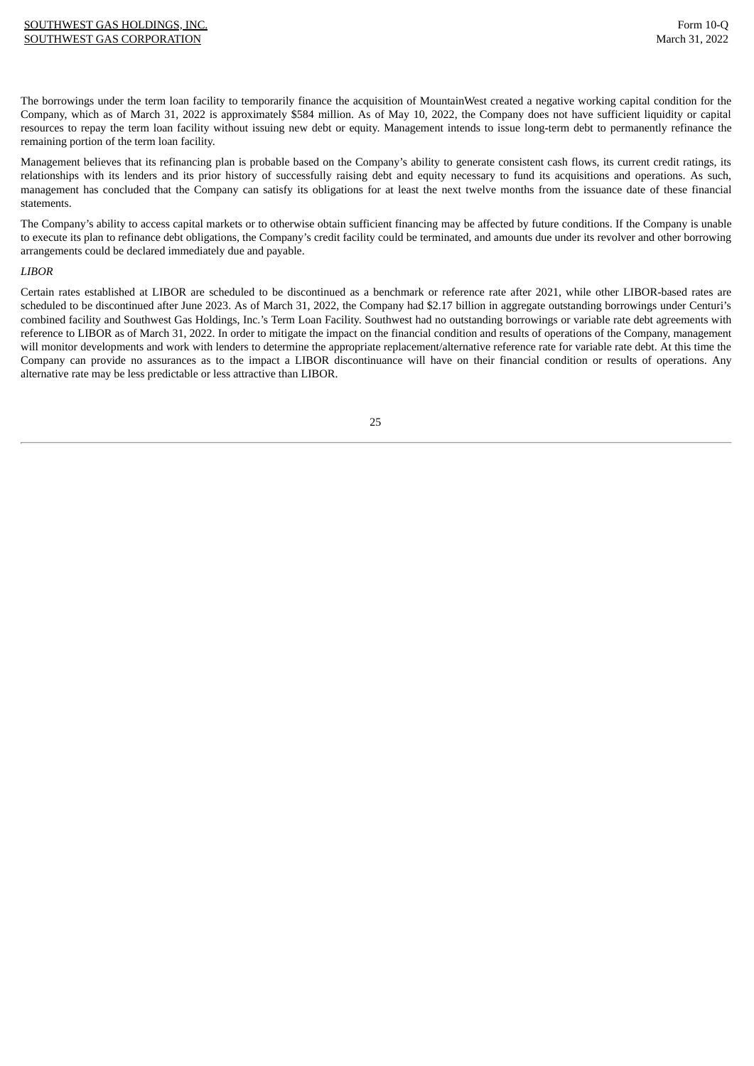The borrowings under the term loan facility to temporarily finance the acquisition of MountainWest created a negative working capital condition for the Company, which as of March 31, 2022 is approximately $584 million. As of May 10, 2022, the Company does not have sufficient liquidity or capital resources to repay the term loan facility without issuing new debt or equity. Management intends to issue long-term debt to permanently refinance the remaining portion of the term loan facility.

Management believes that its refinancing plan is probable based on the Company's ability to generate consistent cash flows, its current credit ratings, its relationships with its lenders and its prior history of successfully raising debt and equity necessary to fund its acquisitions and operations. As such, management has concluded that the Company can satisfy its obligations for at least the next twelve months from the issuance date of these financial statements.

The Company's ability to access capital markets or to otherwise obtain sufficient financing may be affected by future conditions. If the Company is unable to execute its plan to refinance debt obligations, the Company's credit facility could be terminated, and amounts due under its revolver and other borrowing arrangements could be declared immediately due and payable.

*LIBOR*

Certain rates established at LIBOR are scheduled to be discontinued as a benchmark or reference rate after 2021, while other LIBOR-based rates are scheduled to be discontinued after June 2023. As of March 31, 2022, the Company had $2.17 billion in aggregate outstanding borrowings under Centuri's combined facility and Southwest Gas Holdings, Inc.'s Term Loan Facility. Southwest had no outstanding borrowings or variable rate debt agreements with reference to LIBOR as of March 31, 2022. In order to mitigate the impact on the financial condition and results of operations of the Company, management will monitor developments and work with lenders to determine the appropriate replacement/alternative reference rate for variable rate debt. At this time the Company can provide no assurances as to the impact a LIBOR discontinuance will have on their financial condition or results of operations. Any alternative rate may be less predictable or less attractive than LIBOR.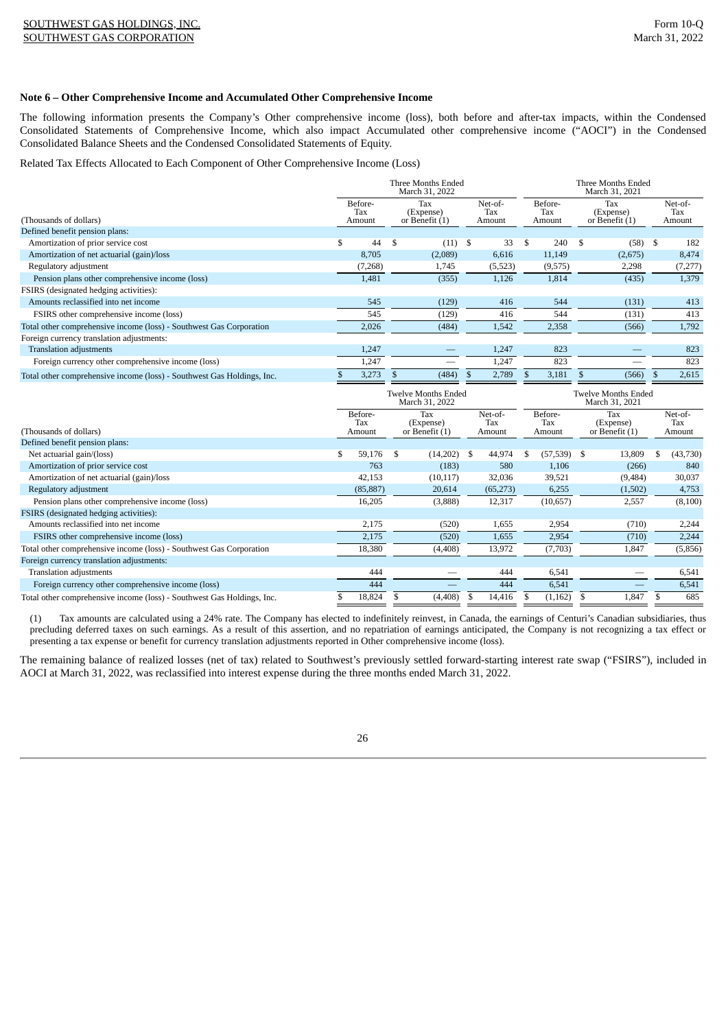## Note 6 – Other Comprehensive Income and Accumulated Other Comprehensive Income

The following information presents the Company's Other comprehensive income (loss), both before and after-tax impacts, within the Condensed Consolidated Statements of Comprehensive Income, which also impact Accumulated other comprehensive income ("AOCI") in the Condensed Consolidated Balance Sheets and the Condensed Consolidated Statements of Equity.

Related Tax Effects Allocated to Each Component of Other Comprehensive Income (Loss)

| | Three Months Ended March 31, 2022 | | | Three Months Ended March 31, 2021 | | |
|---|---|---|---|---|---|---|
| (Thousands of dollars) | Before-Tax Amount | Tax (Expense) or Benefit (1) | Net-of-Tax Amount | Before-Tax Amount | Tax (Expense) or Benefit (1) | Net-of-Tax Amount |
| Defined benefit pension plans: | | | | | | |
| Amortization of prior service cost | $ 44 | $ (11) | $ 33 | $ 240 | $ (58) | $ 182 |
| Amortization of net actuarial (gain)/loss | 8,705 | (2,089) | 6,616 | 11,149 | (2,675) | 8,474 |
| Regulatory adjustment | (7,268) | 1,745 | (5,523) | (9,575) | 2,298 | (7,277) |
| Pension plans other comprehensive income (loss) | 1,481 | (355) | 1,126 | 1,814 | (435) | 1,379 |
| FSIRS (designated hedging activities): | | | | | | |
| Amounts reclassified into net income | 545 | (129) | 416 | 544 | (131) | 413 |
| FSIRS other comprehensive income (loss) | 545 | (129) | 416 | 544 | (131) | 413 |
| Total other comprehensive income (loss) - Southwest Gas Corporation | 2,026 | (484) | 1,542 | 2,358 | (566) | 1,792 |
| Foreign currency translation adjustments: | | | | | | |
| Translation adjustments | 1,247 | — | 1,247 | 823 | — | 823 |
| Foreign currency other comprehensive income (loss) | 1,247 | — | 1,247 | 823 | — | 823 |
| Total other comprehensive income (loss) - Southwest Gas Holdings, Inc. | $ 3,273 | $ (484) | $ 2,789 | $ 3,181 | $ (566) | $ 2,615 |

| | Twelve Months Ended March 31, 2022 | | | Twelve Months Ended March 31, 2021 | | |
|---|---|---|---|---|---|---|
| (Thousands of dollars) | Before-Tax Amount | Tax (Expense) or Benefit (1) | Net-of-Tax Amount | Before-Tax Amount | Tax (Expense) or Benefit (1) | Net-of-Tax Amount |
| Defined benefit pension plans: | | | | | | |
| Net actuarial gain/(loss) | $ 59,176 | $ (14,202) | $ 44,974 | $ (57,539) | $ 13,809 | $ (43,730) |
| Amortization of prior service cost | 763 | (183) | 580 | 1,106 | (266) | 840 |
| Amortization of net actuarial (gain)/loss | 42,153 | (10,117) | 32,036 | 39,521 | (9,484) | 30,037 |
| Regulatory adjustment | (85,887) | 20,614 | (65,273) | 6,255 | (1,502) | 4,753 |
| Pension plans other comprehensive income (loss) | 16,205 | (3,888) | 12,317 | (10,657) | 2,557 | (8,100) |
| FSIRS (designated hedging activities): | | | | | | |
| Amounts reclassified into net income | 2,175 | (520) | 1,655 | 2,954 | (710) | 2,244 |
| FSIRS other comprehensive income (loss) | 2,175 | (520) | 1,655 | 2,954 | (710) | 2,244 |
| Total other comprehensive income (loss) - Southwest Gas Corporation | 18,380 | (4,408) | 13,972 | (7,703) | 1,847 | (5,856) |
| Foreign currency translation adjustments: | | | | | | |
| Translation adjustments | 444 | — | 444 | 6,541 | — | 6,541 |
| Foreign currency other comprehensive income (loss) | 444 | — | 444 | 6,541 | — | 6,541 |
| Total other comprehensive income (loss) - Southwest Gas Holdings, Inc. | $ 18,824 | $ (4,408) | $ 14,416 | $ (1,162) | $ 1,847 | $ 685 |

(1) Tax amounts are calculated using a 24% rate. The Company has elected to indefinitely reinvest, in Canada, the earnings of Centuri's Canadian subsidiaries, thus precluding deferred taxes on such earnings. As a result of this assertion, and no repatriation of earnings anticipated, the Company is not recognizing a tax effect or presenting a tax expense or benefit for currency translation adjustments reported in Other comprehensive income (loss).

The remaining balance of realized losses (net of tax) related to Southwest's previously settled forward-starting interest rate swap ("FSIRS"), included in AOCI at March 31, 2022, was reclassified into interest expense during the three months ended March 31, 2022.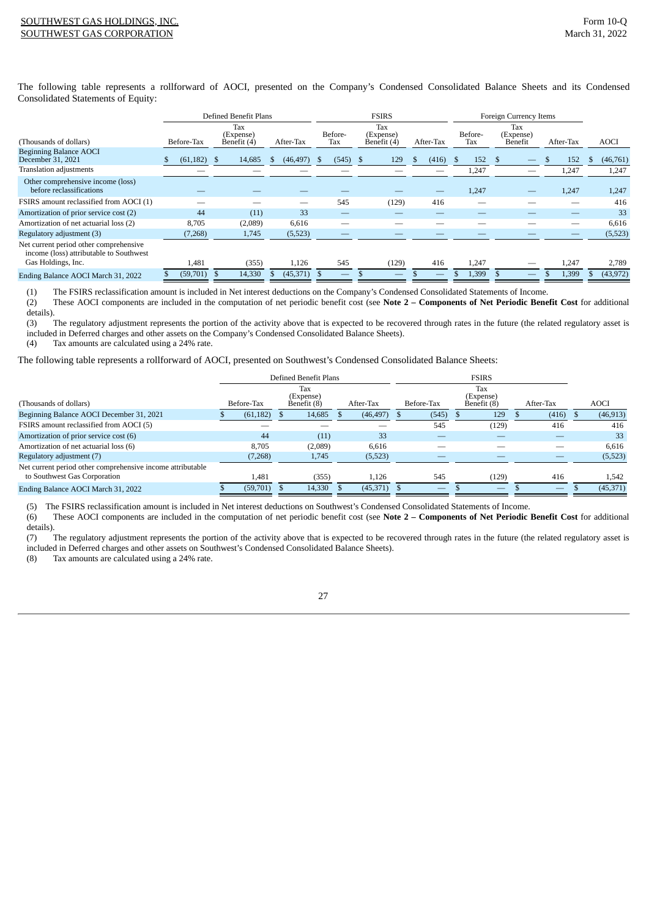The following table represents a rollforward of AOCI, presented on the Company's Condensed Consolidated Balance Sheets and its Condensed Consolidated Statements of Equity:

| | Defined Benefit Plans | | | FSIRS | | | Foreign Currency Items | | | |
|---|---|---|---|---|---|---|---|---|---|---|
| (Thousands of dollars) | Before-Tax | Tax (Expense) Benefit (4) | After-Tax | Before-Tax | Tax (Expense) Benefit (4) | After-Tax | Before-Tax | Tax (Expense) Benefit | After-Tax | AOCI |
| Beginning Balance AOCI December 31, 2021 | $ (61,182) | $ 14,685 | $ (46,497) | $ (545) | $ 129 | $ (416) | $ 152 | $ — | $ 152 | $ (46,761) |
| Translation adjustments | — | — | — | — | — | — | 1,247 | — | 1,247 | 1,247 |
| Other comprehensive income (loss) before reclassifications | — | — | — | — | — | — | 1,247 | — | 1,247 | 1,247 |
| FSIRS amount reclassified from AOCI (1) | — | — | — | 545 | (129) | 416 | — | — | — | 416 |
| Amortization of prior service cost (2) | 44 | (11) | 33 | — | — | — | — | — | — | 33 |
| Amortization of net actuarial loss (2) | 8,705 | (2,089) | 6,616 | — | — | — | — | — | — | 6,616 |
| Regulatory adjustment (3) | (7,268) | 1,745 | (5,523) | — | — | — | — | — | — | (5,523) |
| Net current period other comprehensive income (loss) attributable to Southwest Gas Holdings, Inc. | 1,481 | (355) | 1,126 | 545 | (129) | 416 | 1,247 | — | 1,247 | 2,789 |
| Ending Balance AOCI March 31, 2022 | $ (59,701) | $ 14,330 | $ (45,371) | $ — | $ — | $ — | $ 1,399 | $ — | $ 1,399 | $ (43,972) |

(1) The FSIRS reclassification amount is included in Net interest deductions on the Company's Condensed Consolidated Statements of Income.
(2) These AOCI components are included in the computation of net periodic benefit cost (see **Note 2 – Components of Net Periodic Benefit Cost** for additional details).
(3) The regulatory adjustment represents the portion of the activity above that is expected to be recovered through rates in the future (the related regulatory asset is included in Deferred charges and other assets on the Company's Condensed Consolidated Balance Sheets).
(4) Tax amounts are calculated using a 24% rate.

The following table represents a rollforward of AOCI, presented on Southwest's Condensed Consolidated Balance Sheets:

| | Defined Benefit Plans | | | FSIRS | | | |
|---|---|---|---|---|---|---|---|
| (Thousands of dollars) | Before-Tax | Tax (Expense) Benefit (8) | After-Tax | Before-Tax | Tax (Expense) Benefit (8) | After-Tax | AOCI |
| Beginning Balance AOCI December 31, 2021 | $ (61,182) | $ 14,685 | $ (46,497) | $ (545) | $ 129 | $ (416) | $ (46,913) |
| FSIRS amount reclassified from AOCI (5) | — | — | — | 545 | (129) | 416 | 416 |
| Amortization of prior service cost (6) | 44 | (11) | 33 | — | — | — | 33 |
| Amortization of net actuarial loss (6) | 8,705 | (2,089) | 6,616 | — | — | — | 6,616 |
| Regulatory adjustment (7) | (7,268) | 1,745 | (5,523) | — | — | — | (5,523) |
| Net current period other comprehensive income attributable to Southwest Gas Corporation | 1,481 | (355) | 1,126 | 545 | (129) | 416 | 1,542 |
| Ending Balance AOCI March 31, 2022 | $ (59,701) | $ 14,330 | $ (45,371) | $ — | $ — | $ — | $ (45,371) |

(5) The FSIRS reclassification amount is included in Net interest deductions on Southwest's Condensed Consolidated Statements of Income.
(6) These AOCI components are included in the computation of net periodic benefit cost (see **Note 2 – Components of Net Periodic Benefit Cost** for additional details).
(7) The regulatory adjustment represents the portion of the activity above that is expected to be recovered through rates in the future (the related regulatory asset is included in Deferred charges and other assets on Southwest's Condensed Consolidated Balance Sheets).
(8) Tax amounts are calculated using a 24% rate.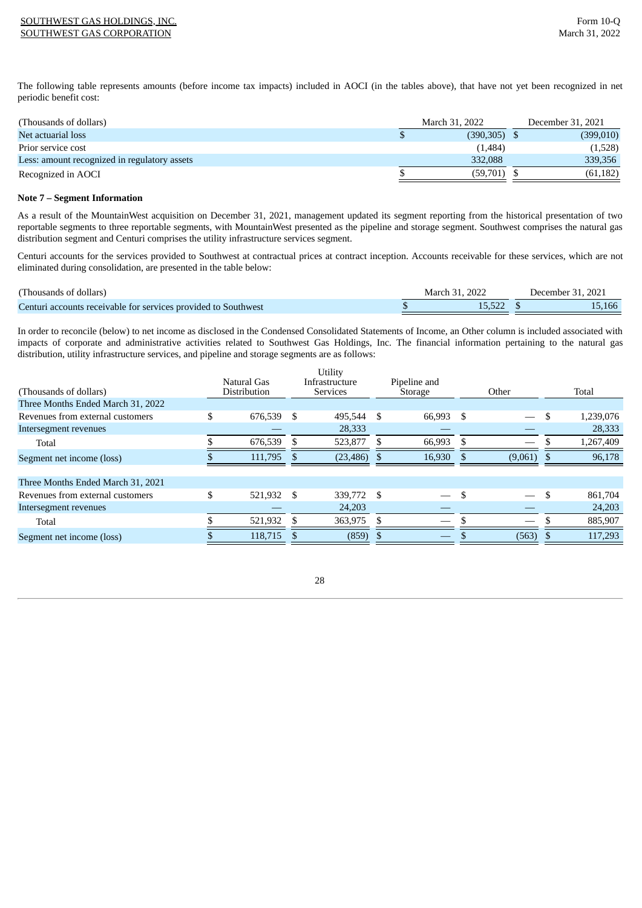The following table represents amounts (before income tax impacts) included in AOCI (in the tables above), that have not yet been recognized in net periodic benefit cost:

| (Thousands of dollars) | March 31, 2022 | December 31, 2021 |
|---|---|---|
| Net actuarial loss | $ (390,305) | $ (399,010) |
| Prior service cost | (1,484) | (1,528) |
| Less: amount recognized in regulatory assets | 332,088 | 339,356 |
| Recognized in AOCI | $ (59,701) | $ (61,182) |

**Note 7 – Segment Information**

As a result of the MountainWest acquisition on December 31, 2021, management updated its segment reporting from the historical presentation of two reportable segments to three reportable segments, with MountainWest presented as the pipeline and storage segment. Southwest comprises the natural gas distribution segment and Centuri comprises the utility infrastructure services segment.

Centuri accounts for the services provided to Southwest at contractual prices at contract inception. Accounts receivable for these services, which are not eliminated during consolidation, are presented in the table below:

| (Thousands of dollars) | March 31, 2022 | December 31, 2021 |
|---|---|---|
| Centuri accounts receivable for services provided to Southwest | $ 15,522 | $ 15,166 |

In order to reconcile (below) to net income as disclosed in the Condensed Consolidated Statements of Income, an Other column is included associated with impacts of corporate and administrative activities related to Southwest Gas Holdings, Inc. The financial information pertaining to the natural gas distribution, utility infrastructure services, and pipeline and storage segments are as follows:

| (Thousands of dollars) | Natural Gas Distribution | Utility Infrastructure Services | Pipeline and Storage | Other | Total |
|---|---|---|---|---|---|
| Three Months Ended March 31, 2022 | | | | | |
| Revenues from external customers | $ 676,539 | $ 495,544 | $ 66,993 | $ — | $ 1,239,076 |
| Intersegment revenues | — | 28,333 | — | — | 28,333 |
| Total | $ 676,539 | $ 523,877 | $ 66,993 | $ — | $ 1,267,409 |
| Segment net income (loss) | $ 111,795 | $ (23,486) | $ 16,930 | $ (9,061) | $ 96,178 |
| | | | | | |
| Three Months Ended March 31, 2021 | | | | | |
| Revenues from external customers | $ 521,932 | $ 339,772 | $ — | $ — | $ 861,704 |
| Intersegment revenues | — | 24,203 | — | — | 24,203 |
| Total | $ 521,932 | $ 363,975 | $ — | $ — | $ 885,907 |
| Segment net income (loss) | $ 118,715 | $ (859) | $ — | $ (563) | $ 117,293 |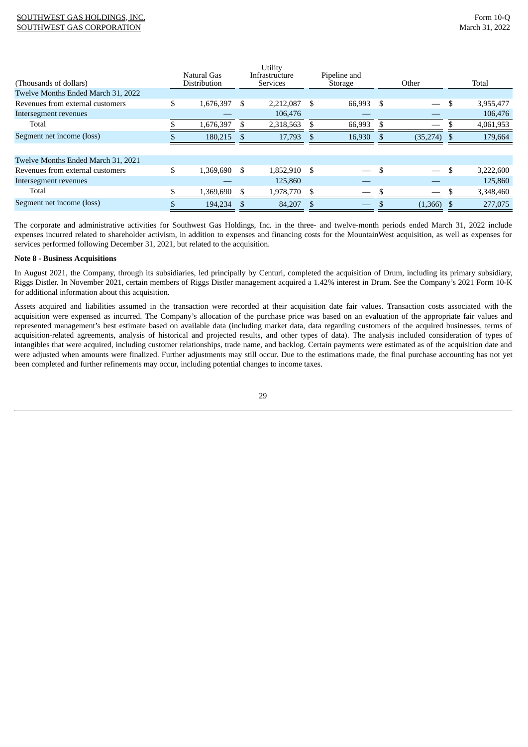| (Thousands of dollars) | Natural Gas Distribution | Utility Infrastructure Services | Pipeline and Storage | Other | Total |
|---|---|---|---|---|---|
| **Twelve Months Ended March 31, 2022** | | | | | |
| Revenues from external customers | $ 1,676,397 | $ 2,212,087 | $ 66,993 | $ — | $ 3,955,477 |
| Intersegment revenues | — | 106,476 | — | — | 106,476 |
| Total | $ 1,676,397 | $ 2,318,563 | $ 66,993 | $ — | $ 4,061,953 |
| Segment net income (loss) | $ 180,215 | $ 17,793 | $ 16,930 | $ (35,274) | $ 179,664 |
| | | | | | |
| **Twelve Months Ended March 31, 2021** | | | | | |
| Revenues from external customers | $ 1,369,690 | $ 1,852,910 | $ — | $ — | $ 3,222,600 |
| Intersegment revenues | — | 125,860 | — | — | 125,860 |
| Total | $ 1,369,690 | $ 1,978,770 | $ — | $ — | $ 3,348,460 |
| Segment net income (loss) | $ 194,234 | $ 84,207 | $ — | $ (1,366) | $ 277,075 |

The corporate and administrative activities for Southwest Gas Holdings, Inc. in the three- and twelve-month periods ended March 31, 2022 include expenses incurred related to shareholder activism, in addition to expenses and financing costs for the MountainWest acquisition, as well as expenses for services performed following December 31, 2021, but related to the acquisition.

**Note 8 - Business Acquisitions**

In August 2021, the Company, through its subsidiaries, led principally by Centuri, completed the acquisition of Drum, including its primary subsidiary, Riggs Distler. In November 2021, certain members of Riggs Distler management acquired a 1.42% interest in Drum. See the Company's 2021 Form 10-K for additional information about this acquisition.

Assets acquired and liabilities assumed in the transaction were recorded at their acquisition date fair values. Transaction costs associated with the acquisition were expensed as incurred. The Company's allocation of the purchase price was based on an evaluation of the appropriate fair values and represented management's best estimate based on available data (including market data, data regarding customers of the acquired businesses, terms of acquisition-related agreements, analysis of historical and projected results, and other types of data). The analysis included consideration of types of intangibles that were acquired, including customer relationships, trade name, and backlog. Certain payments were estimated as of the acquisition date and were adjusted when amounts were finalized. Further adjustments may still occur. Due to the estimations made, the final purchase accounting has not yet been completed and further refinements may occur, including potential changes to income taxes.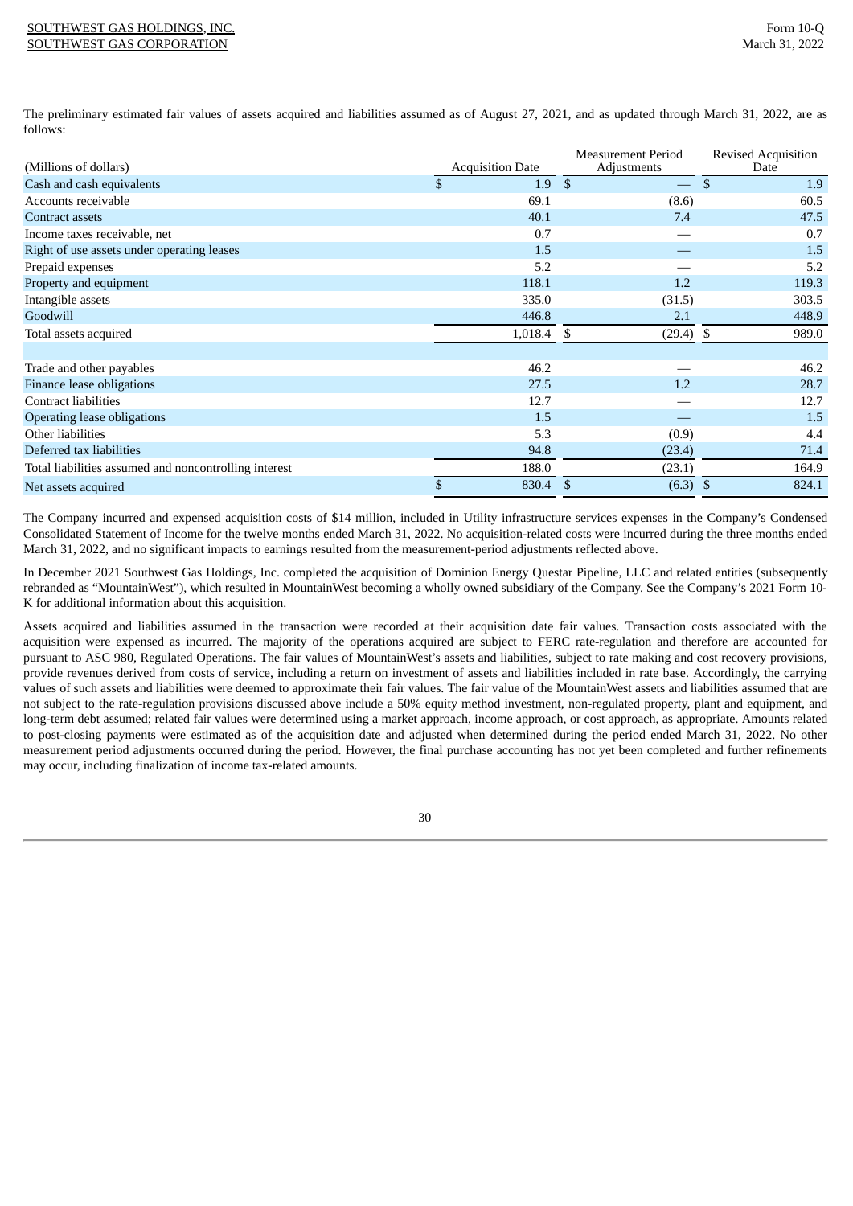The preliminary estimated fair values of assets acquired and liabilities assumed as of August 27, 2021, and as updated through March 31, 2022, are as follows:

| (Millions of dollars) | Acquisition Date | Measurement Period Adjustments | Revised Acquisition Date |
|---|---|---|---|
| Cash and cash equivalents | $ 1.9 | $ — | $ 1.9 |
| Accounts receivable | 69.1 | (8.6) | 60.5 |
| Contract assets | 40.1 | 7.4 | 47.5 |
| Income taxes receivable, net | 0.7 | — | 0.7 |
| Right of use assets under operating leases | 1.5 | — | 1.5 |
| Prepaid expenses | 5.2 | — | 5.2 |
| Property and equipment | 118.1 | 1.2 | 119.3 |
| Intangible assets | 335.0 | (31.5) | 303.5 |
| Goodwill | 446.8 | 2.1 | 448.9 |
| Total assets acquired | 1,018.4 | $ (29.4) | $ 989.0 |
| | | | |
| Trade and other payables | 46.2 | — | 46.2 |
| Finance lease obligations | 27.5 | 1.2 | 28.7 |
| Contract liabilities | 12.7 | — | 12.7 |
| Operating lease obligations | 1.5 | — | 1.5 |
| Other liabilities | 5.3 | (0.9) | 4.4 |
| Deferred tax liabilities | 94.8 | (23.4) | 71.4 |
| Total liabilities assumed and noncontrolling interest | 188.0 | (23.1) | 164.9 |
| Net assets acquired | $ 830.4 | $ (6.3) | $ 824.1 |

The Company incurred and expensed acquisition costs of $14 million, included in Utility infrastructure services expenses in the Company's Condensed Consolidated Statement of Income for the twelve months ended March 31, 2022. No acquisition-related costs were incurred during the three months ended March 31, 2022, and no significant impacts to earnings resulted from the measurement-period adjustments reflected above.

In December 2021 Southwest Gas Holdings, Inc. completed the acquisition of Dominion Energy Questar Pipeline, LLC and related entities (subsequently rebranded as "MountainWest"), which resulted in MountainWest becoming a wholly owned subsidiary of the Company. See the Company's 2021 Form 10-K for additional information about this acquisition.

Assets acquired and liabilities assumed in the transaction were recorded at their acquisition date fair values. Transaction costs associated with the acquisition were expensed as incurred. The majority of the operations acquired are subject to FERC rate-regulation and therefore are accounted for pursuant to ASC 980, Regulated Operations. The fair values of MountainWest's assets and liabilities, subject to rate making and cost recovery provisions, provide revenues derived from costs of service, including a return on investment of assets and liabilities included in rate base. Accordingly, the carrying values of such assets and liabilities were deemed to approximate their fair values. The fair value of the MountainWest assets and liabilities assumed that are not subject to the rate-regulation provisions discussed above include a 50% equity method investment, non-regulated property, plant and equipment, and long-term debt assumed; related fair values were determined using a market approach, income approach, or cost approach, as appropriate. Amounts related to post-closing payments were estimated as of the acquisition date and adjusted when determined during the period ended March 31, 2022. No other measurement period adjustments occurred during the period. However, the final purchase accounting has not yet been completed and further refinements may occur, including finalization of income tax-related amounts.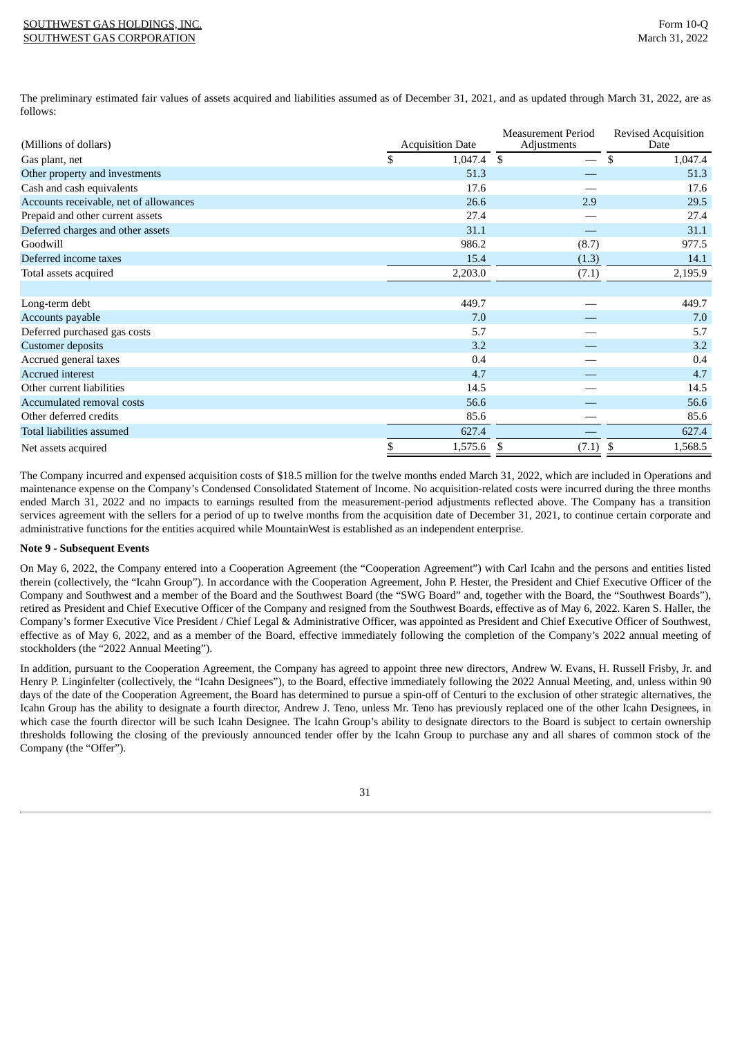The preliminary estimated fair values of assets acquired and liabilities assumed as of December 31, 2021, and as updated through March 31, 2022, are as follows:

| (Millions of dollars) | Acquisition Date | Measurement Period Adjustments | Revised Acquisition Date |
|---|---|---|---|
| Gas plant, net | $ 1,047.4 | $ — | $ 1,047.4 |
| Other property and investments | 51.3 | — | 51.3 |
| Cash and cash equivalents | 17.6 | — | 17.6 |
| Accounts receivable, net of allowances | 26.6 | 2.9 | 29.5 |
| Prepaid and other current assets | 27.4 | — | 27.4 |
| Deferred charges and other assets | 31.1 | — | 31.1 |
| Goodwill | 986.2 | (8.7) | 977.5 |
| Deferred income taxes | 15.4 | (1.3) | 14.1 |
| Total assets acquired | 2,203.0 | (7.1) | 2,195.9 |
| | | | |
| Long-term debt | 449.7 | — | 449.7 |
| Accounts payable | 7.0 | — | 7.0 |
| Deferred purchased gas costs | 5.7 | — | 5.7 |
| Customer deposits | 3.2 | — | 3.2 |
| Accrued general taxes | 0.4 | — | 0.4 |
| Accrued interest | 4.7 | — | 4.7 |
| Other current liabilities | 14.5 | — | 14.5 |
| Accumulated removal costs | 56.6 | — | 56.6 |
| Other deferred credits | 85.6 | — | 85.6 |
| Total liabilities assumed | 627.4 | — | 627.4 |
| Net assets acquired | $ 1,575.6 | $ (7.1) | $ 1,568.5 |

The Company incurred and expensed acquisition costs of $18.5 million for the twelve months ended March 31, 2022, which are included in Operations and maintenance expense on the Company's Condensed Consolidated Statement of Income. No acquisition-related costs were incurred during the three months ended March 31, 2022 and no impacts to earnings resulted from the measurement-period adjustments reflected above. The Company has a transition services agreement with the sellers for a period of up to twelve months from the acquisition date of December 31, 2021, to continue certain corporate and administrative functions for the entities acquired while MountainWest is established as an independent enterprise.

**Note 9 - Subsequent Events**

On May 6, 2022, the Company entered into a Cooperation Agreement (the "Cooperation Agreement") with Carl Icahn and the persons and entities listed therein (collectively, the "Icahn Group"). In accordance with the Cooperation Agreement, John P. Hester, the President and Chief Executive Officer of the Company and Southwest and a member of the Board and the Southwest Board (the "SWG Board" and, together with the Board, the "Southwest Boards"), retired as President and Chief Executive Officer of the Company and resigned from the Southwest Boards, effective as of May 6, 2022. Karen S. Haller, the Company's former Executive Vice President / Chief Legal & Administrative Officer, was appointed as President and Chief Executive Officer of Southwest, effective as of May 6, 2022, and as a member of the Board, effective immediately following the completion of the Company's 2022 annual meeting of stockholders (the "2022 Annual Meeting").

In addition, pursuant to the Cooperation Agreement, the Company has agreed to appoint three new directors, Andrew W. Evans, H. Russell Frisby, Jr. and Henry P. Linginfelter (collectively, the "Icahn Designees"), to the Board, effective immediately following the 2022 Annual Meeting, and, unless within 90 days of the date of the Cooperation Agreement, the Board has determined to pursue a spin-off of Centuri to the exclusion of other strategic alternatives, the Icahn Group has the ability to designate a fourth director, Andrew J. Teno, unless Mr. Teno has previously replaced one of the other Icahn Designees, in which case the fourth director will be such Icahn Designee. The Icahn Group's ability to designate directors to the Board is subject to certain ownership thresholds following the closing of the previously announced tender offer by the Icahn Group to purchase any and all shares of common stock of the Company (the "Offer").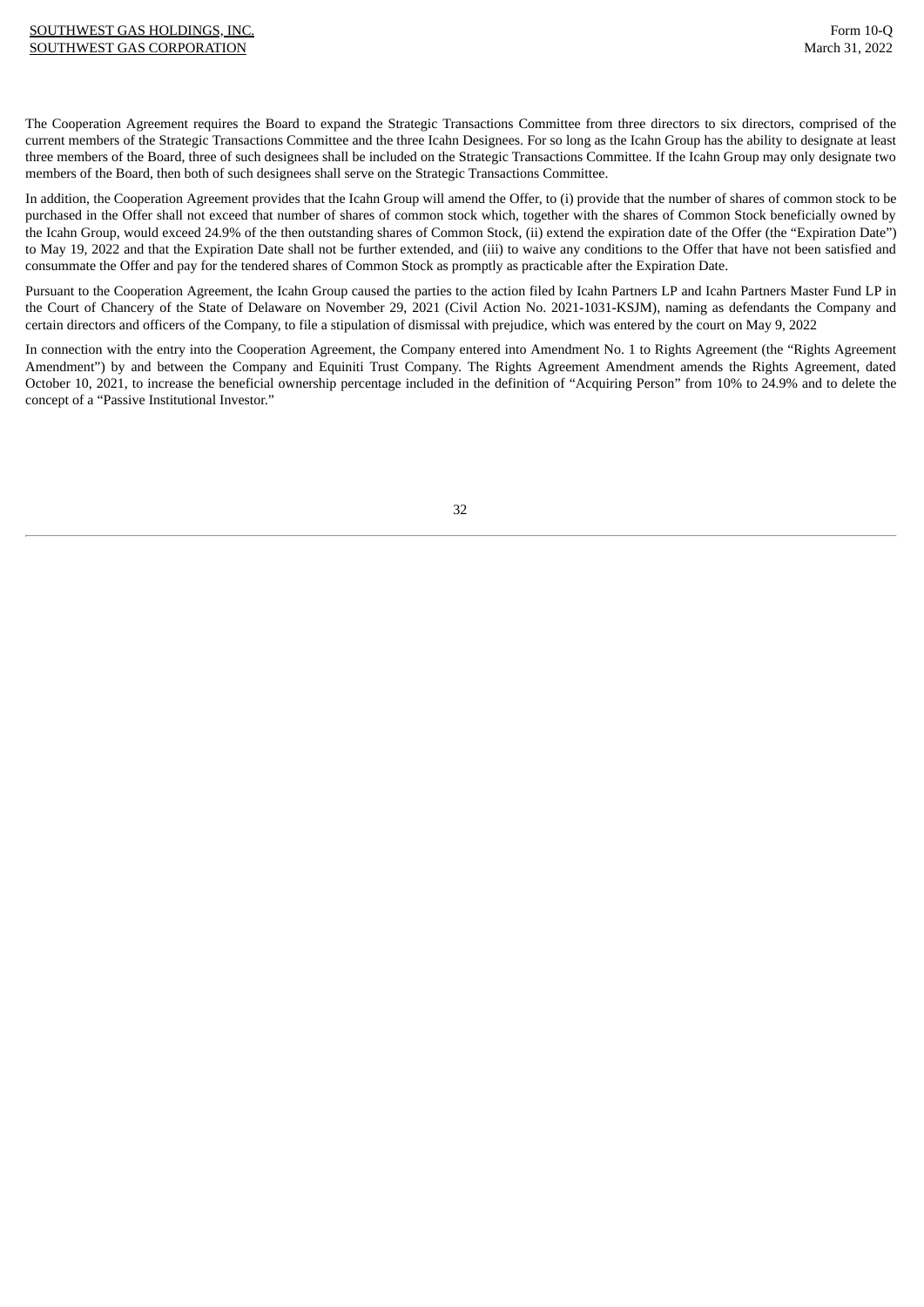The Cooperation Agreement requires the Board to expand the Strategic Transactions Committee from three directors to six directors, comprised of the current members of the Strategic Transactions Committee and the three Icahn Designees. For so long as the Icahn Group has the ability to designate at least three members of the Board, three of such designees shall be included on the Strategic Transactions Committee. If the Icahn Group may only designate two members of the Board, then both of such designees shall serve on the Strategic Transactions Committee.

In addition, the Cooperation Agreement provides that the Icahn Group will amend the Offer, to (i) provide that the number of shares of common stock to be purchased in the Offer shall not exceed that number of shares of common stock which, together with the shares of Common Stock beneficially owned by the Icahn Group, would exceed 24.9% of the then outstanding shares of Common Stock, (ii) extend the expiration date of the Offer (the "Expiration Date") to May 19, 2022 and that the Expiration Date shall not be further extended, and (iii) to waive any conditions to the Offer that have not been satisfied and consummate the Offer and pay for the tendered shares of Common Stock as promptly as practicable after the Expiration Date.

Pursuant to the Cooperation Agreement, the Icahn Group caused the parties to the action filed by Icahn Partners LP and Icahn Partners Master Fund LP in the Court of Chancery of the State of Delaware on November 29, 2021 (Civil Action No. 2021-1031-KSJM), naming as defendants the Company and certain directors and officers of the Company, to file a stipulation of dismissal with prejudice, which was entered by the court on May 9, 2022

In connection with the entry into the Cooperation Agreement, the Company entered into Amendment No. 1 to Rights Agreement (the "Rights Agreement Amendment") by and between the Company and Equiniti Trust Company. The Rights Agreement Amendment amends the Rights Agreement, dated October 10, 2021, to increase the beneficial ownership percentage included in the definition of "Acquiring Person" from 10% to 24.9% and to delete the concept of a "Passive Institutional Investor."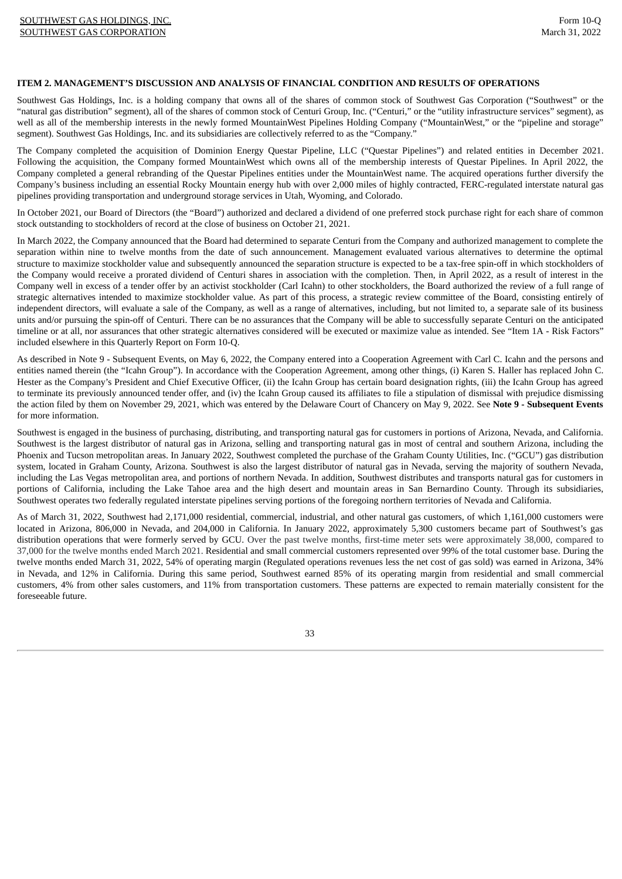### ITEM 2. MANAGEMENT'S DISCUSSION AND ANALYSIS OF FINANCIAL CONDITION AND RESULTS OF OPERATIONS

Southwest Gas Holdings, Inc. is a holding company that owns all of the shares of common stock of Southwest Gas Corporation ("Southwest" or the "natural gas distribution" segment), all of the shares of common stock of Centuri Group, Inc. ("Centuri," or the "utility infrastructure services" segment), as well as all of the membership interests in the newly formed MountainWest Pipelines Holding Company ("MountainWest," or the "pipeline and storage" segment). Southwest Gas Holdings, Inc. and its subsidiaries are collectively referred to as the "Company."

The Company completed the acquisition of Dominion Energy Questar Pipeline, LLC ("Questar Pipelines") and related entities in December 2021. Following the acquisition, the Company formed MountainWest which owns all of the membership interests of Questar Pipelines. In April 2022, the Company completed a general rebranding of the Questar Pipelines entities under the MountainWest name. The acquired operations further diversify the Company's business including an essential Rocky Mountain energy hub with over 2,000 miles of highly contracted, FERC-regulated interstate natural gas pipelines providing transportation and underground storage services in Utah, Wyoming, and Colorado.

In October 2021, our Board of Directors (the "Board") authorized and declared a dividend of one preferred stock purchase right for each share of common stock outstanding to stockholders of record at the close of business on October 21, 2021.

In March 2022, the Company announced that the Board had determined to separate Centuri from the Company and authorized management to complete the separation within nine to twelve months from the date of such announcement. Management evaluated various alternatives to determine the optimal structure to maximize stockholder value and subsequently announced the separation structure is expected to be a tax-free spin-off in which stockholders of the Company would receive a prorated dividend of Centuri shares in association with the completion. Then, in April 2022, as a result of interest in the Company well in excess of a tender offer by an activist stockholder (Carl Icahn) to other stockholders, the Board authorized the review of a full range of strategic alternatives intended to maximize stockholder value. As part of this process, a strategic review committee of the Board, consisting entirely of independent directors, will evaluate a sale of the Company, as well as a range of alternatives, including, but not limited to, a separate sale of its business units and/or pursuing the spin-off of Centuri. There can be no assurances that the Company will be able to successfully separate Centuri on the anticipated timeline or at all, nor assurances that other strategic alternatives considered will be executed or maximize value as intended. See "Item 1A - Risk Factors" included elsewhere in this Quarterly Report on Form 10-Q.

As described in Note 9 - Subsequent Events, on May 6, 2022, the Company entered into a Cooperation Agreement with Carl C. Icahn and the persons and entities named therein (the "Icahn Group"). In accordance with the Cooperation Agreement, among other things, (i) Karen S. Haller has replaced John C. Hester as the Company's President and Chief Executive Officer, (ii) the Icahn Group has certain board designation rights, (iii) the Icahn Group has agreed to terminate its previously announced tender offer, and (iv) the Icahn Group caused its affiliates to file a stipulation of dismissal with prejudice dismissing the action filed by them on November 29, 2021, which was entered by the Delaware Court of Chancery on May 9, 2022. See **Note 9 - Subsequent Events** for more information.

Southwest is engaged in the business of purchasing, distributing, and transporting natural gas for customers in portions of Arizona, Nevada, and California. Southwest is the largest distributor of natural gas in Arizona, selling and transporting natural gas in most of central and southern Arizona, including the Phoenix and Tucson metropolitan areas. In January 2022, Southwest completed the purchase of the Graham County Utilities, Inc. ("GCU") gas distribution system, located in Graham County, Arizona. Southwest is also the largest distributor of natural gas in Nevada, serving the majority of southern Nevada, including the Las Vegas metropolitan area, and portions of northern Nevada. In addition, Southwest distributes and transports natural gas for customers in portions of California, including the Lake Tahoe area and the high desert and mountain areas in San Bernardino County. Through its subsidiaries, Southwest operates two federally regulated interstate pipelines serving portions of the foregoing northern territories of Nevada and California.

As of March 31, 2022, Southwest had 2,171,000 residential, commercial, industrial, and other natural gas customers, of which 1,161,000 customers were located in Arizona, 806,000 in Nevada, and 204,000 in California. In January 2022, approximately 5,300 customers became part of Southwest's gas distribution operations that were formerly served by GCU. Over the past twelve months, first-time meter sets were approximately 38,000, compared to 37,000 for the twelve months ended March 2021. Residential and small commercial customers represented over 99% of the total customer base. During the twelve months ended March 31, 2022, 54% of operating margin (Regulated operations revenues less the net cost of gas sold) was earned in Arizona, 34% in Nevada, and 12% in California. During this same period, Southwest earned 85% of its operating margin from residential and small commercial customers, 4% from other sales customers, and 11% from transportation customers. These patterns are expected to remain materially consistent for the foreseeable future.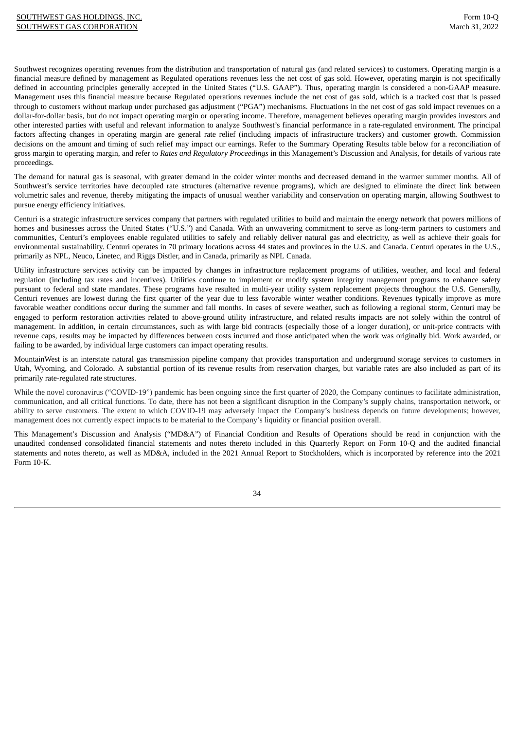Southwest recognizes operating revenues from the distribution and transportation of natural gas (and related services) to customers. Operating margin is a financial measure defined by management as Regulated operations revenues less the net cost of gas sold. However, operating margin is not specifically defined in accounting principles generally accepted in the United States ("U.S. GAAP"). Thus, operating margin is considered a non-GAAP measure. Management uses this financial measure because Regulated operations revenues include the net cost of gas sold, which is a tracked cost that is passed through to customers without markup under purchased gas adjustment ("PGA") mechanisms. Fluctuations in the net cost of gas sold impact revenues on a dollar-for-dollar basis, but do not impact operating margin or operating income. Therefore, management believes operating margin provides investors and other interested parties with useful and relevant information to analyze Southwest's financial performance in a rate-regulated environment. The principal factors affecting changes in operating margin are general rate relief (including impacts of infrastructure trackers) and customer growth. Commission decisions on the amount and timing of such relief may impact our earnings. Refer to the Summary Operating Results table below for a reconciliation of gross margin to operating margin, and refer to *Rates and Regulatory Proceedings* in this Management's Discussion and Analysis, for details of various rate proceedings.

The demand for natural gas is seasonal, with greater demand in the colder winter months and decreased demand in the warmer summer months. All of Southwest's service territories have decoupled rate structures (alternative revenue programs), which are designed to eliminate the direct link between volumetric sales and revenue, thereby mitigating the impacts of unusual weather variability and conservation on operating margin, allowing Southwest to pursue energy efficiency initiatives.

Centuri is a strategic infrastructure services company that partners with regulated utilities to build and maintain the energy network that powers millions of homes and businesses across the United States ("U.S.") and Canada. With an unwavering commitment to serve as long-term partners to customers and communities, Centuri's employees enable regulated utilities to safely and reliably deliver natural gas and electricity, as well as achieve their goals for environmental sustainability. Centuri operates in 70 primary locations across 44 states and provinces in the U.S. and Canada. Centuri operates in the U.S., primarily as NPL, Neuco, Linetec, and Riggs Distler, and in Canada, primarily as NPL Canada.

Utility infrastructure services activity can be impacted by changes in infrastructure replacement programs of utilities, weather, and local and federal regulation (including tax rates and incentives). Utilities continue to implement or modify system integrity management programs to enhance safety pursuant to federal and state mandates. These programs have resulted in multi-year utility system replacement projects throughout the U.S. Generally, Centuri revenues are lowest during the first quarter of the year due to less favorable winter weather conditions. Revenues typically improve as more favorable weather conditions occur during the summer and fall months. In cases of severe weather, such as following a regional storm, Centuri may be engaged to perform restoration activities related to above-ground utility infrastructure, and related results impacts are not solely within the control of management. In addition, in certain circumstances, such as with large bid contracts (especially those of a longer duration), or unit-price contracts with revenue caps, results may be impacted by differences between costs incurred and those anticipated when the work was originally bid. Work awarded, or failing to be awarded, by individual large customers can impact operating results.

MountainWest is an interstate natural gas transmission pipeline company that provides transportation and underground storage services to customers in Utah, Wyoming, and Colorado. A substantial portion of its revenue results from reservation charges, but variable rates are also included as part of its primarily rate-regulated rate structures.

While the novel coronavirus ("COVID-19") pandemic has been ongoing since the first quarter of 2020, the Company continues to facilitate administration, communication, and all critical functions. To date, there has not been a significant disruption in the Company's supply chains, transportation network, or ability to serve customers. The extent to which COVID-19 may adversely impact the Company's business depends on future developments; however, management does not currently expect impacts to be material to the Company's liquidity or financial position overall.

This Management's Discussion and Analysis ("MD&A") of Financial Condition and Results of Operations should be read in conjunction with the unaudited condensed consolidated financial statements and notes thereto included in this Quarterly Report on Form 10-Q and the audited financial statements and notes thereto, as well as MD&A, included in the 2021 Annual Report to Stockholders, which is incorporated by reference into the 2021 Form 10-K.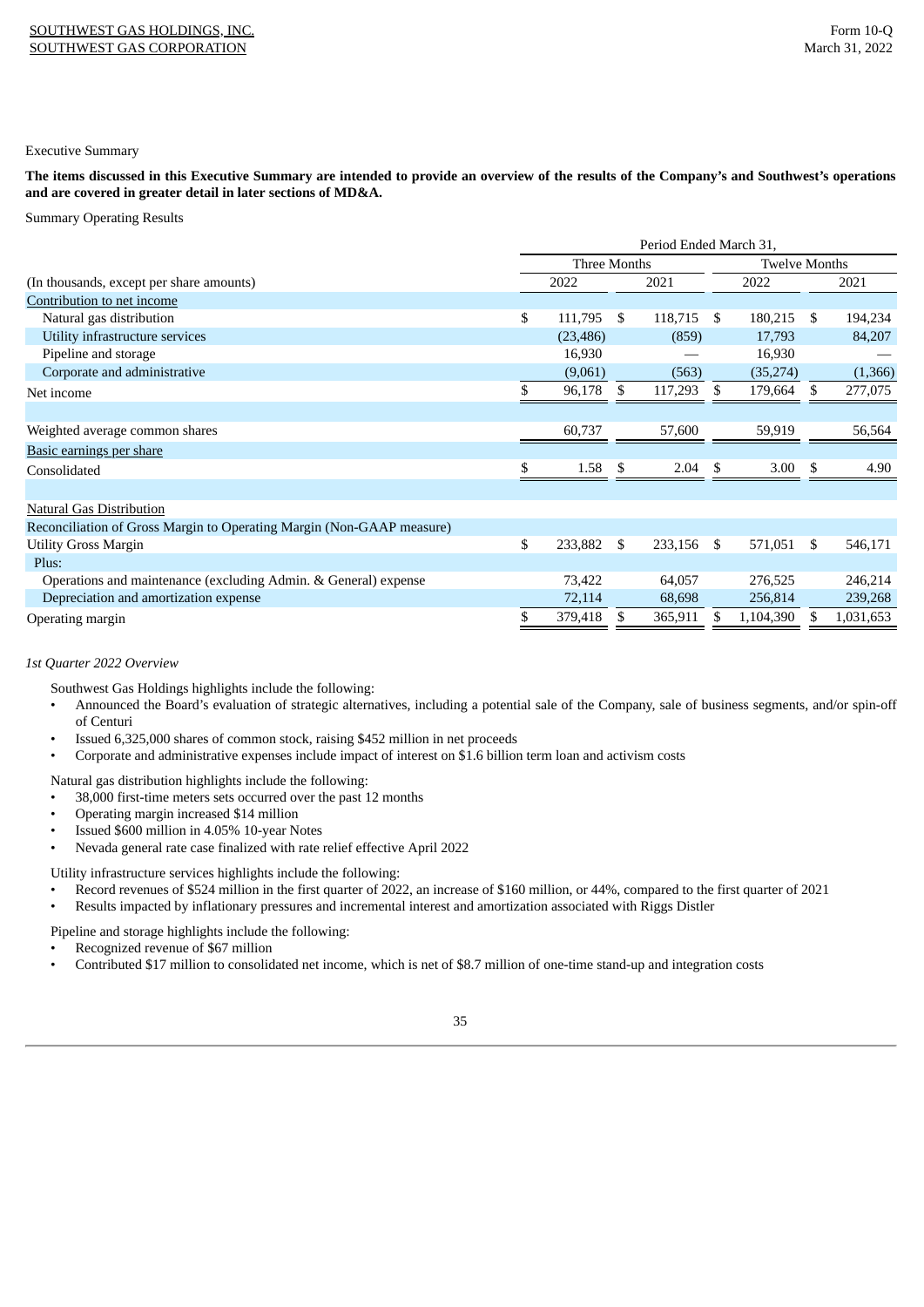Executive Summary

**The items discussed in this Executive Summary are intended to provide an overview of the results of the Company's and Southwest's operations and are covered in greater detail in later sections of MD&A.**

Summary Operating Results

| | Period Ended March 31, | | | |
|---|---|---|---|---|
| | Three Months | | Twelve Months | |
| (In thousands, except per share amounts) | 2022 | 2021 | 2022 | 2021 |
| Contribution to net income | | | | |
| Natural gas distribution | $ 111,795 | $ 118,715 | $ 180,215 | $ 194,234 |
| Utility infrastructure services | (23,486) | (859) | 17,793 | 84,207 |
| Pipeline and storage | 16,930 | — | 16,930 | — |
| Corporate and administrative | (9,061) | (563) | (35,274) | (1,366) |
| Net income | $ 96,178 | $ 117,293 | $ 179,664 | $ 277,075 |
| | | | | |
| Weighted average common shares | 60,737 | 57,600 | 59,919 | 56,564 |
| Basic earnings per share | | | | |
| Consolidated | $ 1.58 | $ 2.04 | $ 3.00 | $ 4.90 |
| | | | | |
| Natural Gas Distribution | | | | |
| Reconciliation of Gross Margin to Operating Margin (Non-GAAP measure) | | | | |
| Utility Gross Margin | $ 233,882 | $ 233,156 | $ 571,051 | $ 546,171 |
| Plus: | | | | |
| Operations and maintenance (excluding Admin. & General) expense | 73,422 | 64,057 | 276,525 | 246,214 |
| Depreciation and amortization expense | 72,114 | 68,698 | 256,814 | 239,268 |
| Operating margin | $ 379,418 | $ 365,911 | $ 1,104,390 | $ 1,031,653 |

*1st Quarter 2022 Overview*

Southwest Gas Holdings highlights include the following:

- Announced the Board's evaluation of strategic alternatives, including a potential sale of the Company, sale of business segments, and/or spin-off of Centuri
- Issued 6,325,000 shares of common stock, raising $452 million in net proceeds
- Corporate and administrative expenses include impact of interest on $1.6 billion term loan and activism costs

Natural gas distribution highlights include the following:

- 38,000 first-time meters sets occurred over the past 12 months
- Operating margin increased $14 million
- Issued $600 million in 4.05% 10-year Notes
- Nevada general rate case finalized with rate relief effective April 2022

Utility infrastructure services highlights include the following:

- Record revenues of $524 million in the first quarter of 2022, an increase of $160 million, or 44%, compared to the first quarter of 2021
- Results impacted by inflationary pressures and incremental interest and amortization associated with Riggs Distler

Pipeline and storage highlights include the following:

- Recognized revenue of $67 million
- Contributed $17 million to consolidated net income, which is net of $8.7 million of one-time stand-up and integration costs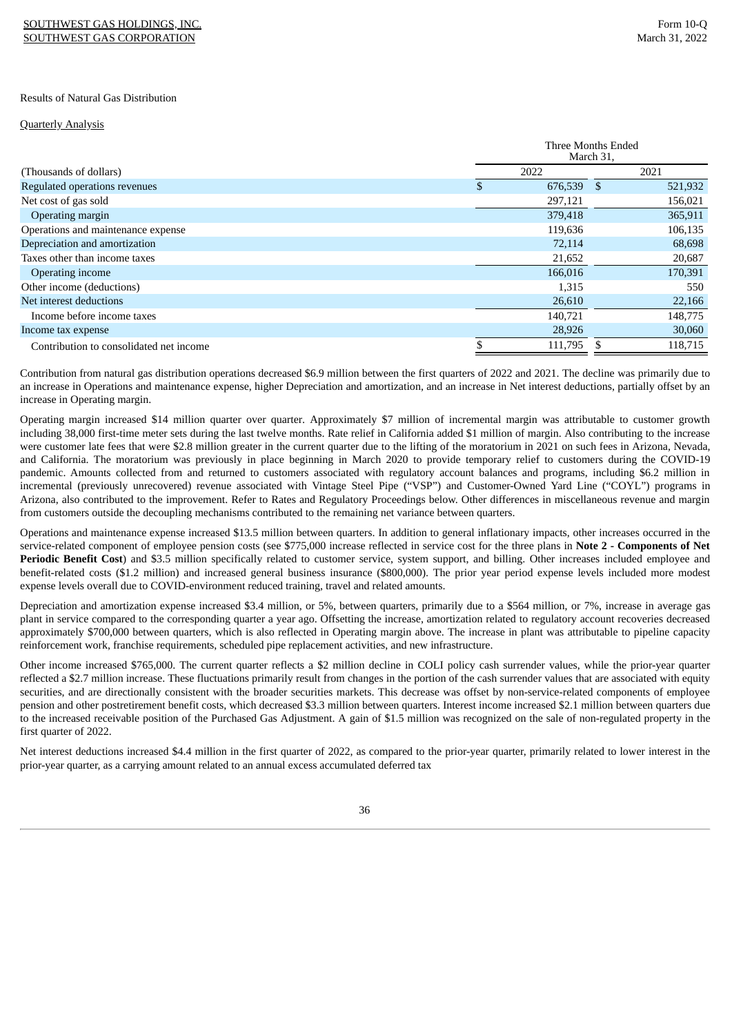Results of Natural Gas Distribution

Quarterly Analysis

| (Thousands of dollars) | Three Months Ended March 31, 2022 | Three Months Ended March 31, 2021 |
|---|---|---|
| Regulated operations revenues | $ 676,539 | $ 521,932 |
| Net cost of gas sold | 297,121 | 156,021 |
| Operating margin | 379,418 | 365,911 |
| Operations and maintenance expense | 119,636 | 106,135 |
| Depreciation and amortization | 72,114 | 68,698 |
| Taxes other than income taxes | 21,652 | 20,687 |
| Operating income | 166,016 | 170,391 |
| Other income (deductions) | 1,315 | 550 |
| Net interest deductions | 26,610 | 22,166 |
| Income before income taxes | 140,721 | 148,775 |
| Income tax expense | 28,926 | 30,060 |
| Contribution to consolidated net income | $ 111,795 | $ 118,715 |

Contribution from natural gas distribution operations decreased $6.9 million between the first quarters of 2022 and 2021. The decline was primarily due to an increase in Operations and maintenance expense, higher Depreciation and amortization, and an increase in Net interest deductions, partially offset by an increase in Operating margin.

Operating margin increased $14 million quarter over quarter. Approximately $7 million of incremental margin was attributable to customer growth including 38,000 first-time meter sets during the last twelve months. Rate relief in California added $1 million of margin. Also contributing to the increase were customer late fees that were $2.8 million greater in the current quarter due to the lifting of the moratorium in 2021 on such fees in Arizona, Nevada, and California. The moratorium was previously in place beginning in March 2020 to provide temporary relief to customers during the COVID-19 pandemic. Amounts collected from and returned to customers associated with regulatory account balances and programs, including $6.2 million in incremental (previously unrecovered) revenue associated with Vintage Steel Pipe ("VSP") and Customer-Owned Yard Line ("COYL") programs in Arizona, also contributed to the improvement. Refer to Rates and Regulatory Proceedings below. Other differences in miscellaneous revenue and margin from customers outside the decoupling mechanisms contributed to the remaining net variance between quarters.

Operations and maintenance expense increased $13.5 million between quarters. In addition to general inflationary impacts, other increases occurred in the service-related component of employee pension costs (see $775,000 increase reflected in service cost for the three plans in **Note 2 - Components of Net Periodic Benefit Cost**) and $3.5 million specifically related to customer service, system support, and billing. Other increases included employee and benefit-related costs ($1.2 million) and increased general business insurance ($800,000). The prior year period expense levels included more modest expense levels overall due to COVID-environment reduced training, travel and related amounts.

Depreciation and amortization expense increased $3.4 million, or 5%, between quarters, primarily due to a $564 million, or 7%, increase in average gas plant in service compared to the corresponding quarter a year ago. Offsetting the increase, amortization related to regulatory account recoveries decreased approximately $700,000 between quarters, which is also reflected in Operating margin above. The increase in plant was attributable to pipeline capacity reinforcement work, franchise requirements, scheduled pipe replacement activities, and new infrastructure.

Other income increased $765,000. The current quarter reflects a $2 million decline in COLI policy cash surrender values, while the prior-year quarter reflected a $2.7 million increase. These fluctuations primarily result from changes in the portion of the cash surrender values that are associated with equity securities, and are directionally consistent with the broader securities markets. This decrease was offset by non-service-related components of employee pension and other postretirement benefit costs, which decreased $3.3 million between quarters. Interest income increased $2.1 million between quarters due to the increased receivable position of the Purchased Gas Adjustment. A gain of $1.5 million was recognized on the sale of non-regulated property in the first quarter of 2022.

Net interest deductions increased $4.4 million in the first quarter of 2022, as compared to the prior-year quarter, primarily related to lower interest in the prior-year quarter, as a carrying amount related to an annual excess accumulated deferred tax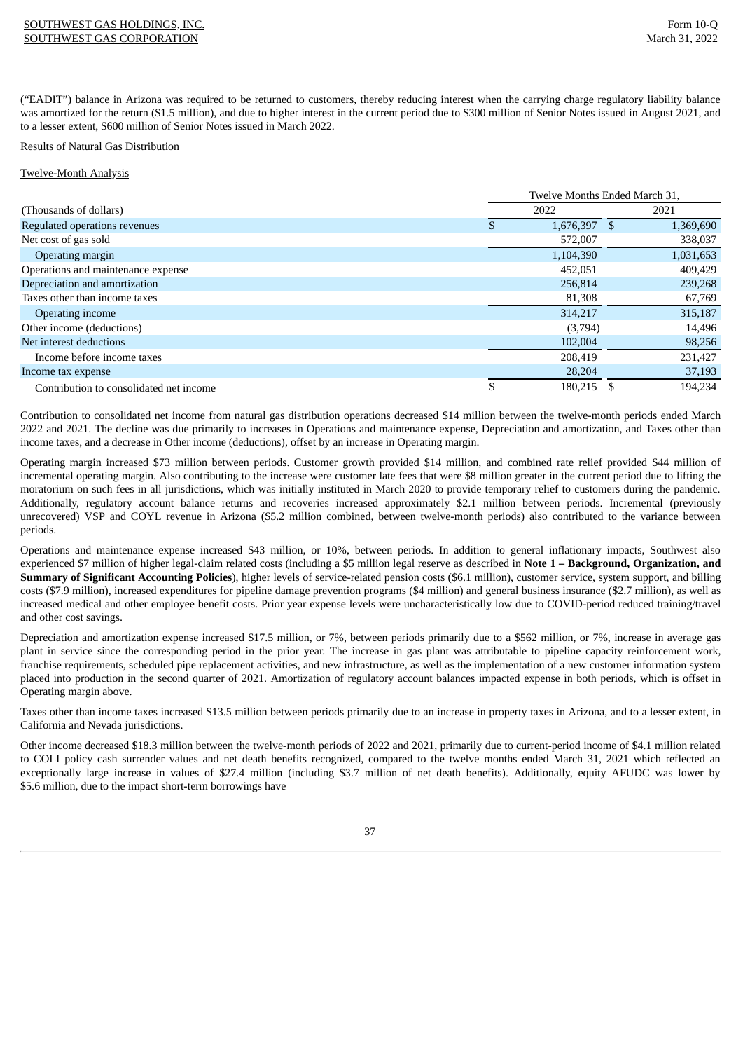("EADIT") balance in Arizona was required to be returned to customers, thereby reducing interest when the carrying charge regulatory liability balance was amortized for the return ($1.5 million), and due to higher interest in the current period due to $300 million of Senior Notes issued in August 2021, and to a lesser extent, $600 million of Senior Notes issued in March 2022.

Results of Natural Gas Distribution

Twelve-Month Analysis

| | Twelve Months Ended March 31, | |
|---|---|---|
| (Thousands of dollars) | 2022 | 2021 |
| Regulated operations revenues | $ 1,676,397 | $ 1,369,690 |
| Net cost of gas sold | 572,007 | 338,037 |
| Operating margin | 1,104,390 | 1,031,653 |
| Operations and maintenance expense | 452,051 | 409,429 |
| Depreciation and amortization | 256,814 | 239,268 |
| Taxes other than income taxes | 81,308 | 67,769 |
| Operating income | 314,217 | 315,187 |
| Other income (deductions) | (3,794) | 14,496 |
| Net interest deductions | 102,004 | 98,256 |
| Income before income taxes | 208,419 | 231,427 |
| Income tax expense | 28,204 | 37,193 |
| Contribution to consolidated net income | $ 180,215 | $ 194,234 |

Contribution to consolidated net income from natural gas distribution operations decreased $14 million between the twelve-month periods ended March 2022 and 2021. The decline was due primarily to increases in Operations and maintenance expense, Depreciation and amortization, and Taxes other than income taxes, and a decrease in Other income (deductions), offset by an increase in Operating margin.

Operating margin increased $73 million between periods. Customer growth provided $14 million, and combined rate relief provided $44 million of incremental operating margin. Also contributing to the increase were customer late fees that were $8 million greater in the current period due to lifting the moratorium on such fees in all jurisdictions, which was initially instituted in March 2020 to provide temporary relief to customers during the pandemic. Additionally, regulatory account balance returns and recoveries increased approximately $2.1 million between periods. Incremental (previously unrecovered) VSP and COYL revenue in Arizona ($5.2 million combined, between twelve-month periods) also contributed to the variance between periods.

Operations and maintenance expense increased $43 million, or 10%, between periods. In addition to general inflationary impacts, Southwest also experienced $7 million of higher legal-claim related costs (including a $5 million legal reserve as described in **Note 1 – Background, Organization, and Summary of Significant Accounting Policies**), higher levels of service-related pension costs ($6.1 million), customer service, system support, and billing costs ($7.9 million), increased expenditures for pipeline damage prevention programs ($4 million) and general business insurance ($2.7 million), as well as increased medical and other employee benefit costs. Prior year expense levels were uncharacteristically low due to COVID-period reduced training/travel and other cost savings.

Depreciation and amortization expense increased $17.5 million, or 7%, between periods primarily due to a $562 million, or 7%, increase in average gas plant in service since the corresponding period in the prior year. The increase in gas plant was attributable to pipeline capacity reinforcement work, franchise requirements, scheduled pipe replacement activities, and new infrastructure, as well as the implementation of a new customer information system placed into production in the second quarter of 2021. Amortization of regulatory account balances impacted expense in both periods, which is offset in Operating margin above.

Taxes other than income taxes increased $13.5 million between periods primarily due to an increase in property taxes in Arizona, and to a lesser extent, in California and Nevada jurisdictions.

Other income decreased $18.3 million between the twelve-month periods of 2022 and 2021, primarily due to current-period income of $4.1 million related to COLI policy cash surrender values and net death benefits recognized, compared to the twelve months ended March 31, 2021 which reflected an exceptionally large increase in values of $27.4 million (including $3.7 million of net death benefits). Additionally, equity AFUDC was lower by $5.6 million, due to the impact short-term borrowings have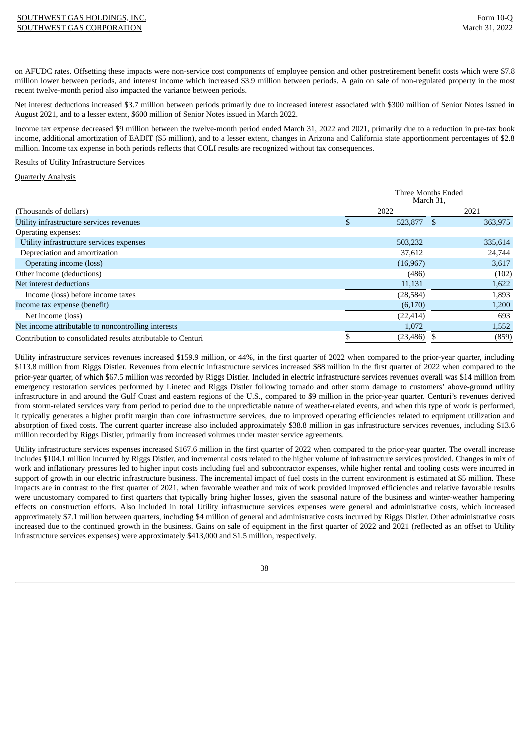on AFUDC rates. Offsetting these impacts were non-service cost components of employee pension and other postretirement benefit costs which were $7.8 million lower between periods, and interest income which increased $3.9 million between periods. A gain on sale of non-regulated property in the most recent twelve-month period also impacted the variance between periods.

Net interest deductions increased $3.7 million between periods primarily due to increased interest associated with $300 million of Senior Notes issued in August 2021, and to a lesser extent, $600 million of Senior Notes issued in March 2022.

Income tax expense decreased $9 million between the twelve-month period ended March 31, 2022 and 2021, primarily due to a reduction in pre-tax book income, additional amortization of EADIT ($5 million), and to a lesser extent, changes in Arizona and California state apportionment percentages of $2.8 million. Income tax expense in both periods reflects that COLI results are recognized without tax consequences.

Results of Utility Infrastructure Services

Quarterly Analysis

| | Three Months Ended March 31, | |
|---|---|---|
| (Thousands of dollars) | 2022 | 2021 |
| Utility infrastructure services revenues | $ 523,877 | $ 363,975 |
| Operating expenses: | | |
| Utility infrastructure services expenses | 503,232 | 335,614 |
| Depreciation and amortization | 37,612 | 24,744 |
| Operating income (loss) | (16,967) | 3,617 |
| Other income (deductions) | (486) | (102) |
| Net interest deductions | 11,131 | 1,622 |
| Income (loss) before income taxes | (28,584) | 1,893 |
| Income tax expense (benefit) | (6,170) | 1,200 |
| Net income (loss) | (22,414) | 693 |
| Net income attributable to noncontrolling interests | 1,072 | 1,552 |
| Contribution to consolidated results attributable to Centuri | $ (23,486) | $ (859) |

Utility infrastructure services revenues increased $159.9 million, or 44%, in the first quarter of 2022 when compared to the prior-year quarter, including $113.8 million from Riggs Distler. Revenues from electric infrastructure services increased $88 million in the first quarter of 2022 when compared to the prior-year quarter, of which $67.5 million was recorded by Riggs Distler. Included in electric infrastructure services revenues overall was $14 million from emergency restoration services performed by Linetec and Riggs Distler following tornado and other storm damage to customers' above-ground utility infrastructure in and around the Gulf Coast and eastern regions of the U.S., compared to $9 million in the prior-year quarter. Centuri's revenues derived from storm-related services vary from period to period due to the unpredictable nature of weather-related events, and when this type of work is performed, it typically generates a higher profit margin than core infrastructure services, due to improved operating efficiencies related to equipment utilization and absorption of fixed costs. The current quarter increase also included approximately $38.8 million in gas infrastructure services revenues, including $13.6 million recorded by Riggs Distler, primarily from increased volumes under master service agreements.

Utility infrastructure services expenses increased $167.6 million in the first quarter of 2022 when compared to the prior-year quarter. The overall increase includes $104.1 million incurred by Riggs Distler, and incremental costs related to the higher volume of infrastructure services provided. Changes in mix of work and inflationary pressures led to higher input costs including fuel and subcontractor expenses, while higher rental and tooling costs were incurred in support of growth in our electric infrastructure business. The incremental impact of fuel costs in the current environment is estimated at $5 million. These impacts are in contrast to the first quarter of 2021, when favorable weather and mix of work provided improved efficiencies and relative favorable results were uncustomary compared to first quarters that typically bring higher losses, given the seasonal nature of the business and winter-weather hampering effects on construction efforts. Also included in total Utility infrastructure services expenses were general and administrative costs, which increased approximately $7.1 million between quarters, including $4 million of general and administrative costs incurred by Riggs Distler. Other administrative costs increased due to the continued growth in the business. Gains on sale of equipment in the first quarter of 2022 and 2021 (reflected as an offset to Utility infrastructure services expenses) were approximately $413,000 and $1.5 million, respectively.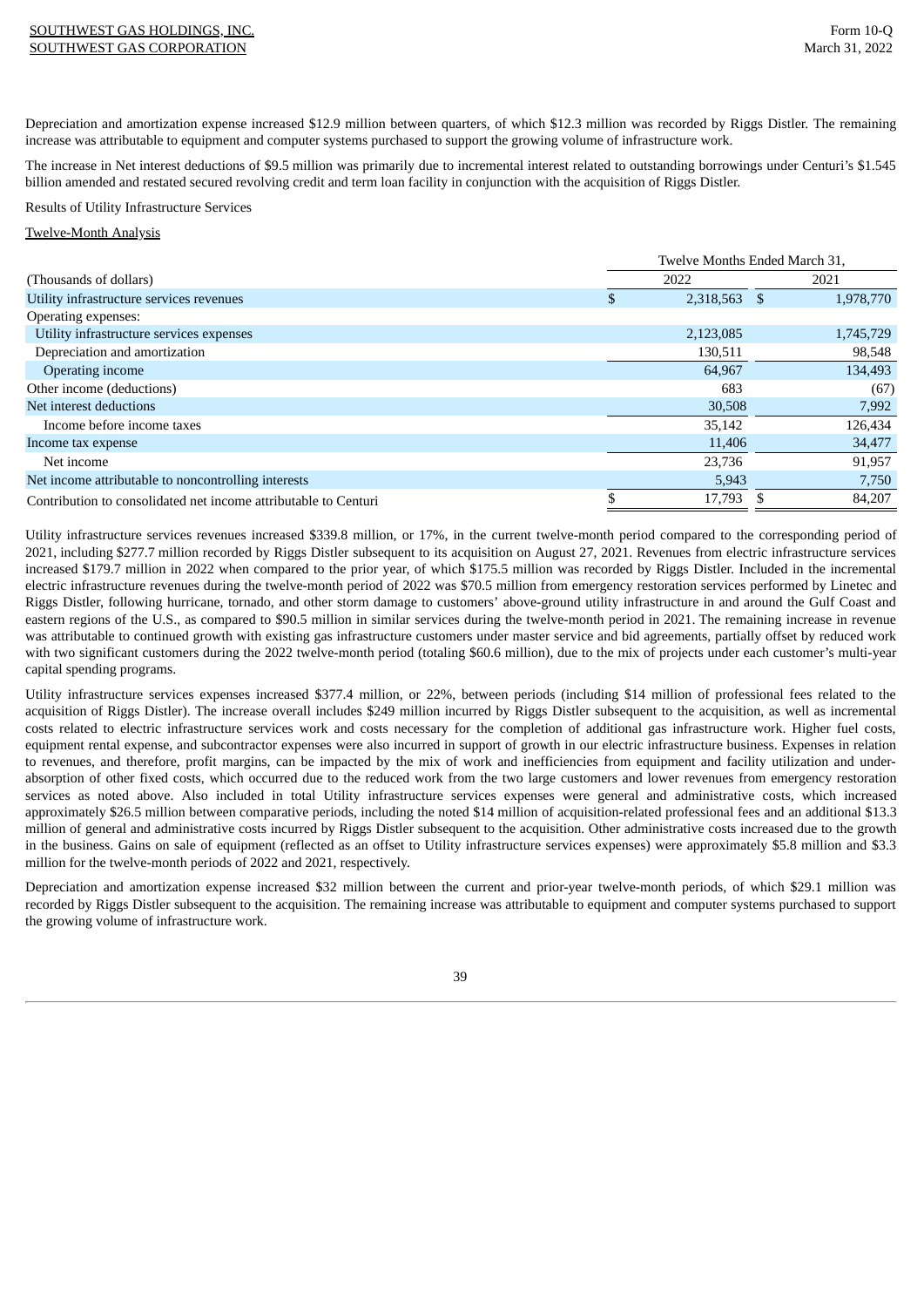Depreciation and amortization expense increased $12.9 million between quarters, of which $12.3 million was recorded by Riggs Distler. The remaining increase was attributable to equipment and computer systems purchased to support the growing volume of infrastructure work.

The increase in Net interest deductions of $9.5 million was primarily due to incremental interest related to outstanding borrowings under Centuri's $1.545 billion amended and restated secured revolving credit and term loan facility in conjunction with the acquisition of Riggs Distler.

Results of Utility Infrastructure Services

Twelve-Month Analysis

| | Twelve Months Ended March 31, | |
|---|---|---|
| (Thousands of dollars) | 2022 | 2021 |
| Utility infrastructure services revenues | $ 2,318,563 | $ 1,978,770 |
| Operating expenses: | | |
| Utility infrastructure services expenses | 2,123,085 | 1,745,729 |
| Depreciation and amortization | 130,511 | 98,548 |
| Operating income | 64,967 | 134,493 |
| Other income (deductions) | 683 | (67) |
| Net interest deductions | 30,508 | 7,992 |
| Income before income taxes | 35,142 | 126,434 |
| Income tax expense | 11,406 | 34,477 |
| Net income | 23,736 | 91,957 |
| Net income attributable to noncontrolling interests | 5,943 | 7,750 |
| Contribution to consolidated net income attributable to Centuri | $ 17,793 | $ 84,207 |

Utility infrastructure services revenues increased $339.8 million, or 17%, in the current twelve-month period compared to the corresponding period of 2021, including $277.7 million recorded by Riggs Distler subsequent to its acquisition on August 27, 2021. Revenues from electric infrastructure services increased $179.7 million in 2022 when compared to the prior year, of which $175.5 million was recorded by Riggs Distler. Included in the incremental electric infrastructure revenues during the twelve-month period of 2022 was $70.5 million from emergency restoration services performed by Linetec and Riggs Distler, following hurricane, tornado, and other storm damage to customers' above-ground utility infrastructure in and around the Gulf Coast and eastern regions of the U.S., as compared to $90.5 million in similar services during the twelve-month period in 2021. The remaining increase in revenue was attributable to continued growth with existing gas infrastructure customers under master service and bid agreements, partially offset by reduced work with two significant customers during the 2022 twelve-month period (totaling $60.6 million), due to the mix of projects under each customer's multi-year capital spending programs.

Utility infrastructure services expenses increased $377.4 million, or 22%, between periods (including $14 million of professional fees related to the acquisition of Riggs Distler). The increase overall includes $249 million incurred by Riggs Distler subsequent to the acquisition, as well as incremental costs related to electric infrastructure services work and costs necessary for the completion of additional gas infrastructure work. Higher fuel costs, equipment rental expense, and subcontractor expenses were also incurred in support of growth in our electric infrastructure business. Expenses in relation to revenues, and therefore, profit margins, can be impacted by the mix of work and inefficiencies from equipment and facility utilization and under-absorption of other fixed costs, which occurred due to the reduced work from the two large customers and lower revenues from emergency restoration services as noted above. Also included in total Utility infrastructure services expenses were general and administrative costs, which increased approximately $26.5 million between comparative periods, including the noted $14 million of acquisition-related professional fees and an additional $13.3 million of general and administrative costs incurred by Riggs Distler subsequent to the acquisition. Other administrative costs increased due to the growth in the business. Gains on sale of equipment (reflected as an offset to Utility infrastructure services expenses) were approximately $5.8 million and $3.3 million for the twelve-month periods of 2022 and 2021, respectively.

Depreciation and amortization expense increased $32 million between the current and prior-year twelve-month periods, of which $29.1 million was recorded by Riggs Distler subsequent to the acquisition. The remaining increase was attributable to equipment and computer systems purchased to support the growing volume of infrastructure work.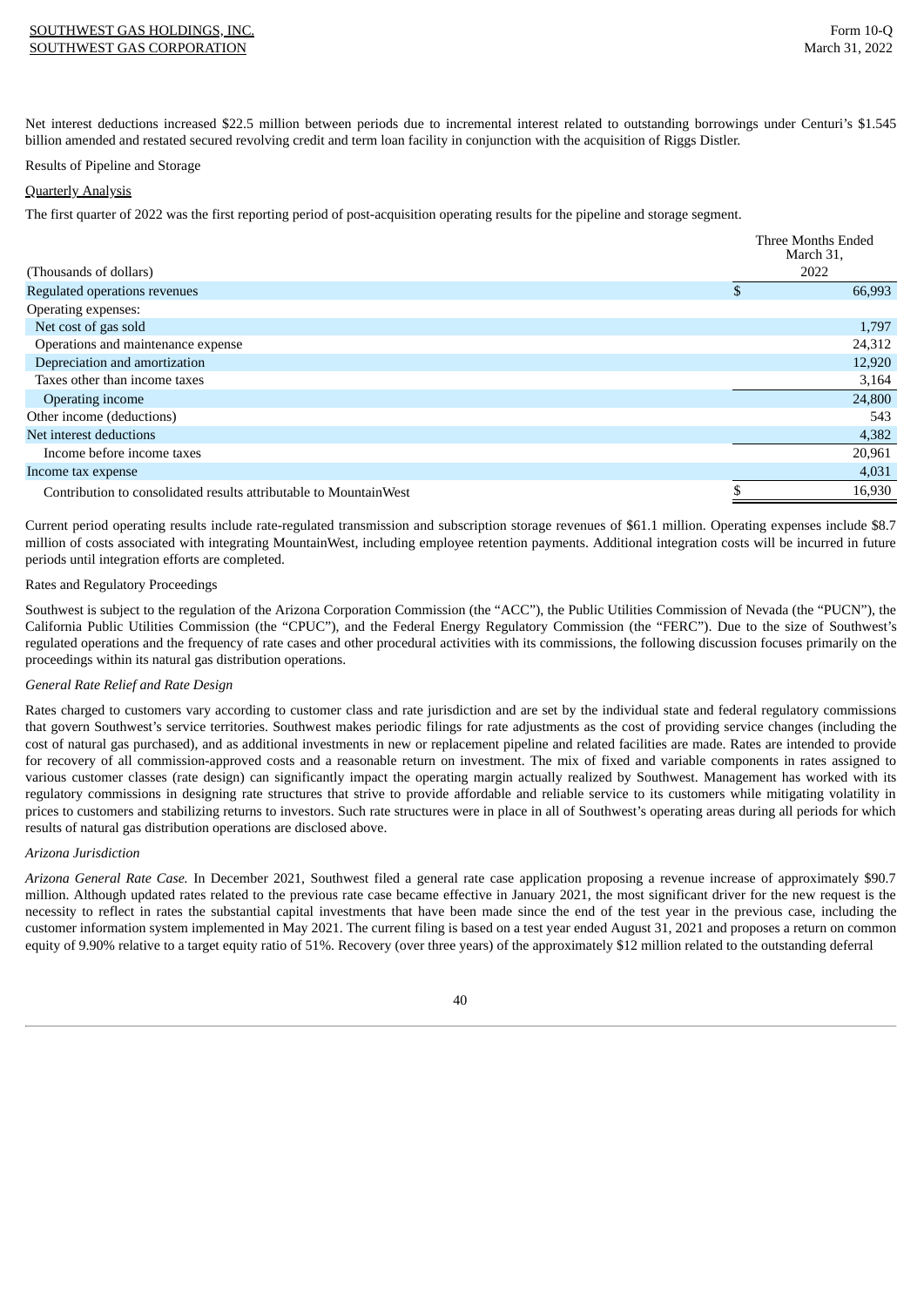Net interest deductions increased $22.5 million between periods due to incremental interest related to outstanding borrowings under Centuri's $1.545 billion amended and restated secured revolving credit and term loan facility in conjunction with the acquisition of Riggs Distler.

Results of Pipeline and Storage

Quarterly Analysis

The first quarter of 2022 was the first reporting period of post-acquisition operating results for the pipeline and storage segment.

| (Thousands of dollars) | Three Months Ended March 31, 2022 |
|---|---|
| Regulated operations revenues | $ 66,993 |
| Operating expenses: | |
| Net cost of gas sold | 1,797 |
| Operations and maintenance expense | 24,312 |
| Depreciation and amortization | 12,920 |
| Taxes other than income taxes | 3,164 |
| Operating income | 24,800 |
| Other income (deductions) | 543 |
| Net interest deductions | 4,382 |
| Income before income taxes | 20,961 |
| Income tax expense | 4,031 |
| Contribution to consolidated results attributable to MountainWest | $ 16,930 |

Current period operating results include rate-regulated transmission and subscription storage revenues of $61.1 million. Operating expenses include $8.7 million of costs associated with integrating MountainWest, including employee retention payments. Additional integration costs will be incurred in future periods until integration efforts are completed.

Rates and Regulatory Proceedings

Southwest is subject to the regulation of the Arizona Corporation Commission (the "ACC"), the Public Utilities Commission of Nevada (the "PUCN"), the California Public Utilities Commission (the "CPUC"), and the Federal Energy Regulatory Commission (the "FERC"). Due to the size of Southwest's regulated operations and the frequency of rate cases and other procedural activities with its commissions, the following discussion focuses primarily on the proceedings within its natural gas distribution operations.

*General Rate Relief and Rate Design*

Rates charged to customers vary according to customer class and rate jurisdiction and are set by the individual state and federal regulatory commissions that govern Southwest's service territories. Southwest makes periodic filings for rate adjustments as the cost of providing service changes (including the cost of natural gas purchased), and as additional investments in new or replacement pipeline and related facilities are made. Rates are intended to provide for recovery of all commission-approved costs and a reasonable return on investment. The mix of fixed and variable components in rates assigned to various customer classes (rate design) can significantly impact the operating margin actually realized by Southwest. Management has worked with its regulatory commissions in designing rate structures that strive to provide affordable and reliable service to its customers while mitigating volatility in prices to customers and stabilizing returns to investors. Such rate structures were in place in all of Southwest's operating areas during all periods for which results of natural gas distribution operations are disclosed above.

*Arizona Jurisdiction*

*Arizona General Rate Case.* In December 2021, Southwest filed a general rate case application proposing a revenue increase of approximately $90.7 million. Although updated rates related to the previous rate case became effective in January 2021, the most significant driver for the new request is the necessity to reflect in rates the substantial capital investments that have been made since the end of the test year in the previous case, including the customer information system implemented in May 2021. The current filing is based on a test year ended August 31, 2021 and proposes a return on common equity of 9.90% relative to a target equity ratio of 51%. Recovery (over three years) of the approximately $12 million related to the outstanding deferral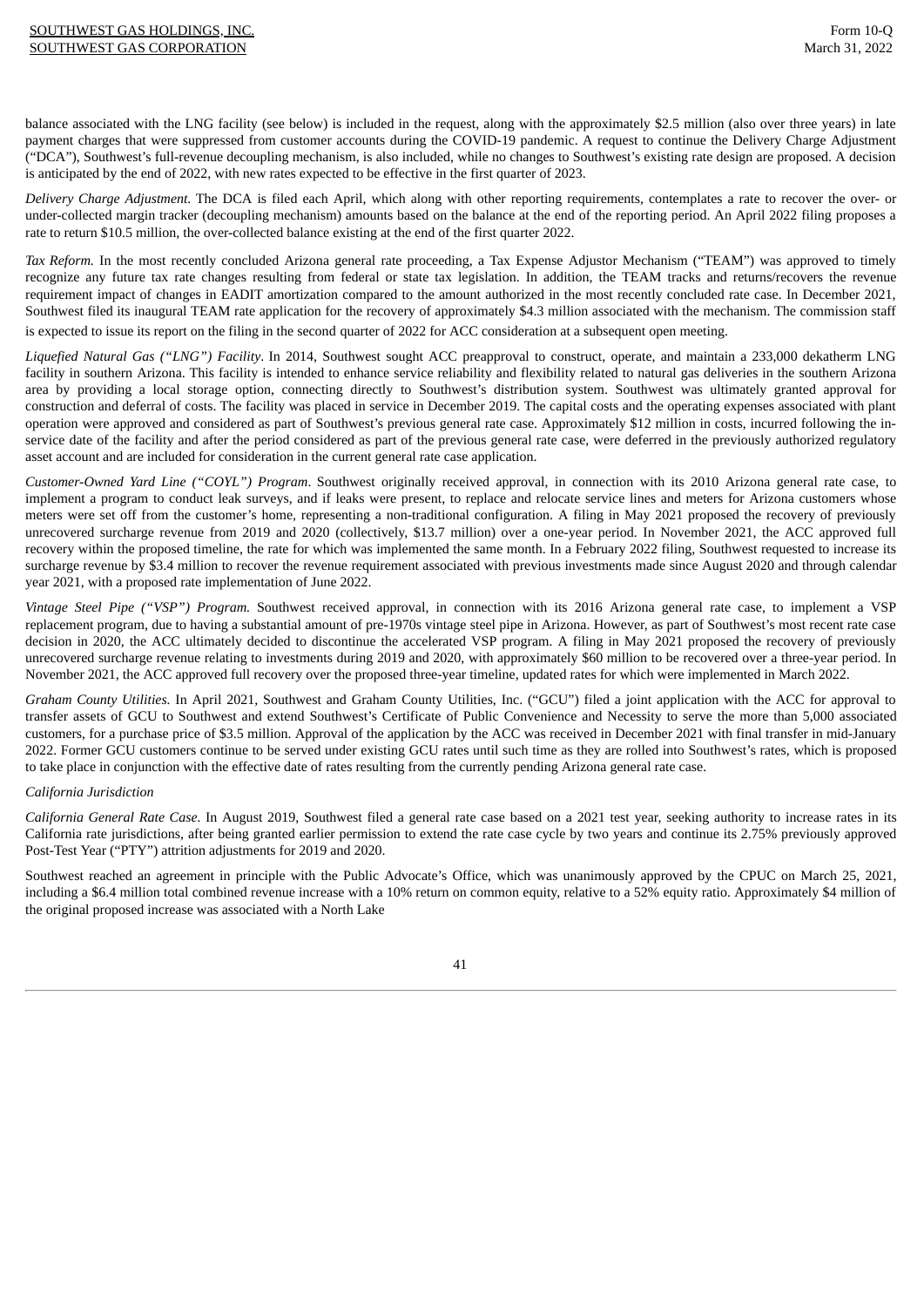balance associated with the LNG facility (see below) is included in the request, along with the approximately $2.5 million (also over three years) in late payment charges that were suppressed from customer accounts during the COVID-19 pandemic. A request to continue the Delivery Charge Adjustment ("DCA"), Southwest's full-revenue decoupling mechanism, is also included, while no changes to Southwest's existing rate design are proposed. A decision is anticipated by the end of 2022, with new rates expected to be effective in the first quarter of 2023.

*Delivery Charge Adjustment.* The DCA is filed each April, which along with other reporting requirements, contemplates a rate to recover the over- or under-collected margin tracker (decoupling mechanism) amounts based on the balance at the end of the reporting period. An April 2022 filing proposes a rate to return $10.5 million, the over-collected balance existing at the end of the first quarter 2022.

*Tax Reform.* In the most recently concluded Arizona general rate proceeding, a Tax Expense Adjustor Mechanism ("TEAM") was approved to timely recognize any future tax rate changes resulting from federal or state tax legislation. In addition, the TEAM tracks and returns/recovers the revenue requirement impact of changes in EADIT amortization compared to the amount authorized in the most recently concluded rate case. In December 2021, Southwest filed its inaugural TEAM rate application for the recovery of approximately $4.3 million associated with the mechanism. The commission staff is expected to issue its report on the filing in the second quarter of 2022 for ACC consideration at a subsequent open meeting.

*Liquefied Natural Gas ("LNG") Facility.* In 2014, Southwest sought ACC preapproval to construct, operate, and maintain a 233,000 dekatherm LNG facility in southern Arizona. This facility is intended to enhance service reliability and flexibility related to natural gas deliveries in the southern Arizona area by providing a local storage option, connecting directly to Southwest's distribution system. Southwest was ultimately granted approval for construction and deferral of costs. The facility was placed in service in December 2019. The capital costs and the operating expenses associated with plant operation were approved and considered as part of Southwest's previous general rate case. Approximately $12 million in costs, incurred following the in-service date of the facility and after the period considered as part of the previous general rate case, were deferred in the previously authorized regulatory asset account and are included for consideration in the current general rate case application.

*Customer-Owned Yard Line ("COYL") Program.* Southwest originally received approval, in connection with its 2010 Arizona general rate case, to implement a program to conduct leak surveys, and if leaks were present, to replace and relocate service lines and meters for Arizona customers whose meters were set off from the customer's home, representing a non-traditional configuration. A filing in May 2021 proposed the recovery of previously unrecovered surcharge revenue from 2019 and 2020 (collectively, $13.7 million) over a one-year period. In November 2021, the ACC approved full recovery within the proposed timeline, the rate for which was implemented the same month. In a February 2022 filing, Southwest requested to increase its surcharge revenue by $3.4 million to recover the revenue requirement associated with previous investments made since August 2020 and through calendar year 2021, with a proposed rate implementation of June 2022.

*Vintage Steel Pipe ("VSP") Program.* Southwest received approval, in connection with its 2016 Arizona general rate case, to implement a VSP replacement program, due to having a substantial amount of pre-1970s vintage steel pipe in Arizona. However, as part of Southwest's most recent rate case decision in 2020, the ACC ultimately decided to discontinue the accelerated VSP program. A filing in May 2021 proposed the recovery of previously unrecovered surcharge revenue relating to investments during 2019 and 2020, with approximately $60 million to be recovered over a three-year period. In November 2021, the ACC approved full recovery over the proposed three-year timeline, updated rates for which were implemented in March 2022.

*Graham County Utilities.* In April 2021, Southwest and Graham County Utilities, Inc. ("GCU") filed a joint application with the ACC for approval to transfer assets of GCU to Southwest and extend Southwest's Certificate of Public Convenience and Necessity to serve the more than 5,000 associated customers, for a purchase price of $3.5 million. Approval of the application by the ACC was received in December 2021 with final transfer in mid-January 2022. Former GCU customers continue to be served under existing GCU rates until such time as they are rolled into Southwest's rates, which is proposed to take place in conjunction with the effective date of rates resulting from the currently pending Arizona general rate case.

*California Jurisdiction*

*California General Rate Case.* In August 2019, Southwest filed a general rate case based on a 2021 test year, seeking authority to increase rates in its California rate jurisdictions, after being granted earlier permission to extend the rate case cycle by two years and continue its 2.75% previously approved Post-Test Year ("PTY") attrition adjustments for 2019 and 2020.

Southwest reached an agreement in principle with the Public Advocate's Office, which was unanimously approved by the CPUC on March 25, 2021, including a $6.4 million total combined revenue increase with a 10% return on common equity, relative to a 52% equity ratio. Approximately $4 million of the original proposed increase was associated with a North Lake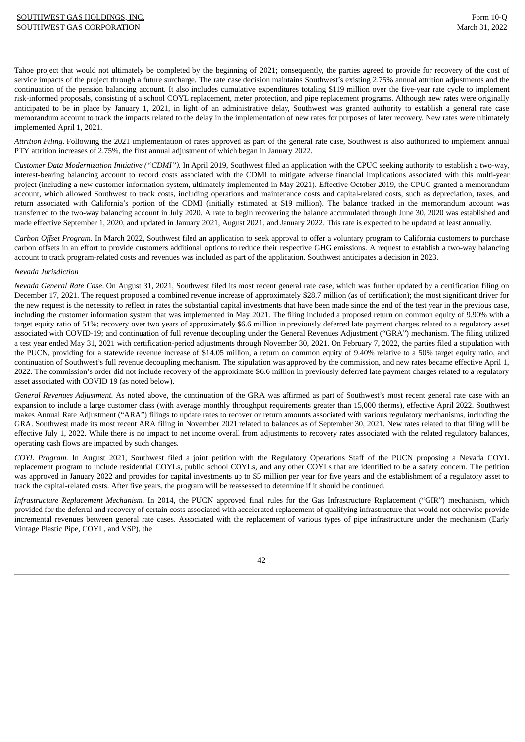Tahoe project that would not ultimately be completed by the beginning of 2021; consequently, the parties agreed to provide for recovery of the cost of service impacts of the project through a future surcharge. The rate case decision maintains Southwest's existing 2.75% annual attrition adjustments and the continuation of the pension balancing account. It also includes cumulative expenditures totaling $119 million over the five-year rate cycle to implement risk-informed proposals, consisting of a school COYL replacement, meter protection, and pipe replacement programs. Although new rates were originally anticipated to be in place by January 1, 2021, in light of an administrative delay, Southwest was granted authority to establish a general rate case memorandum account to track the impacts related to the delay in the implementation of new rates for purposes of later recovery. New rates were ultimately implemented April 1, 2021.

*Attrition Filing.* Following the 2021 implementation of rates approved as part of the general rate case, Southwest is also authorized to implement annual PTY attrition increases of 2.75%, the first annual adjustment of which began in January 2022.

*Customer Data Modernization Initiative ("CDMI").* In April 2019, Southwest filed an application with the CPUC seeking authority to establish a two-way, interest-bearing balancing account to record costs associated with the CDMI to mitigate adverse financial implications associated with this multi-year project (including a new customer information system, ultimately implemented in May 2021). Effective October 2019, the CPUC granted a memorandum account, which allowed Southwest to track costs, including operations and maintenance costs and capital-related costs, such as depreciation, taxes, and return associated with California's portion of the CDMI (initially estimated at $19 million). The balance tracked in the memorandum account was transferred to the two-way balancing account in July 2020. A rate to begin recovering the balance accumulated through June 30, 2020 was established and made effective September 1, 2020, and updated in January 2021, August 2021, and January 2022. This rate is expected to be updated at least annually.

*Carbon Offset Program.* In March 2022, Southwest filed an application to seek approval to offer a voluntary program to California customers to purchase carbon offsets in an effort to provide customers additional options to reduce their respective GHG emissions. A request to establish a two-way balancing account to track program-related costs and revenues was included as part of the application. Southwest anticipates a decision in 2023.

*Nevada Jurisdiction*

*Nevada General Rate Case*. On August 31, 2021, Southwest filed its most recent general rate case, which was further updated by a certification filing on December 17, 2021. The request proposed a combined revenue increase of approximately $28.7 million (as of certification); the most significant driver for the new request is the necessity to reflect in rates the substantial capital investments that have been made since the end of the test year in the previous case, including the customer information system that was implemented in May 2021. The filing included a proposed return on common equity of 9.90% with a target equity ratio of 51%; recovery over two years of approximately $6.6 million in previously deferred late payment charges related to a regulatory asset associated with COVID-19; and continuation of full revenue decoupling under the General Revenues Adjustment ("GRA") mechanism. The filing utilized a test year ended May 31, 2021 with certification-period adjustments through November 30, 2021. On February 7, 2022, the parties filed a stipulation with the PUCN, providing for a statewide revenue increase of $14.05 million, a return on common equity of 9.40% relative to a 50% target equity ratio, and continuation of Southwest's full revenue decoupling mechanism. The stipulation was approved by the commission, and new rates became effective April 1, 2022. The commission's order did not include recovery of the approximate $6.6 million in previously deferred late payment charges related to a regulatory asset associated with COVID 19 (as noted below).

*General Revenues Adjustment.* As noted above, the continuation of the GRA was affirmed as part of Southwest's most recent general rate case with an expansion to include a large customer class (with average monthly throughput requirements greater than 15,000 therms), effective April 2022. Southwest makes Annual Rate Adjustment ("ARA") filings to update rates to recover or return amounts associated with various regulatory mechanisms, including the GRA. Southwest made its most recent ARA filing in November 2021 related to balances as of September 30, 2021. New rates related to that filing will be effective July 1, 2022. While there is no impact to net income overall from adjustments to recovery rates associated with the related regulatory balances, operating cash flows are impacted by such changes.

*COYL Program.* In August 2021, Southwest filed a joint petition with the Regulatory Operations Staff of the PUCN proposing a Nevada COYL replacement program to include residential COYLs, public school COYLs, and any other COYLs that are identified to be a safety concern. The petition was approved in January 2022 and provides for capital investments up to $5 million per year for five years and the establishment of a regulatory asset to track the capital-related costs. After five years, the program will be reassessed to determine if it should be continued.

*Infrastructure Replacement Mechanism*. In 2014, the PUCN approved final rules for the Gas Infrastructure Replacement ("GIR") mechanism, which provided for the deferral and recovery of certain costs associated with accelerated replacement of qualifying infrastructure that would not otherwise provide incremental revenues between general rate cases. Associated with the replacement of various types of pipe infrastructure under the mechanism (Early Vintage Plastic Pipe, COYL, and VSP), the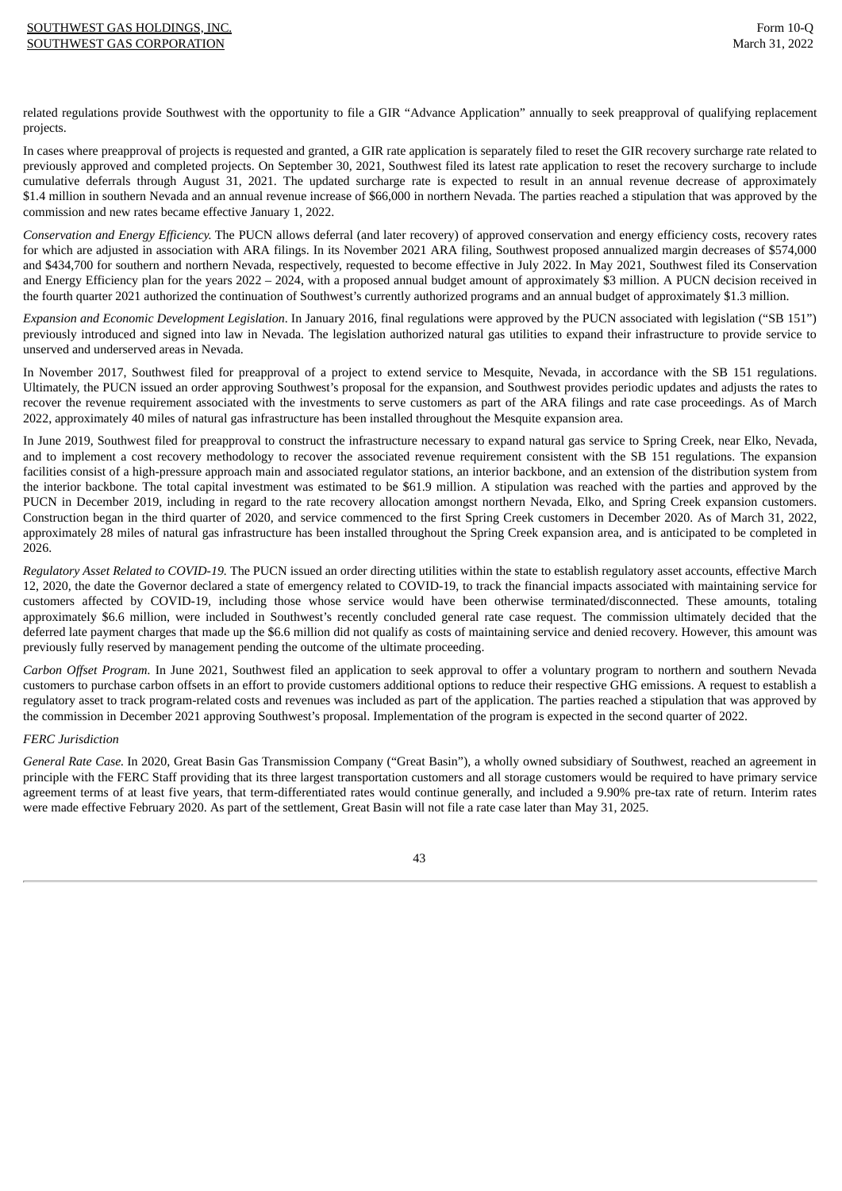related regulations provide Southwest with the opportunity to file a GIR "Advance Application" annually to seek preapproval of qualifying replacement projects.

In cases where preapproval of projects is requested and granted, a GIR rate application is separately filed to reset the GIR recovery surcharge rate related to previously approved and completed projects. On September 30, 2021, Southwest filed its latest rate application to reset the recovery surcharge to include cumulative deferrals through August 31, 2021. The updated surcharge rate is expected to result in an annual revenue decrease of approximately $1.4 million in southern Nevada and an annual revenue increase of $66,000 in northern Nevada. The parties reached a stipulation that was approved by the commission and new rates became effective January 1, 2022.

*Conservation and Energy Efficiency.* The PUCN allows deferral (and later recovery) of approved conservation and energy efficiency costs, recovery rates for which are adjusted in association with ARA filings. In its November 2021 ARA filing, Southwest proposed annualized margin decreases of $574,000 and $434,700 for southern and northern Nevada, respectively, requested to become effective in July 2022. In May 2021, Southwest filed its Conservation and Energy Efficiency plan for the years 2022 – 2024, with a proposed annual budget amount of approximately $3 million. A PUCN decision received in the fourth quarter 2021 authorized the continuation of Southwest's currently authorized programs and an annual budget of approximately $1.3 million.

*Expansion and Economic Development Legislation*. In January 2016, final regulations were approved by the PUCN associated with legislation ("SB 151") previously introduced and signed into law in Nevada. The legislation authorized natural gas utilities to expand their infrastructure to provide service to unserved and underserved areas in Nevada.

In November 2017, Southwest filed for preapproval of a project to extend service to Mesquite, Nevada, in accordance with the SB 151 regulations. Ultimately, the PUCN issued an order approving Southwest's proposal for the expansion, and Southwest provides periodic updates and adjusts the rates to recover the revenue requirement associated with the investments to serve customers as part of the ARA filings and rate case proceedings. As of March 2022, approximately 40 miles of natural gas infrastructure has been installed throughout the Mesquite expansion area.

In June 2019, Southwest filed for preapproval to construct the infrastructure necessary to expand natural gas service to Spring Creek, near Elko, Nevada, and to implement a cost recovery methodology to recover the associated revenue requirement consistent with the SB 151 regulations. The expansion facilities consist of a high-pressure approach main and associated regulator stations, an interior backbone, and an extension of the distribution system from the interior backbone. The total capital investment was estimated to be $61.9 million. A stipulation was reached with the parties and approved by the PUCN in December 2019, including in regard to the rate recovery allocation amongst northern Nevada, Elko, and Spring Creek expansion customers. Construction began in the third quarter of 2020, and service commenced to the first Spring Creek customers in December 2020. As of March 31, 2022, approximately 28 miles of natural gas infrastructure has been installed throughout the Spring Creek expansion area, and is anticipated to be completed in 2026.

*Regulatory Asset Related to COVID-19.* The PUCN issued an order directing utilities within the state to establish regulatory asset accounts, effective March 12, 2020, the date the Governor declared a state of emergency related to COVID-19, to track the financial impacts associated with maintaining service for customers affected by COVID-19, including those whose service would have been otherwise terminated/disconnected. These amounts, totaling approximately $6.6 million, were included in Southwest's recently concluded general rate case request. The commission ultimately decided that the deferred late payment charges that made up the $6.6 million did not qualify as costs of maintaining service and denied recovery. However, this amount was previously fully reserved by management pending the outcome of the ultimate proceeding.

*Carbon Offset Program.* In June 2021, Southwest filed an application to seek approval to offer a voluntary program to northern and southern Nevada customers to purchase carbon offsets in an effort to provide customers additional options to reduce their respective GHG emissions. A request to establish a regulatory asset to track program-related costs and revenues was included as part of the application. The parties reached a stipulation that was approved by the commission in December 2021 approving Southwest's proposal. Implementation of the program is expected in the second quarter of 2022.

*FERC Jurisdiction*

*General Rate Case.* In 2020, Great Basin Gas Transmission Company ("Great Basin"), a wholly owned subsidiary of Southwest, reached an agreement in principle with the FERC Staff providing that its three largest transportation customers and all storage customers would be required to have primary service agreement terms of at least five years, that term-differentiated rates would continue generally, and included a 9.90% pre-tax rate of return. Interim rates were made effective February 2020. As part of the settlement, Great Basin will not file a rate case later than May 31, 2025.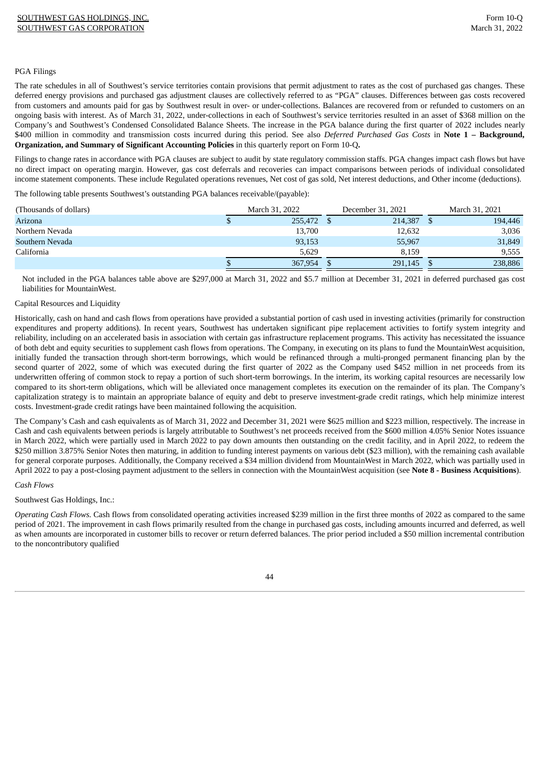PGA Filings

The rate schedules in all of Southwest's service territories contain provisions that permit adjustment to rates as the cost of purchased gas changes. These deferred energy provisions and purchased gas adjustment clauses are collectively referred to as "PGA" clauses. Differences between gas costs recovered from customers and amounts paid for gas by Southwest result in over- or under-collections. Balances are recovered from or refunded to customers on an ongoing basis with interest. As of March 31, 2022, under-collections in each of Southwest's service territories resulted in an asset of $368 million on the Company's and Southwest's Condensed Consolidated Balance Sheets. The increase in the PGA balance during the first quarter of 2022 includes nearly $400 million in commodity and transmission costs incurred during this period. See also *Deferred Purchased Gas Costs* in **Note 1 – Background, Organization, and Summary of Significant Accounting Policies** in this quarterly report on Form 10-Q**.**

Filings to change rates in accordance with PGA clauses are subject to audit by state regulatory commission staffs. PGA changes impact cash flows but have no direct impact on operating margin. However, gas cost deferrals and recoveries can impact comparisons between periods of individual consolidated income statement components. These include Regulated operations revenues, Net cost of gas sold, Net interest deductions, and Other income (deductions).

The following table presents Southwest's outstanding PGA balances receivable/(payable):

| (Thousands of dollars) | March 31, 2022 | December 31, 2021 | March 31, 2021 |
|---|---|---|---|
| Arizona | $ 255,472 | $ 214,387 | $ 194,446 |
| Northern Nevada | 13,700 | 12,632 | 3,036 |
| Southern Nevada | 93,153 | 55,967 | 31,849 |
| California | 5,629 | 8,159 | 9,555 |
| | $ 367,954 | $ 291,145 | $ 238,886 |

Not included in the PGA balances table above are $297,000 at March 31, 2022 and $5.7 million at December 31, 2021 in deferred purchased gas cost liabilities for MountainWest.

Capital Resources and Liquidity

Historically, cash on hand and cash flows from operations have provided a substantial portion of cash used in investing activities (primarily for construction expenditures and property additions). In recent years, Southwest has undertaken significant pipe replacement activities to fortify system integrity and reliability, including on an accelerated basis in association with certain gas infrastructure replacement programs. This activity has necessitated the issuance of both debt and equity securities to supplement cash flows from operations. The Company, in executing on its plans to fund the MountainWest acquisition, initially funded the transaction through short-term borrowings, which would be refinanced through a multi-pronged permanent financing plan by the second quarter of 2022, some of which was executed during the first quarter of 2022 as the Company used $452 million in net proceeds from its underwritten offering of common stock to repay a portion of such short-term borrowings. In the interim, its working capital resources are necessarily low compared to its short-term obligations, which will be alleviated once management completes its execution on the remainder of its plan. The Company's capitalization strategy is to maintain an appropriate balance of equity and debt to preserve investment-grade credit ratings, which help minimize interest costs. Investment-grade credit ratings have been maintained following the acquisition.

The Company's Cash and cash equivalents as of March 31, 2022 and December 31, 2021 were $625 million and $223 million, respectively. The increase in Cash and cash equivalents between periods is largely attributable to Southwest's net proceeds received from the $600 million 4.05% Senior Notes issuance in March 2022, which were partially used in March 2022 to pay down amounts then outstanding on the credit facility, and in April 2022, to redeem the $250 million 3.875% Senior Notes then maturing, in addition to funding interest payments on various debt ($23 million), with the remaining cash available for general corporate purposes. Additionally, the Company received a $34 million dividend from MountainWest in March 2022, which was partially used in April 2022 to pay a post-closing payment adjustment to the sellers in connection with the MountainWest acquisition (see **Note 8 - Business Acquisitions**).

*Cash Flows*

Southwest Gas Holdings, Inc.:

*Operating Cash Flows.* Cash flows from consolidated operating activities increased $239 million in the first three months of 2022 as compared to the same period of 2021. The improvement in cash flows primarily resulted from the change in purchased gas costs, including amounts incurred and deferred, as well as when amounts are incorporated in customer bills to recover or return deferred balances. The prior period included a $50 million incremental contribution to the noncontributory qualified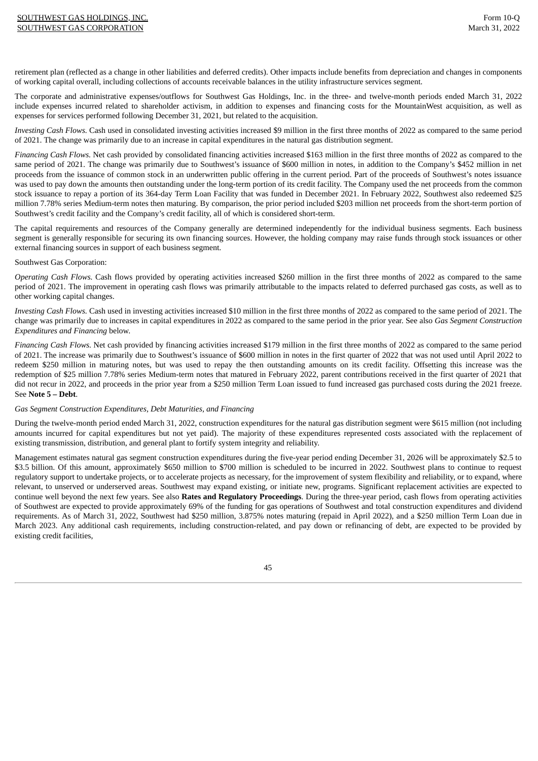retirement plan (reflected as a change in other liabilities and deferred credits). Other impacts include benefits from depreciation and changes in components of working capital overall, including collections of accounts receivable balances in the utility infrastructure services segment.

The corporate and administrative expenses/outflows for Southwest Gas Holdings, Inc. in the three- and twelve-month periods ended March 31, 2022 include expenses incurred related to shareholder activism, in addition to expenses and financing costs for the MountainWest acquisition, as well as expenses for services performed following December 31, 2021, but related to the acquisition.

*Investing Cash Flows.* Cash used in consolidated investing activities increased $9 million in the first three months of 2022 as compared to the same period of 2021. The change was primarily due to an increase in capital expenditures in the natural gas distribution segment.

*Financing Cash Flows.* Net cash provided by consolidated financing activities increased $163 million in the first three months of 2022 as compared to the same period of 2021. The change was primarily due to Southwest's issuance of $600 million in notes, in addition to the Company's $452 million in net proceeds from the issuance of common stock in an underwritten public offering in the current period. Part of the proceeds of Southwest's notes issuance was used to pay down the amounts then outstanding under the long-term portion of its credit facility. The Company used the net proceeds from the common stock issuance to repay a portion of its 364-day Term Loan Facility that was funded in December 2021. In February 2022, Southwest also redeemed $25 million 7.78% series Medium-term notes then maturing. By comparison, the prior period included $203 million net proceeds from the short-term portion of Southwest's credit facility and the Company's credit facility, all of which is considered short-term.

The capital requirements and resources of the Company generally are determined independently for the individual business segments. Each business segment is generally responsible for securing its own financing sources. However, the holding company may raise funds through stock issuances or other external financing sources in support of each business segment.

Southwest Gas Corporation:

*Operating Cash Flows.* Cash flows provided by operating activities increased $260 million in the first three months of 2022 as compared to the same period of 2021. The improvement in operating cash flows was primarily attributable to the impacts related to deferred purchased gas costs, as well as to other working capital changes.

*Investing Cash Flows.* Cash used in investing activities increased $10 million in the first three months of 2022 as compared to the same period of 2021. The change was primarily due to increases in capital expenditures in 2022 as compared to the same period in the prior year. See also *Gas Segment Construction Expenditures and Financing* below.

*Financing Cash Flows.* Net cash provided by financing activities increased $179 million in the first three months of 2022 as compared to the same period of 2021. The increase was primarily due to Southwest's issuance of $600 million in notes in the first quarter of 2022 that was not used until April 2022 to redeem $250 million in maturing notes, but was used to repay the then outstanding amounts on its credit facility. Offsetting this increase was the redemption of $25 million 7.78% series Medium-term notes that matured in February 2022, parent contributions received in the first quarter of 2021 that did not recur in 2022, and proceeds in the prior year from a $250 million Term Loan issued to fund increased gas purchased costs during the 2021 freeze. See **Note 5 – Debt**.

*Gas Segment Construction Expenditures, Debt Maturities, and Financing*

During the twelve-month period ended March 31, 2022, construction expenditures for the natural gas distribution segment were $615 million (not including amounts incurred for capital expenditures but not yet paid). The majority of these expenditures represented costs associated with the replacement of existing transmission, distribution, and general plant to fortify system integrity and reliability.

Management estimates natural gas segment construction expenditures during the five-year period ending December 31, 2026 will be approximately $2.5 to $3.5 billion. Of this amount, approximately $650 million to $700 million is scheduled to be incurred in 2022. Southwest plans to continue to request regulatory support to undertake projects, or to accelerate projects as necessary, for the improvement of system flexibility and reliability, or to expand, where relevant, to unserved or underserved areas. Southwest may expand existing, or initiate new, programs. Significant replacement activities are expected to continue well beyond the next few years. See also **Rates and Regulatory Proceedings**. During the three-year period, cash flows from operating activities of Southwest are expected to provide approximately 69% of the funding for gas operations of Southwest and total construction expenditures and dividend requirements. As of March 31, 2022, Southwest had $250 million, 3.875% notes maturing (repaid in April 2022), and a $250 million Term Loan due in March 2023. Any additional cash requirements, including construction-related, and pay down or refinancing of debt, are expected to be provided by existing credit facilities,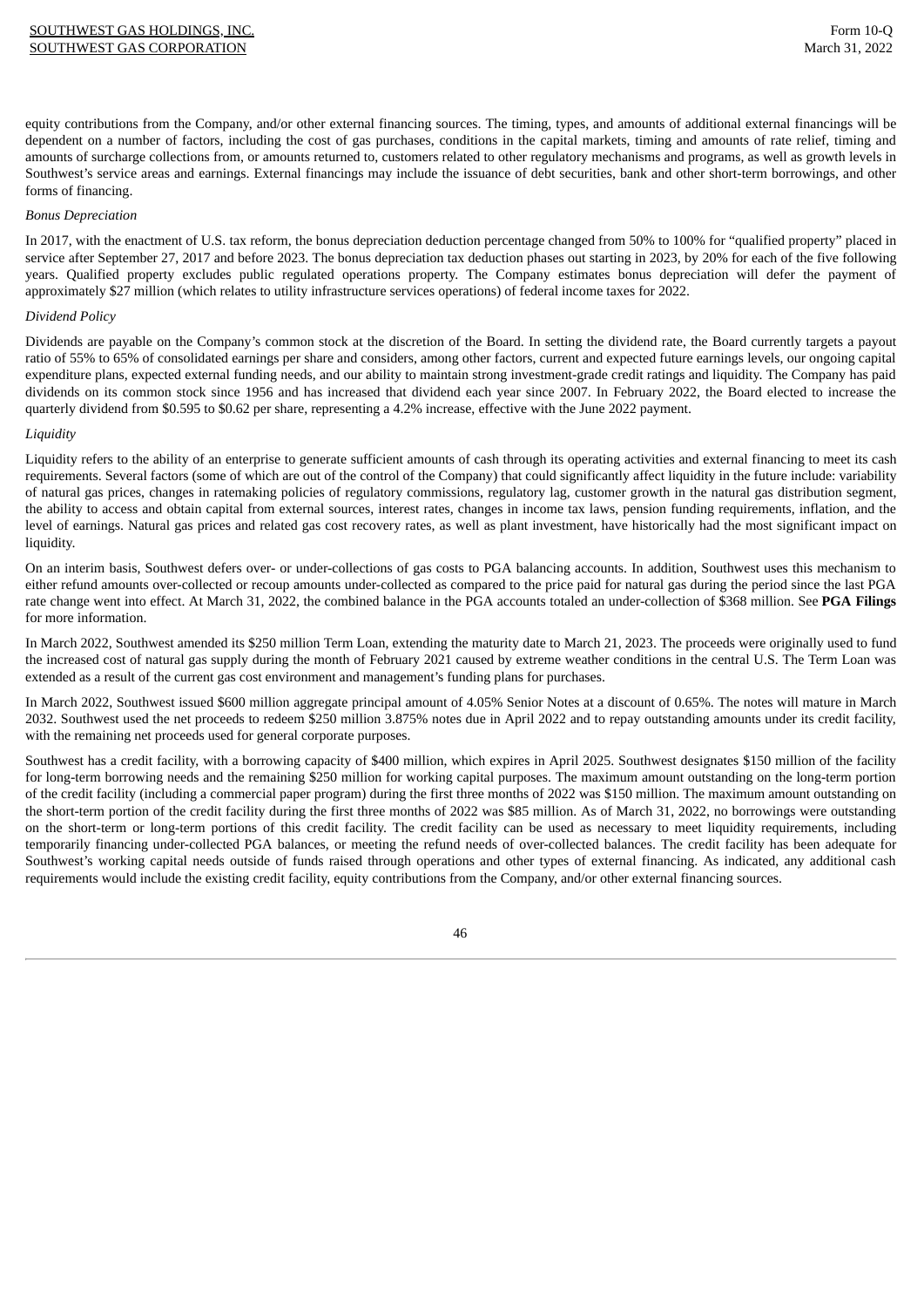equity contributions from the Company, and/or other external financing sources. The timing, types, and amounts of additional external financings will be dependent on a number of factors, including the cost of gas purchases, conditions in the capital markets, timing and amounts of rate relief, timing and amounts of surcharge collections from, or amounts returned to, customers related to other regulatory mechanisms and programs, as well as growth levels in Southwest's service areas and earnings. External financings may include the issuance of debt securities, bank and other short-term borrowings, and other forms of financing.

*Bonus Depreciation*

In 2017, with the enactment of U.S. tax reform, the bonus depreciation deduction percentage changed from 50% to 100% for "qualified property" placed in service after September 27, 2017 and before 2023. The bonus depreciation tax deduction phases out starting in 2023, by 20% for each of the five following years. Qualified property excludes public regulated operations property. The Company estimates bonus depreciation will defer the payment of approximately $27 million (which relates to utility infrastructure services operations) of federal income taxes for 2022.

*Dividend Policy*

Dividends are payable on the Company's common stock at the discretion of the Board. In setting the dividend rate, the Board currently targets a payout ratio of 55% to 65% of consolidated earnings per share and considers, among other factors, current and expected future earnings levels, our ongoing capital expenditure plans, expected external funding needs, and our ability to maintain strong investment-grade credit ratings and liquidity. The Company has paid dividends on its common stock since 1956 and has increased that dividend each year since 2007. In February 2022, the Board elected to increase the quarterly dividend from $0.595 to $0.62 per share, representing a 4.2% increase, effective with the June 2022 payment.

*Liquidity*

Liquidity refers to the ability of an enterprise to generate sufficient amounts of cash through its operating activities and external financing to meet its cash requirements. Several factors (some of which are out of the control of the Company) that could significantly affect liquidity in the future include: variability of natural gas prices, changes in ratemaking policies of regulatory commissions, regulatory lag, customer growth in the natural gas distribution segment, the ability to access and obtain capital from external sources, interest rates, changes in income tax laws, pension funding requirements, inflation, and the level of earnings. Natural gas prices and related gas cost recovery rates, as well as plant investment, have historically had the most significant impact on liquidity.

On an interim basis, Southwest defers over- or under-collections of gas costs to PGA balancing accounts. In addition, Southwest uses this mechanism to either refund amounts over-collected or recoup amounts under-collected as compared to the price paid for natural gas during the period since the last PGA rate change went into effect. At March 31, 2022, the combined balance in the PGA accounts totaled an under-collection of $368 million. See **PGA Filings** for more information.

In March 2022, Southwest amended its $250 million Term Loan, extending the maturity date to March 21, 2023. The proceeds were originally used to fund the increased cost of natural gas supply during the month of February 2021 caused by extreme weather conditions in the central U.S. The Term Loan was extended as a result of the current gas cost environment and management's funding plans for purchases.

In March 2022, Southwest issued $600 million aggregate principal amount of 4.05% Senior Notes at a discount of 0.65%. The notes will mature in March 2032. Southwest used the net proceeds to redeem $250 million 3.875% notes due in April 2022 and to repay outstanding amounts under its credit facility, with the remaining net proceeds used for general corporate purposes.

Southwest has a credit facility, with a borrowing capacity of $400 million, which expires in April 2025. Southwest designates $150 million of the facility for long-term borrowing needs and the remaining $250 million for working capital purposes. The maximum amount outstanding on the long-term portion of the credit facility (including a commercial paper program) during the first three months of 2022 was $150 million. The maximum amount outstanding on the short-term portion of the credit facility during the first three months of 2022 was $85 million. As of March 31, 2022, no borrowings were outstanding on the short-term or long-term portions of this credit facility. The credit facility can be used as necessary to meet liquidity requirements, including temporarily financing under-collected PGA balances, or meeting the refund needs of over-collected balances. The credit facility has been adequate for Southwest's working capital needs outside of funds raised through operations and other types of external financing. As indicated, any additional cash requirements would include the existing credit facility, equity contributions from the Company, and/or other external financing sources.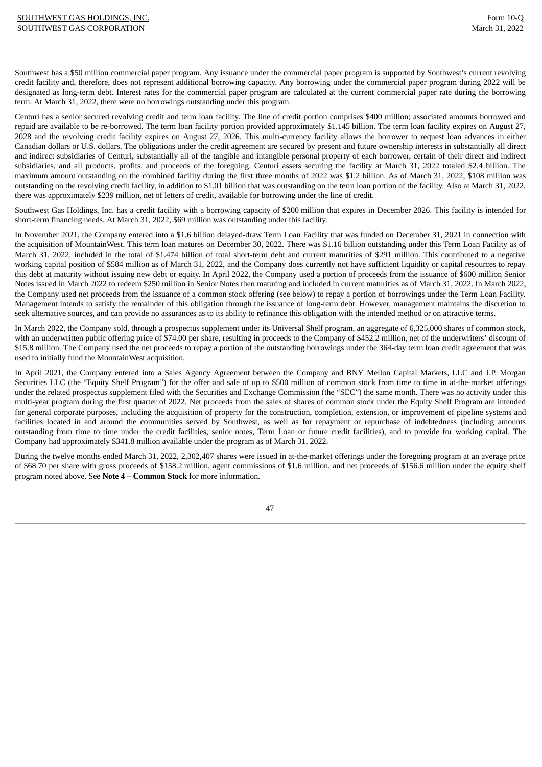Southwest has a $50 million commercial paper program. Any issuance under the commercial paper program is supported by Southwest's current revolving credit facility and, therefore, does not represent additional borrowing capacity. Any borrowing under the commercial paper program during 2022 will be designated as long-term debt. Interest rates for the commercial paper program are calculated at the current commercial paper rate during the borrowing term. At March 31, 2022, there were no borrowings outstanding under this program.

Centuri has a senior secured revolving credit and term loan facility. The line of credit portion comprises $400 million; associated amounts borrowed and repaid are available to be re-borrowed. The term loan facility portion provided approximately $1.145 billion. The term loan facility expires on August 27, 2028 and the revolving credit facility expires on August 27, 2026. This multi-currency facility allows the borrower to request loan advances in either Canadian dollars or U.S. dollars. The obligations under the credit agreement are secured by present and future ownership interests in substantially all direct and indirect subsidiaries of Centuri, substantially all of the tangible and intangible personal property of each borrower, certain of their direct and indirect subsidiaries, and all products, profits, and proceeds of the foregoing. Centuri assets securing the facility at March 31, 2022 totaled $2.4 billion. The maximum amount outstanding on the combined facility during the first three months of 2022 was $1.2 billion. As of March 31, 2022, $108 million was outstanding on the revolving credit facility, in addition to $1.01 billion that was outstanding on the term loan portion of the facility. Also at March 31, 2022, there was approximately $239 million, net of letters of credit, available for borrowing under the line of credit.

Southwest Gas Holdings, Inc. has a credit facility with a borrowing capacity of $200 million that expires in December 2026. This facility is intended for short-term financing needs. At March 31, 2022, $69 million was outstanding under this facility.

In November 2021, the Company entered into a $1.6 billion delayed-draw Term Loan Facility that was funded on December 31, 2021 in connection with the acquisition of MountainWest. This term loan matures on December 30, 2022. There was $1.16 billion outstanding under this Term Loan Facility as of March 31, 2022, included in the total of $1.474 billion of total short-term debt and current maturities of $291 million. This contributed to a negative working capital position of $584 million as of March 31, 2022, and the Company does currently not have sufficient liquidity or capital resources to repay this debt at maturity without issuing new debt or equity. In April 2022, the Company used a portion of proceeds from the issuance of $600 million Senior Notes issued in March 2022 to redeem $250 million in Senior Notes then maturing and included in current maturities as of March 31, 2022. In March 2022, the Company used net proceeds from the issuance of a common stock offering (see below) to repay a portion of borrowings under the Term Loan Facility. Management intends to satisfy the remainder of this obligation through the issuance of long-term debt. However, management maintains the discretion to seek alternative sources, and can provide no assurances as to its ability to refinance this obligation with the intended method or on attractive terms.

In March 2022, the Company sold, through a prospectus supplement under its Universal Shelf program, an aggregate of 6,325,000 shares of common stock, with an underwritten public offering price of $74.00 per share, resulting in proceeds to the Company of $452.2 million, net of the underwriters' discount of $15.8 million. The Company used the net proceeds to repay a portion of the outstanding borrowings under the 364-day term loan credit agreement that was used to initially fund the MountainWest acquisition.

In April 2021, the Company entered into a Sales Agency Agreement between the Company and BNY Mellon Capital Markets, LLC and J.P. Morgan Securities LLC (the "Equity Shelf Program") for the offer and sale of up to $500 million of common stock from time to time in at-the-market offerings under the related prospectus supplement filed with the Securities and Exchange Commission (the "SEC") the same month. There was no activity under this multi-year program during the first quarter of 2022. Net proceeds from the sales of shares of common stock under the Equity Shelf Program are intended for general corporate purposes, including the acquisition of property for the construction, completion, extension, or improvement of pipeline systems and facilities located in and around the communities served by Southwest, as well as for repayment or repurchase of indebtedness (including amounts outstanding from time to time under the credit facilities, senior notes, Term Loan or future credit facilities), and to provide for working capital. The Company had approximately $341.8 million available under the program as of March 31, 2022.

During the twelve months ended March 31, 2022, 2,302,407 shares were issued in at-the-market offerings under the foregoing program at an average price of $68.70 per share with gross proceeds of $158.2 million, agent commissions of $1.6 million, and net proceeds of $156.6 million under the equity shelf program noted above. See **Note 4 – Common Stock** for more information.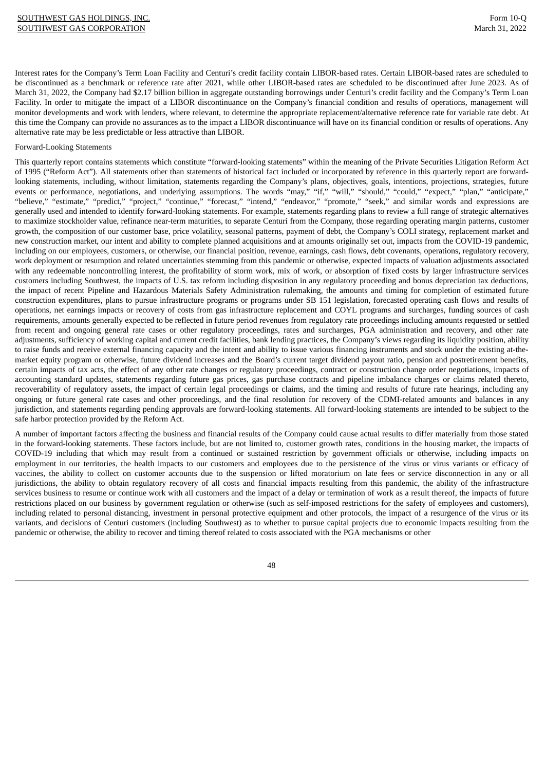Interest rates for the Company's Term Loan Facility and Centuri's credit facility contain LIBOR-based rates. Certain LIBOR-based rates are scheduled to be discontinued as a benchmark or reference rate after 2021, while other LIBOR-based rates are scheduled to be discontinued after June 2023. As of March 31, 2022, the Company had $2.17 billion billion in aggregate outstanding borrowings under Centuri's credit facility and the Company's Term Loan Facility. In order to mitigate the impact of a LIBOR discontinuance on the Company's financial condition and results of operations, management will monitor developments and work with lenders, where relevant, to determine the appropriate replacement/alternative reference rate for variable rate debt. At this time the Company can provide no assurances as to the impact a LIBOR discontinuance will have on its financial condition or results of operations. Any alternative rate may be less predictable or less attractive than LIBOR.

Forward-Looking Statements

This quarterly report contains statements which constitute "forward-looking statements" within the meaning of the Private Securities Litigation Reform Act of 1995 ("Reform Act"). All statements other than statements of historical fact included or incorporated by reference in this quarterly report are forward-looking statements, including, without limitation, statements regarding the Company's plans, objectives, goals, intentions, projections, strategies, future events or performance, negotiations, and underlying assumptions. The words "may," "if," "will," "should," "could," "expect," "plan," "anticipate," "believe," "estimate," "predict," "project," "continue," "forecast," "intend," "endeavor," "promote," "seek," and similar words and expressions are generally used and intended to identify forward-looking statements. For example, statements regarding plans to review a full range of strategic alternatives to maximize stockholder value, refinance near-term maturities, to separate Centuri from the Company, those regarding operating margin patterns, customer growth, the composition of our customer base, price volatility, seasonal patterns, payment of debt, the Company's COLI strategy, replacement market and new construction market, our intent and ability to complete planned acquisitions and at amounts originally set out, impacts from the COVID-19 pandemic, including on our employees, customers, or otherwise, our financial position, revenue, earnings, cash flows, debt covenants, operations, regulatory recovery, work deployment or resumption and related uncertainties stemming from this pandemic or otherwise, expected impacts of valuation adjustments associated with any redeemable noncontrolling interest, the profitability of storm work, mix of work, or absorption of fixed costs by larger infrastructure services customers including Southwest, the impacts of U.S. tax reform including disposition in any regulatory proceeding and bonus depreciation tax deductions, the impact of recent Pipeline and Hazardous Materials Safety Administration rulemaking, the amounts and timing for completion of estimated future construction expenditures, plans to pursue infrastructure programs or programs under SB 151 legislation, forecasted operating cash flows and results of operations, net earnings impacts or recovery of costs from gas infrastructure replacement and COYL programs and surcharges, funding sources of cash requirements, amounts generally expected to be reflected in future period revenues from regulatory rate proceedings including amounts requested or settled from recent and ongoing general rate cases or other regulatory proceedings, rates and surcharges, PGA administration and recovery, and other rate adjustments, sufficiency of working capital and current credit facilities, bank lending practices, the Company's views regarding its liquidity position, ability to raise funds and receive external financing capacity and the intent and ability to issue various financing instruments and stock under the existing at-the-market equity program or otherwise, future dividend increases and the Board's current target dividend payout ratio, pension and postretirement benefits, certain impacts of tax acts, the effect of any other rate changes or regulatory proceedings, contract or construction change order negotiations, impacts of accounting standard updates, statements regarding future gas prices, gas purchase contracts and pipeline imbalance charges or claims related thereto, recoverability of regulatory assets, the impact of certain legal proceedings or claims, and the timing and results of future rate hearings, including any ongoing or future general rate cases and other proceedings, and the final resolution for recovery of the CDMI-related amounts and balances in any jurisdiction, and statements regarding pending approvals are forward-looking statements. All forward-looking statements are intended to be subject to the safe harbor protection provided by the Reform Act.

A number of important factors affecting the business and financial results of the Company could cause actual results to differ materially from those stated in the forward-looking statements. These factors include, but are not limited to, customer growth rates, conditions in the housing market, the impacts of COVID-19 including that which may result from a continued or sustained restriction by government officials or otherwise, including impacts on employment in our territories, the health impacts to our customers and employees due to the persistence of the virus or virus variants or efficacy of vaccines, the ability to collect on customer accounts due to the suspension or lifted moratorium on late fees or service disconnection in any or all jurisdictions, the ability to obtain regulatory recovery of all costs and financial impacts resulting from this pandemic, the ability of the infrastructure services business to resume or continue work with all customers and the impact of a delay or termination of work as a result thereof, the impacts of future restrictions placed on our business by government regulation or otherwise (such as self-imposed restrictions for the safety of employees and customers), including related to personal distancing, investment in personal protective equipment and other protocols, the impact of a resurgence of the virus or its variants, and decisions of Centuri customers (including Southwest) as to whether to pursue capital projects due to economic impacts resulting from the pandemic or otherwise, the ability to recover and timing thereof related to costs associated with the PGA mechanisms or other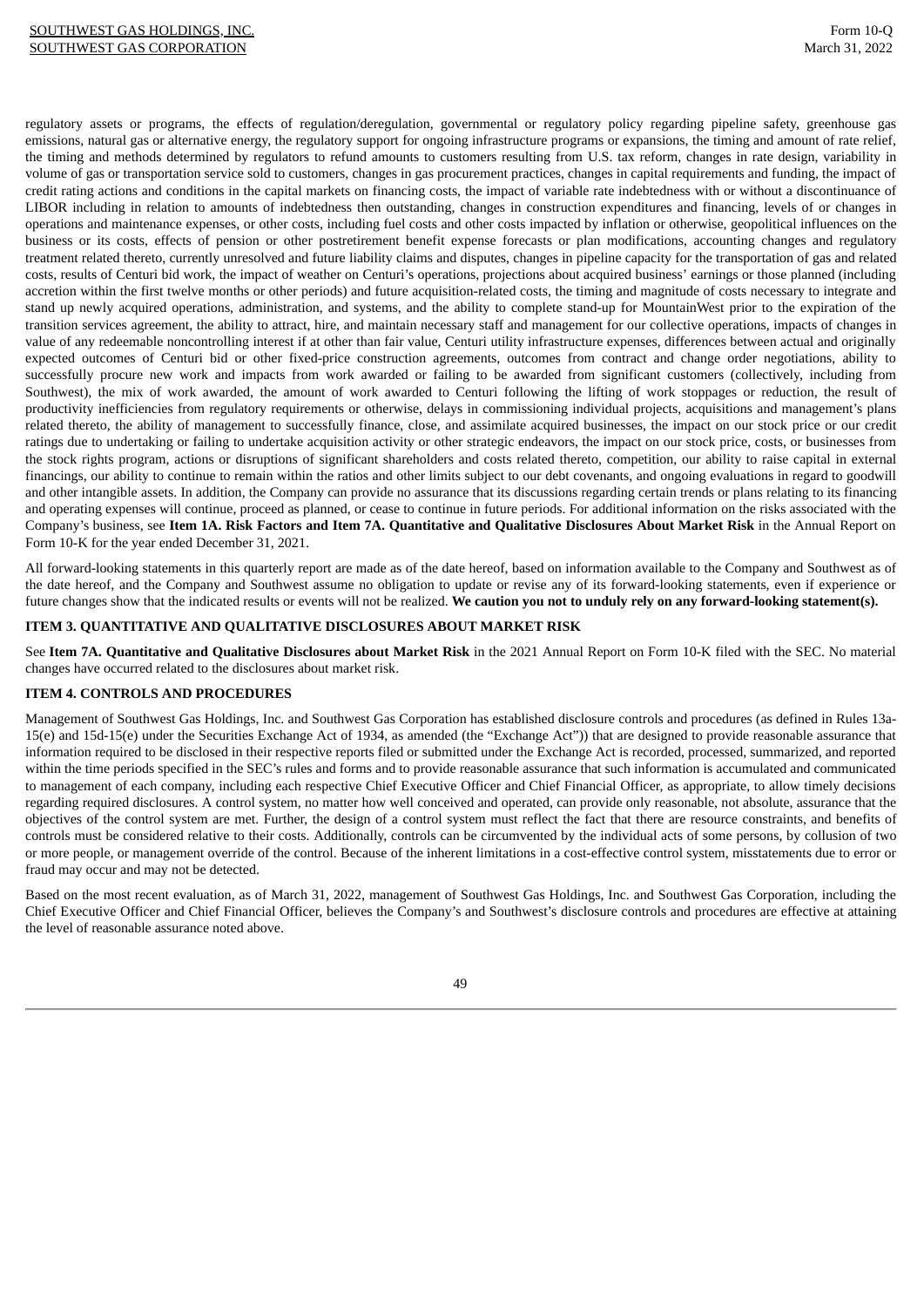regulatory assets or programs, the effects of regulation/deregulation, governmental or regulatory policy regarding pipeline safety, greenhouse gas emissions, natural gas or alternative energy, the regulatory support for ongoing infrastructure programs or expansions, the timing and amount of rate relief, the timing and methods determined by regulators to refund amounts to customers resulting from U.S. tax reform, changes in rate design, variability in volume of gas or transportation service sold to customers, changes in gas procurement practices, changes in capital requirements and funding, the impact of credit rating actions and conditions in the capital markets on financing costs, the impact of variable rate indebtedness with or without a discontinuance of LIBOR including in relation to amounts of indebtedness then outstanding, changes in construction expenditures and financing, levels of or changes in operations and maintenance expenses, or other costs, including fuel costs and other costs impacted by inflation or otherwise, geopolitical influences on the business or its costs, effects of pension or other postretirement benefit expense forecasts or plan modifications, accounting changes and regulatory treatment related thereto, currently unresolved and future liability claims and disputes, changes in pipeline capacity for the transportation of gas and related costs, results of Centuri bid work, the impact of weather on Centuri's operations, projections about acquired business' earnings or those planned (including accretion within the first twelve months or other periods) and future acquisition-related costs, the timing and magnitude of costs necessary to integrate and stand up newly acquired operations, administration, and systems, and the ability to complete stand-up for MountainWest prior to the expiration of the transition services agreement, the ability to attract, hire, and maintain necessary staff and management for our collective operations, impacts of changes in value of any redeemable noncontrolling interest if at other than fair value, Centuri utility infrastructure expenses, differences between actual and originally expected outcomes of Centuri bid or other fixed-price construction agreements, outcomes from contract and change order negotiations, ability to successfully procure new work and impacts from work awarded or failing to be awarded from significant customers (collectively, including from Southwest), the mix of work awarded, the amount of work awarded to Centuri following the lifting of work stoppages or reduction, the result of productivity inefficiencies from regulatory requirements or otherwise, delays in commissioning individual projects, acquisitions and management's plans related thereto, the ability of management to successfully finance, close, and assimilate acquired businesses, the impact on our stock price or our credit ratings due to undertaking or failing to undertake acquisition activity or other strategic endeavors, the impact on our stock price, costs, or businesses from the stock rights program, actions or disruptions of significant shareholders and costs related thereto, competition, our ability to raise capital in external financings, our ability to continue to remain within the ratios and other limits subject to our debt covenants, and ongoing evaluations in regard to goodwill and other intangible assets. In addition, the Company can provide no assurance that its discussions regarding certain trends or plans relating to its financing and operating expenses will continue, proceed as planned, or cease to continue in future periods. For additional information on the risks associated with the Company's business, see **Item 1A. Risk Factors and Item 7A. Quantitative and Qualitative Disclosures About Market Risk** in the Annual Report on Form 10-K for the year ended December 31, 2021.

All forward-looking statements in this quarterly report are made as of the date hereof, based on information available to the Company and Southwest as of the date hereof, and the Company and Southwest assume no obligation to update or revise any of its forward-looking statements, even if experience or future changes show that the indicated results or events will not be realized. **We caution you not to unduly rely on any forward-looking statement(s).**

## ITEM 3. QUANTITATIVE AND QUALITATIVE DISCLOSURES ABOUT MARKET RISK

See **Item 7A. Quantitative and Qualitative Disclosures about Market Risk** in the 2021 Annual Report on Form 10-K filed with the SEC. No material changes have occurred related to the disclosures about market risk.

## ITEM 4. CONTROLS AND PROCEDURES

Management of Southwest Gas Holdings, Inc. and Southwest Gas Corporation has established disclosure controls and procedures (as defined in Rules 13a-15(e) and 15d-15(e) under the Securities Exchange Act of 1934, as amended (the "Exchange Act")) that are designed to provide reasonable assurance that information required to be disclosed in their respective reports filed or submitted under the Exchange Act is recorded, processed, summarized, and reported within the time periods specified in the SEC's rules and forms and to provide reasonable assurance that such information is accumulated and communicated to management of each company, including each respective Chief Executive Officer and Chief Financial Officer, as appropriate, to allow timely decisions regarding required disclosures. A control system, no matter how well conceived and operated, can provide only reasonable, not absolute, assurance that the objectives of the control system are met. Further, the design of a control system must reflect the fact that there are resource constraints, and benefits of controls must be considered relative to their costs. Additionally, controls can be circumvented by the individual acts of some persons, by collusion of two or more people, or management override of the control. Because of the inherent limitations in a cost-effective control system, misstatements due to error or fraud may occur and may not be detected.

Based on the most recent evaluation, as of March 31, 2022, management of Southwest Gas Holdings, Inc. and Southwest Gas Corporation, including the Chief Executive Officer and Chief Financial Officer, believes the Company's and Southwest's disclosure controls and procedures are effective at attaining the level of reasonable assurance noted above.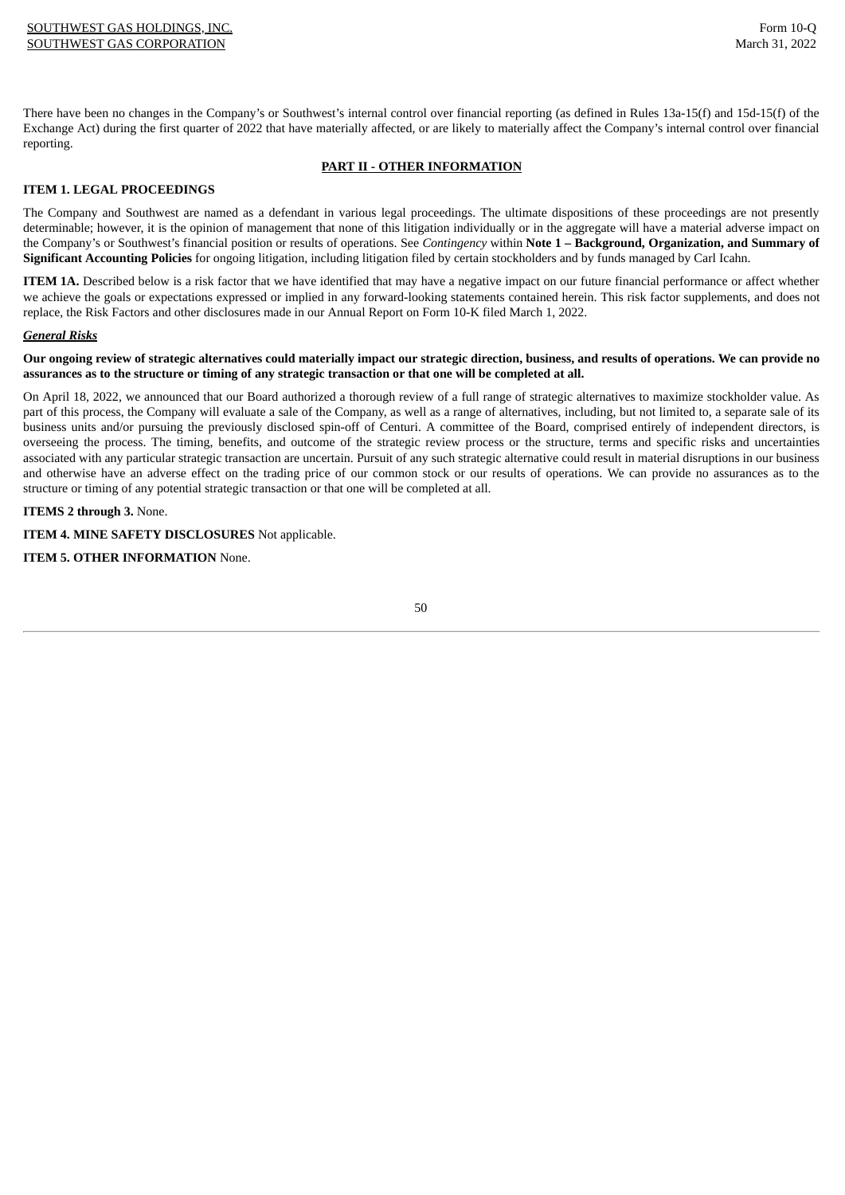There have been no changes in the Company's or Southwest's internal control over financial reporting (as defined in Rules 13a-15(f) and 15d-15(f) of the Exchange Act) during the first quarter of 2022 that have materially affected, or are likely to materially affect the Company's internal control over financial reporting.

## PART II - OTHER INFORMATION

### ITEM 1. LEGAL PROCEEDINGS

The Company and Southwest are named as a defendant in various legal proceedings. The ultimate dispositions of these proceedings are not presently determinable; however, it is the opinion of management that none of this litigation individually or in the aggregate will have a material adverse impact on the Company's or Southwest's financial position or results of operations. See *Contingency* within **Note 1 – Background, Organization, and Summary of Significant Accounting Policies** for ongoing litigation, including litigation filed by certain stockholders and by funds managed by Carl Icahn.

**ITEM 1A.** Described below is a risk factor that we have identified that may have a negative impact on our future financial performance or affect whether we achieve the goals or expectations expressed or implied in any forward-looking statements contained herein. This risk factor supplements, and does not replace, the Risk Factors and other disclosures made in our Annual Report on Form 10-K filed March 1, 2022.

***General Risks***

**Our ongoing review of strategic alternatives could materially impact our strategic direction, business, and results of operations. We can provide no assurances as to the structure or timing of any strategic transaction or that one will be completed at all.**

On April 18, 2022, we announced that our Board authorized a thorough review of a full range of strategic alternatives to maximize stockholder value. As part of this process, the Company will evaluate a sale of the Company, as well as a range of alternatives, including, but not limited to, a separate sale of its business units and/or pursuing the previously disclosed spin-off of Centuri. A committee of the Board, comprised entirely of independent directors, is overseeing the process. The timing, benefits, and outcome of the strategic review process or the structure, terms and specific risks and uncertainties associated with any particular strategic transaction are uncertain. Pursuit of any such strategic alternative could result in material disruptions in our business and otherwise have an adverse effect on the trading price of our common stock or our results of operations. We can provide no assurances as to the structure or timing of any potential strategic transaction or that one will be completed at all.

**ITEMS 2 through 3.** None.

**ITEM 4. MINE SAFETY DISCLOSURES** Not applicable.

**ITEM 5. OTHER INFORMATION** None.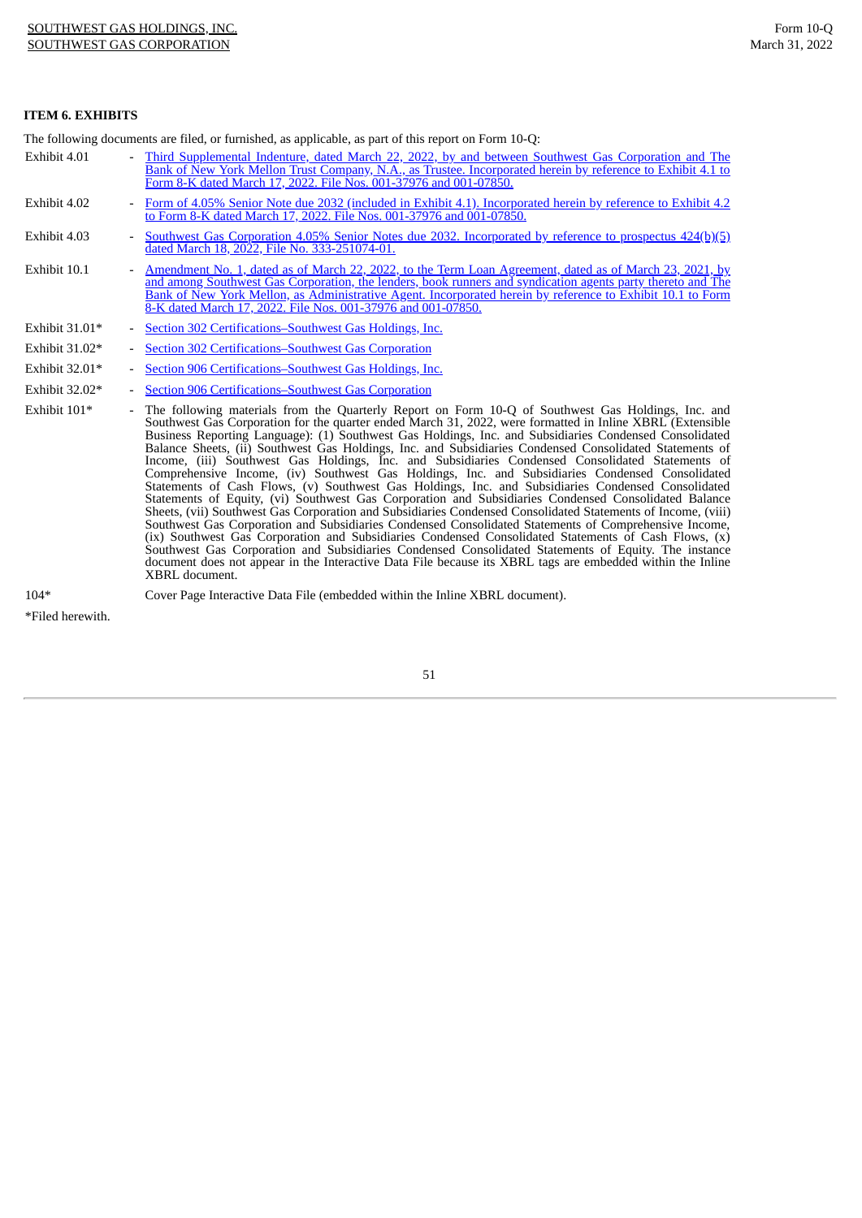### ITEM 6. EXHIBITS

The following documents are filed, or furnished, as applicable, as part of this report on Form 10-Q:

| | | |
|---|---|---|
| Exhibit 4.01 | - | Third Supplemental Indenture, dated March 22, 2022, by and between Southwest Gas Corporation and The Bank of New York Mellon Trust Company, N.A., as Trustee. Incorporated herein by reference to Exhibit 4.1 to Form 8-K dated March 17, 2022. File Nos. 001-37976 and 001-07850. |
| Exhibit 4.02 | - | Form of 4.05% Senior Note due 2032 (included in Exhibit 4.1). Incorporated herein by reference to Exhibit 4.2 to Form 8-K dated March 17, 2022. File Nos. 001-37976 and 001-07850. |
| Exhibit 4.03 | - | Southwest Gas Corporation 4.05% Senior Notes due 2032. Incorporated by reference to prospectus 424(b)(5) dated March 18, 2022, File No. 333-251074-01. |
| Exhibit 10.1 | - | Amendment No. 1, dated as of March 22, 2022, to the Term Loan Agreement, dated as of March 23, 2021, by and among Southwest Gas Corporation, the lenders, book runners and syndication agents party thereto and The Bank of New York Mellon, as Administrative Agent. Incorporated herein by reference to Exhibit 10.1 to Form 8-K dated March 17, 2022. File Nos. 001-37976 and 001-07850. |
| Exhibit 31.01* | - | Section 302 Certifications–Southwest Gas Holdings, Inc. |
| Exhibit 31.02* | - | Section 302 Certifications–Southwest Gas Corporation |
| Exhibit 32.01* | - | Section 906 Certifications–Southwest Gas Holdings, Inc. |
| Exhibit 32.02* | - | Section 906 Certifications–Southwest Gas Corporation |
| Exhibit 101* | - | The following materials from the Quarterly Report on Form 10-Q of Southwest Gas Holdings, Inc. and Southwest Gas Corporation for the quarter ended March 31, 2022, were formatted in Inline XBRL (Extensible Business Reporting Language): (1) Southwest Gas Holdings, Inc. and Subsidiaries Condensed Consolidated Balance Sheets, (ii) Southwest Gas Holdings, Inc. and Subsidiaries Condensed Consolidated Statements of Income, (iii) Southwest Gas Holdings, Inc. and Subsidiaries Condensed Consolidated Statements of Comprehensive Income, (iv) Southwest Gas Holdings, Inc. and Subsidiaries Condensed Consolidated Statements of Cash Flows, (v) Southwest Gas Holdings, Inc. and Subsidiaries Condensed Consolidated Statements of Equity, (vi) Southwest Gas Corporation and Subsidiaries Condensed Consolidated Balance Sheets, (vii) Southwest Gas Corporation and Subsidiaries Condensed Consolidated Statements of Income, (viii) Southwest Gas Corporation and Subsidiaries Condensed Consolidated Statements of Comprehensive Income, (ix) Southwest Gas Corporation and Subsidiaries Condensed Consolidated Statements of Cash Flows, (x) Southwest Gas Corporation and Subsidiaries Condensed Consolidated Statements of Equity. The instance document does not appear in the Interactive Data File because its XBRL tags are embedded within the Inline XBRL document. |
| 104* | | Cover Page Interactive Data File (embedded within the Inline XBRL document). |

*Filed herewith.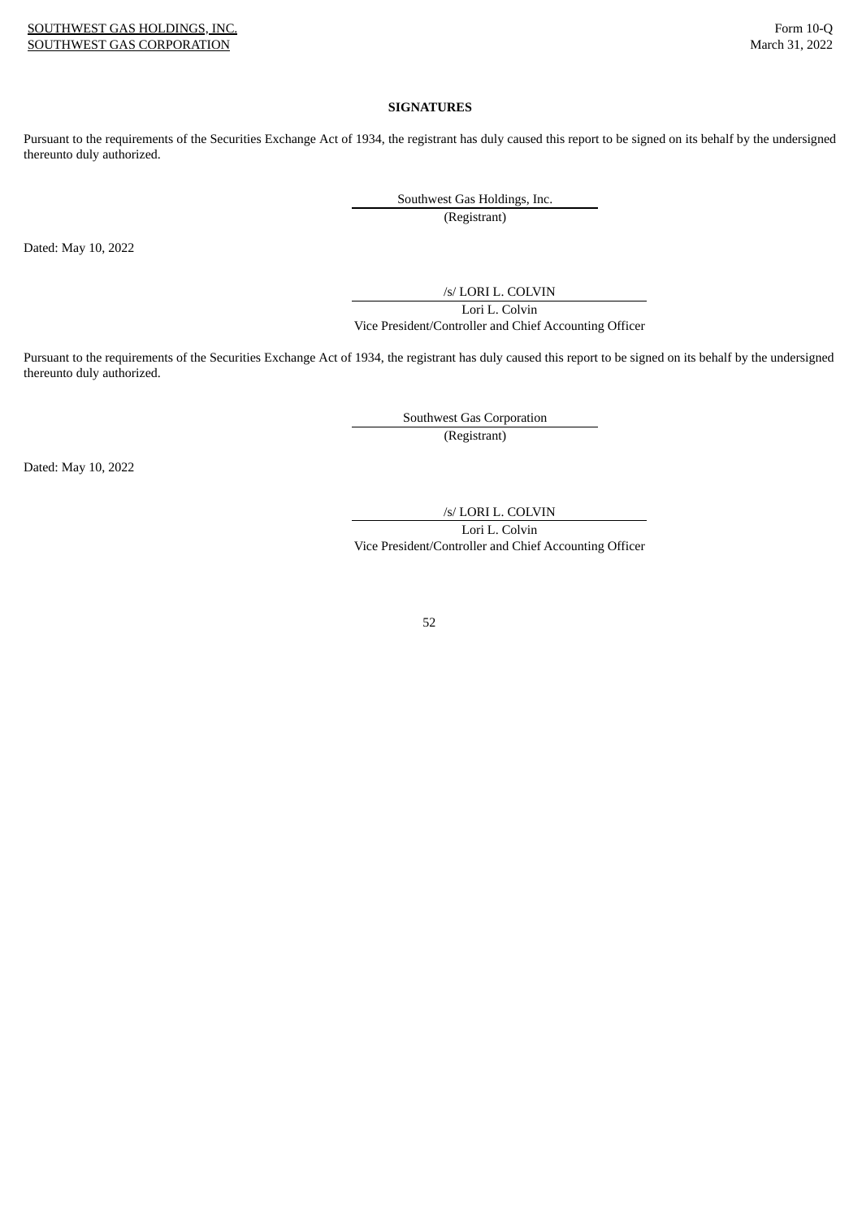**SIGNATURES**

Pursuant to the requirements of the Securities Exchange Act of 1934, the registrant has duly caused this report to be signed on its behalf by the undersigned thereunto duly authorized.

Southwest Gas Holdings, Inc.
(Registrant)

Dated: May 10, 2022

/s/ LORI L. COLVIN
Lori L. Colvin
Vice President/Controller and Chief Accounting Officer

Pursuant to the requirements of the Securities Exchange Act of 1934, the registrant has duly caused this report to be signed on its behalf by the undersigned thereunto duly authorized.

Southwest Gas Corporation
(Registrant)

Dated: May 10, 2022

/s/ LORI L. COLVIN
Lori L. Colvin
Vice President/Controller and Chief Accounting Officer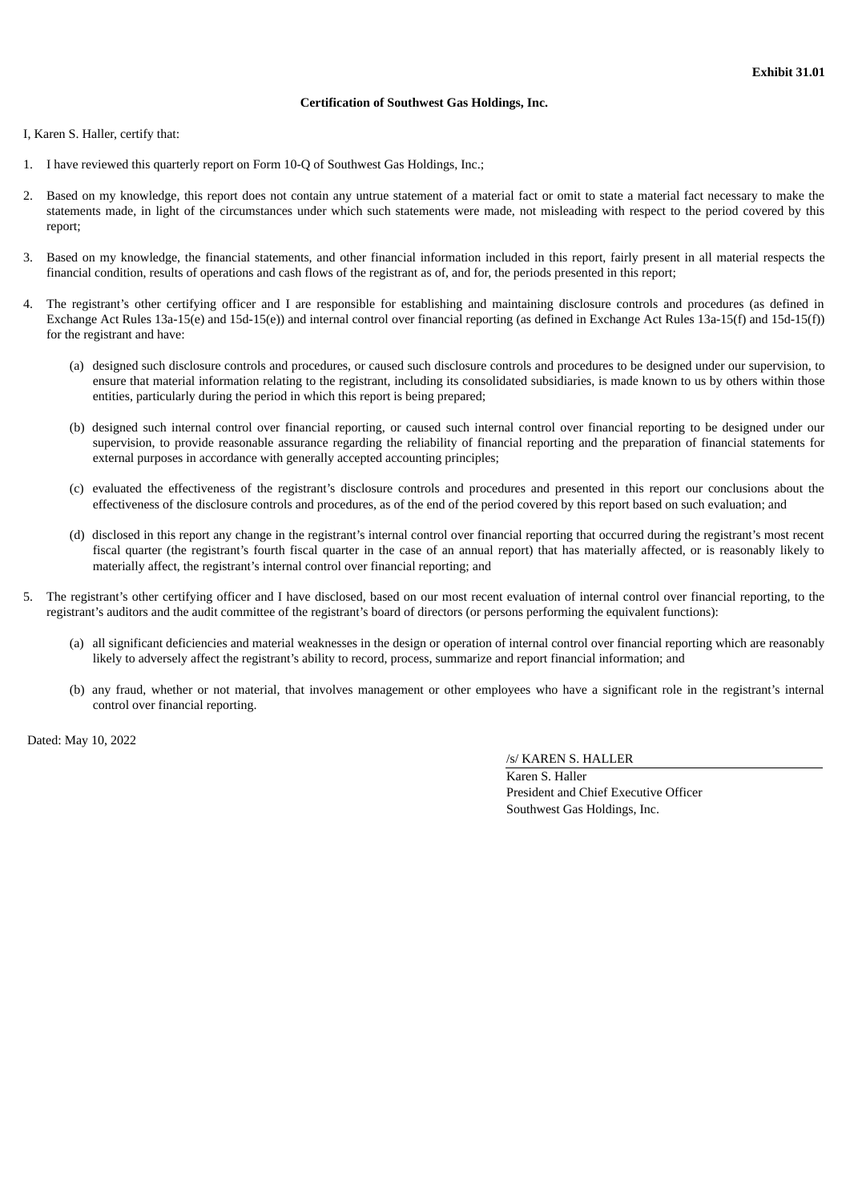**Exhibit 31.01**

**Certification of Southwest Gas Holdings, Inc.**

I, Karen S. Haller, certify that:

1. I have reviewed this quarterly report on Form 10-Q of Southwest Gas Holdings, Inc.;

2. Based on my knowledge, this report does not contain any untrue statement of a material fact or omit to state a material fact necessary to make the statements made, in light of the circumstances under which such statements were made, not misleading with respect to the period covered by this report;

3. Based on my knowledge, the financial statements, and other financial information included in this report, fairly present in all material respects the financial condition, results of operations and cash flows of the registrant as of, and for, the periods presented in this report;

4. The registrant's other certifying officer and I are responsible for establishing and maintaining disclosure controls and procedures (as defined in Exchange Act Rules 13a-15(e) and 15d-15(e)) and internal control over financial reporting (as defined in Exchange Act Rules 13a-15(f) and 15d-15(f)) for the registrant and have:

   (a) designed such disclosure controls and procedures, or caused such disclosure controls and procedures to be designed under our supervision, to ensure that material information relating to the registrant, including its consolidated subsidiaries, is made known to us by others within those entities, particularly during the period in which this report is being prepared;

   (b) designed such internal control over financial reporting, or caused such internal control over financial reporting to be designed under our supervision, to provide reasonable assurance regarding the reliability of financial reporting and the preparation of financial statements for external purposes in accordance with generally accepted accounting principles;

   (c) evaluated the effectiveness of the registrant's disclosure controls and procedures and presented in this report our conclusions about the effectiveness of the disclosure controls and procedures, as of the end of the period covered by this report based on such evaluation; and

   (d) disclosed in this report any change in the registrant's internal control over financial reporting that occurred during the registrant's most recent fiscal quarter (the registrant's fourth fiscal quarter in the case of an annual report) that has materially affected, or is reasonably likely to materially affect, the registrant's internal control over financial reporting; and

5. The registrant's other certifying officer and I have disclosed, based on our most recent evaluation of internal control over financial reporting, to the registrant's auditors and the audit committee of the registrant's board of directors (or persons performing the equivalent functions):

   (a) all significant deficiencies and material weaknesses in the design or operation of internal control over financial reporting which are reasonably likely to adversely affect the registrant's ability to record, process, summarize and report financial information; and

   (b) any fraud, whether or not material, that involves management or other employees who have a significant role in the registrant's internal control over financial reporting.

Dated: May 10, 2022

/s/ KAREN S. HALLER

Karen S. Haller
President and Chief Executive Officer
Southwest Gas Holdings, Inc.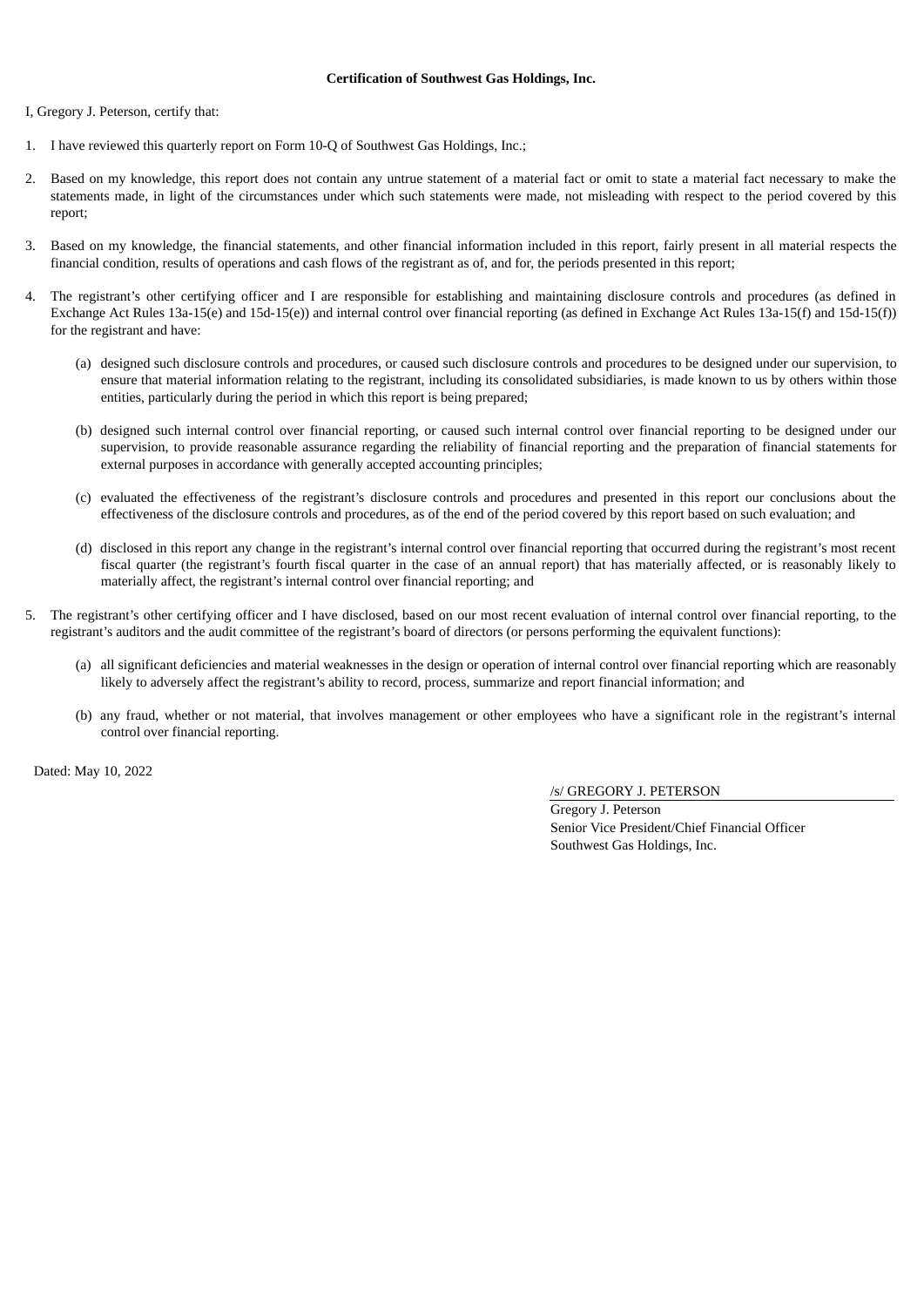**Certification of Southwest Gas Holdings, Inc.**

I, Gregory J. Peterson, certify that:

1. I have reviewed this quarterly report on Form 10-Q of Southwest Gas Holdings, Inc.;

2. Based on my knowledge, this report does not contain any untrue statement of a material fact or omit to state a material fact necessary to make the statements made, in light of the circumstances under which such statements were made, not misleading with respect to the period covered by this report;

3. Based on my knowledge, the financial statements, and other financial information included in this report, fairly present in all material respects the financial condition, results of operations and cash flows of the registrant as of, and for, the periods presented in this report;

4. The registrant's other certifying officer and I are responsible for establishing and maintaining disclosure controls and procedures (as defined in Exchange Act Rules 13a-15(e) and 15d-15(e)) and internal control over financial reporting (as defined in Exchange Act Rules 13a-15(f) and 15d-15(f)) for the registrant and have:

   (a) designed such disclosure controls and procedures, or caused such disclosure controls and procedures to be designed under our supervision, to ensure that material information relating to the registrant, including its consolidated subsidiaries, is made known to us by others within those entities, particularly during the period in which this report is being prepared;

   (b) designed such internal control over financial reporting, or caused such internal control over financial reporting to be designed under our supervision, to provide reasonable assurance regarding the reliability of financial reporting and the preparation of financial statements for external purposes in accordance with generally accepted accounting principles;

   (c) evaluated the effectiveness of the registrant's disclosure controls and procedures and presented in this report our conclusions about the effectiveness of the disclosure controls and procedures, as of the end of the period covered by this report based on such evaluation; and

   (d) disclosed in this report any change in the registrant's internal control over financial reporting that occurred during the registrant's most recent fiscal quarter (the registrant's fourth fiscal quarter in the case of an annual report) that has materially affected, or is reasonably likely to materially affect, the registrant's internal control over financial reporting; and

5. The registrant's other certifying officer and I have disclosed, based on our most recent evaluation of internal control over financial reporting, to the registrant's auditors and the audit committee of the registrant's board of directors (or persons performing the equivalent functions):

   (a) all significant deficiencies and material weaknesses in the design or operation of internal control over financial reporting which are reasonably likely to adversely affect the registrant's ability to record, process, summarize and report financial information; and

   (b) any fraud, whether or not material, that involves management or other employees who have a significant role in the registrant's internal control over financial reporting.

Dated: May 10, 2022

/s/ GREGORY J. PETERSON
Gregory J. Peterson
Senior Vice President/Chief Financial Officer
Southwest Gas Holdings, Inc.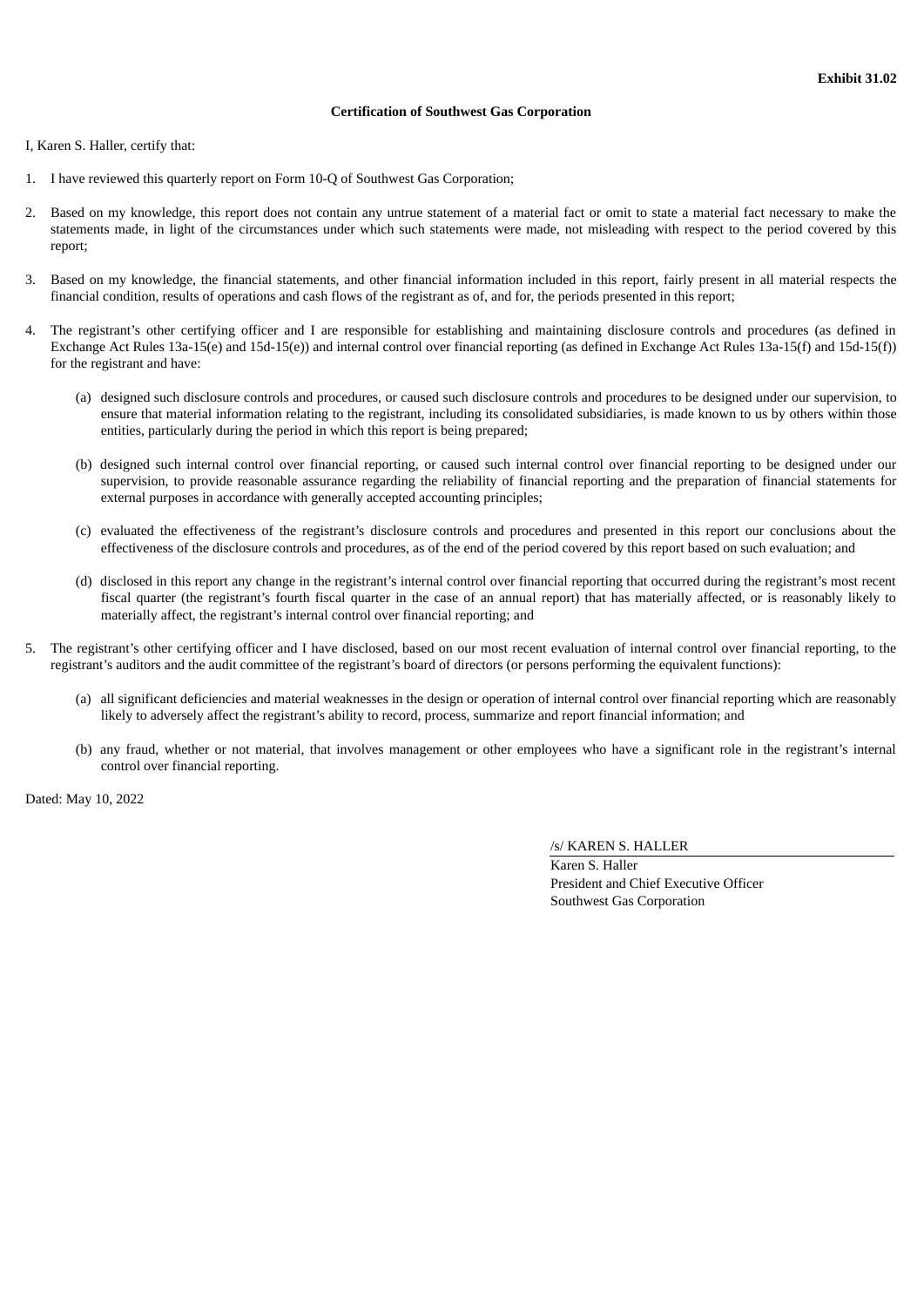**Exhibit 31.02**

**Certification of Southwest Gas Corporation**

I, Karen S. Haller, certify that:

1. I have reviewed this quarterly report on Form 10-Q of Southwest Gas Corporation;

2. Based on my knowledge, this report does not contain any untrue statement of a material fact or omit to state a material fact necessary to make the statements made, in light of the circumstances under which such statements were made, not misleading with respect to the period covered by this report;

3. Based on my knowledge, the financial statements, and other financial information included in this report, fairly present in all material respects the financial condition, results of operations and cash flows of the registrant as of, and for, the periods presented in this report;

4. The registrant's other certifying officer and I are responsible for establishing and maintaining disclosure controls and procedures (as defined in Exchange Act Rules 13a-15(e) and 15d-15(e)) and internal control over financial reporting (as defined in Exchange Act Rules 13a-15(f) and 15d-15(f)) for the registrant and have:

   (a) designed such disclosure controls and procedures, or caused such disclosure controls and procedures to be designed under our supervision, to ensure that material information relating to the registrant, including its consolidated subsidiaries, is made known to us by others within those entities, particularly during the period in which this report is being prepared;

   (b) designed such internal control over financial reporting, or caused such internal control over financial reporting to be designed under our supervision, to provide reasonable assurance regarding the reliability of financial reporting and the preparation of financial statements for external purposes in accordance with generally accepted accounting principles;

   (c) evaluated the effectiveness of the registrant's disclosure controls and procedures and presented in this report our conclusions about the effectiveness of the disclosure controls and procedures, as of the end of the period covered by this report based on such evaluation; and

   (d) disclosed in this report any change in the registrant's internal control over financial reporting that occurred during the registrant's most recent fiscal quarter (the registrant's fourth fiscal quarter in the case of an annual report) that has materially affected, or is reasonably likely to materially affect, the registrant's internal control over financial reporting; and

5. The registrant's other certifying officer and I have disclosed, based on our most recent evaluation of internal control over financial reporting, to the registrant's auditors and the audit committee of the registrant's board of directors (or persons performing the equivalent functions):

   (a) all significant deficiencies and material weaknesses in the design or operation of internal control over financial reporting which are reasonably likely to adversely affect the registrant's ability to record, process, summarize and report financial information; and

   (b) any fraud, whether or not material, that involves management or other employees who have a significant role in the registrant's internal control over financial reporting.

Dated: May 10, 2022

/s/ KAREN S. HALLER

Karen S. Haller
President and Chief Executive Officer
Southwest Gas Corporation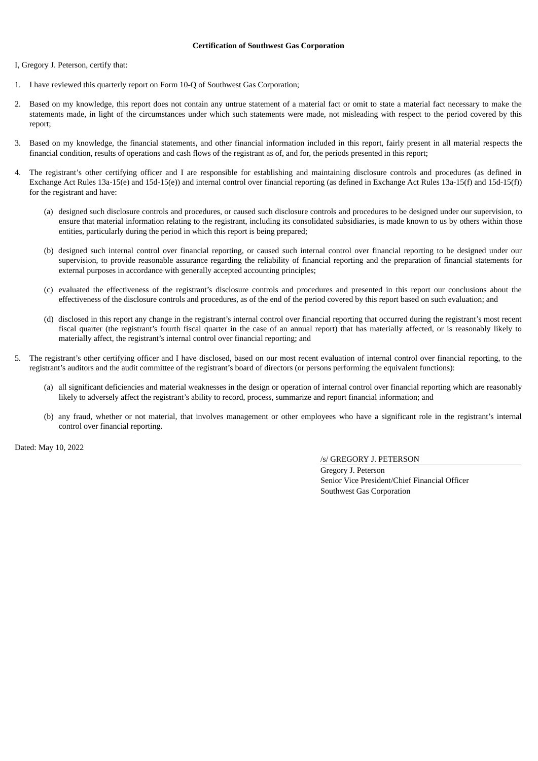**Certification of Southwest Gas Corporation**

I, Gregory J. Peterson, certify that:

1. I have reviewed this quarterly report on Form 10-Q of Southwest Gas Corporation;

2. Based on my knowledge, this report does not contain any untrue statement of a material fact or omit to state a material fact necessary to make the statements made, in light of the circumstances under which such statements were made, not misleading with respect to the period covered by this report;

3. Based on my knowledge, the financial statements, and other financial information included in this report, fairly present in all material respects the financial condition, results of operations and cash flows of the registrant as of, and for, the periods presented in this report;

4. The registrant's other certifying officer and I are responsible for establishing and maintaining disclosure controls and procedures (as defined in Exchange Act Rules 13a-15(e) and 15d-15(e)) and internal control over financial reporting (as defined in Exchange Act Rules 13a-15(f) and 15d-15(f)) for the registrant and have:

   (a) designed such disclosure controls and procedures, or caused such disclosure controls and procedures to be designed under our supervision, to ensure that material information relating to the registrant, including its consolidated subsidiaries, is made known to us by others within those entities, particularly during the period in which this report is being prepared;

   (b) designed such internal control over financial reporting, or caused such internal control over financial reporting to be designed under our supervision, to provide reasonable assurance regarding the reliability of financial reporting and the preparation of financial statements for external purposes in accordance with generally accepted accounting principles;

   (c) evaluated the effectiveness of the registrant's disclosure controls and procedures and presented in this report our conclusions about the effectiveness of the disclosure controls and procedures, as of the end of the period covered by this report based on such evaluation; and

   (d) disclosed in this report any change in the registrant's internal control over financial reporting that occurred during the registrant's most recent fiscal quarter (the registrant's fourth fiscal quarter in the case of an annual report) that has materially affected, or is reasonably likely to materially affect, the registrant's internal control over financial reporting; and

5. The registrant's other certifying officer and I have disclosed, based on our most recent evaluation of internal control over financial reporting, to the registrant's auditors and the audit committee of the registrant's board of directors (or persons performing the equivalent functions):

   (a) all significant deficiencies and material weaknesses in the design or operation of internal control over financial reporting which are reasonably likely to adversely affect the registrant's ability to record, process, summarize and report financial information; and

   (b) any fraud, whether or not material, that involves management or other employees who have a significant role in the registrant's internal control over financial reporting.

Dated: May 10, 2022

/s/ GREGORY J. PETERSON

Gregory J. Peterson
Senior Vice President/Chief Financial Officer
Southwest Gas Corporation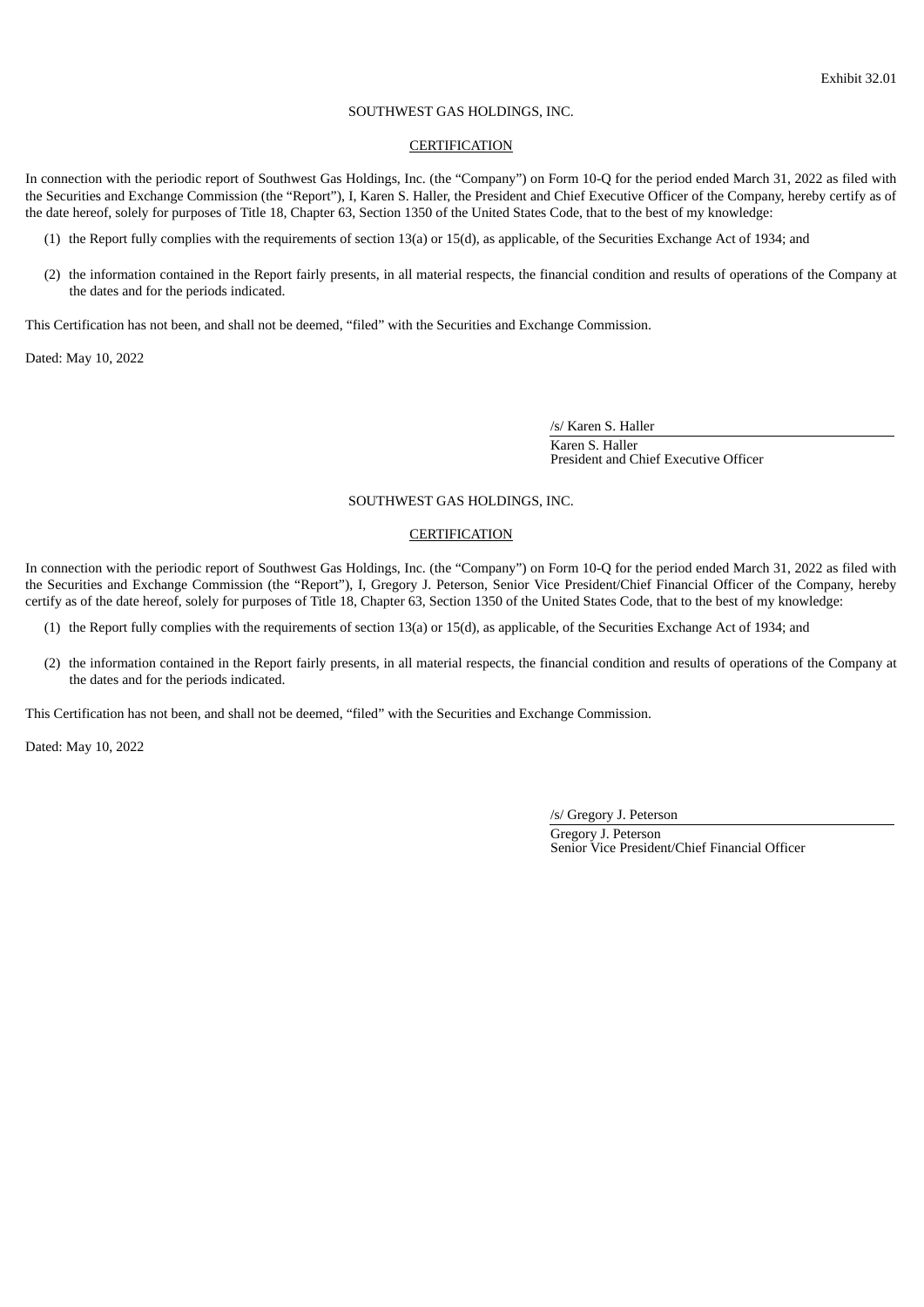Exhibit 32.01

SOUTHWEST GAS HOLDINGS, INC.

CERTIFICATION

In connection with the periodic report of Southwest Gas Holdings, Inc. (the "Company") on Form 10-Q for the period ended March 31, 2022 as filed with the Securities and Exchange Commission (the "Report"), I, Karen S. Haller, the President and Chief Executive Officer of the Company, hereby certify as of the date hereof, solely for purposes of Title 18, Chapter 63, Section 1350 of the United States Code, that to the best of my knowledge:

(1) the Report fully complies with the requirements of section 13(a) or 15(d), as applicable, of the Securities Exchange Act of 1934; and

(2) the information contained in the Report fairly presents, in all material respects, the financial condition and results of operations of the Company at the dates and for the periods indicated.

This Certification has not been, and shall not be deemed, "filed" with the Securities and Exchange Commission.

Dated: May 10, 2022

/s/ Karen S. Haller

Karen S. Haller
President and Chief Executive Officer

SOUTHWEST GAS HOLDINGS, INC.

CERTIFICATION

In connection with the periodic report of Southwest Gas Holdings, Inc. (the "Company") on Form 10-Q for the period ended March 31, 2022 as filed with the Securities and Exchange Commission (the "Report"), I, Gregory J. Peterson, Senior Vice President/Chief Financial Officer of the Company, hereby certify as of the date hereof, solely for purposes of Title 18, Chapter 63, Section 1350 of the United States Code, that to the best of my knowledge:

(1) the Report fully complies with the requirements of section 13(a) or 15(d), as applicable, of the Securities Exchange Act of 1934; and

(2) the information contained in the Report fairly presents, in all material respects, the financial condition and results of operations of the Company at the dates and for the periods indicated.

This Certification has not been, and shall not be deemed, "filed" with the Securities and Exchange Commission.

Dated: May 10, 2022

/s/ Gregory J. Peterson

Gregory J. Peterson
Senior Vice President/Chief Financial Officer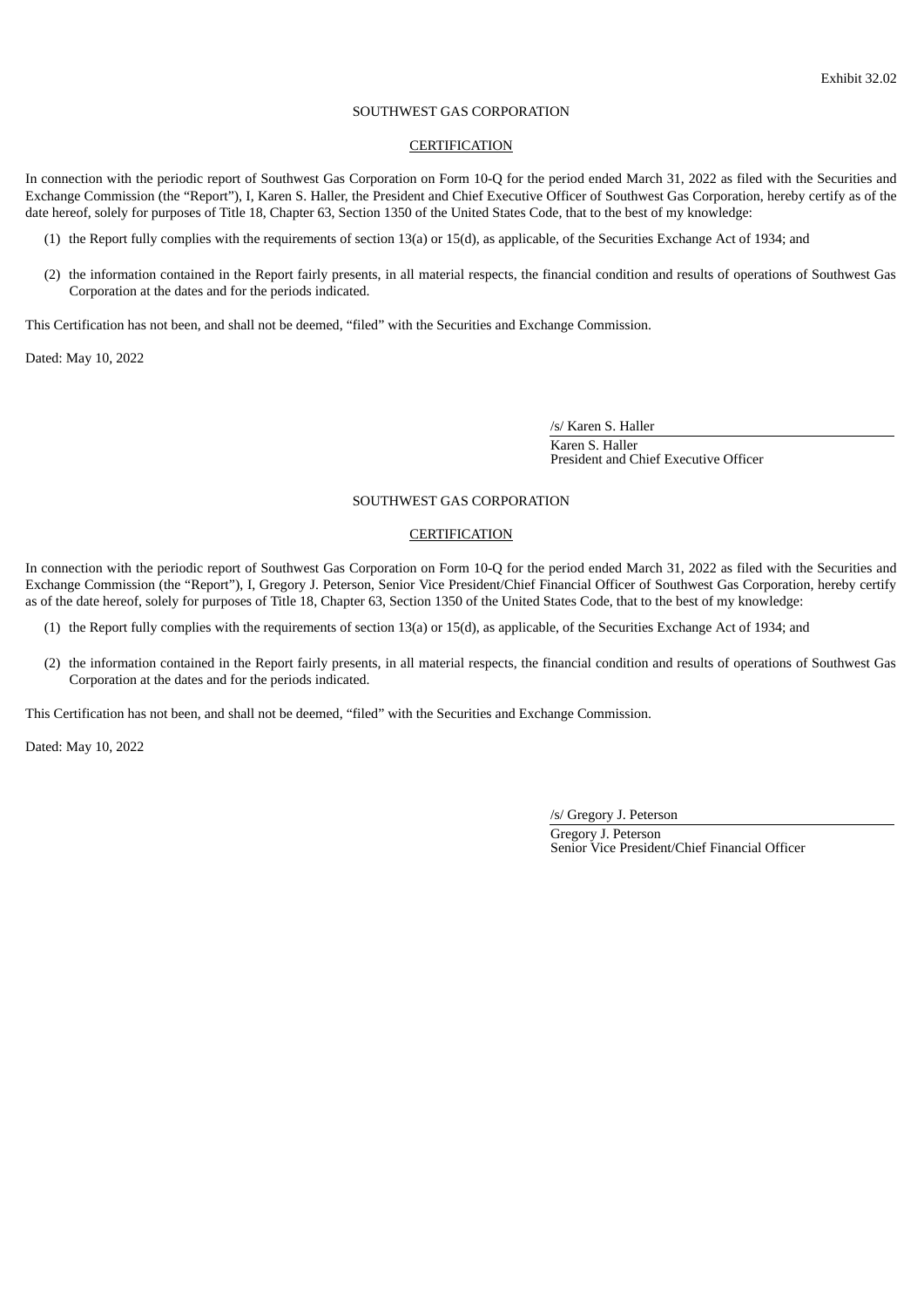Exhibit 32.02

SOUTHWEST GAS CORPORATION

CERTIFICATION

In connection with the periodic report of Southwest Gas Corporation on Form 10-Q for the period ended March 31, 2022 as filed with the Securities and Exchange Commission (the “Report”), I, Karen S. Haller, the President and Chief Executive Officer of Southwest Gas Corporation, hereby certify as of the date hereof, solely for purposes of Title 18, Chapter 63, Section 1350 of the United States Code, that to the best of my knowledge:

(1) the Report fully complies with the requirements of section 13(a) or 15(d), as applicable, of the Securities Exchange Act of 1934; and

(2) the information contained in the Report fairly presents, in all material respects, the financial condition and results of operations of Southwest Gas Corporation at the dates and for the periods indicated.

This Certification has not been, and shall not be deemed, “filed” with the Securities and Exchange Commission.

Dated: May 10, 2022

/s/ Karen S. Haller

Karen S. Haller
President and Chief Executive Officer

SOUTHWEST GAS CORPORATION

CERTIFICATION

In connection with the periodic report of Southwest Gas Corporation on Form 10-Q for the period ended March 31, 2022 as filed with the Securities and Exchange Commission (the “Report”), I, Gregory J. Peterson, Senior Vice President/Chief Financial Officer of Southwest Gas Corporation, hereby certify as of the date hereof, solely for purposes of Title 18, Chapter 63, Section 1350 of the United States Code, that to the best of my knowledge:

(1) the Report fully complies with the requirements of section 13(a) or 15(d), as applicable, of the Securities Exchange Act of 1934; and

(2) the information contained in the Report fairly presents, in all material respects, the financial condition and results of operations of Southwest Gas Corporation at the dates and for the periods indicated.

This Certification has not been, and shall not be deemed, “filed” with the Securities and Exchange Commission.

Dated: May 10, 2022

/s/ Gregory J. Peterson

Gregory J. Peterson
Senior Vice President/Chief Financial Officer